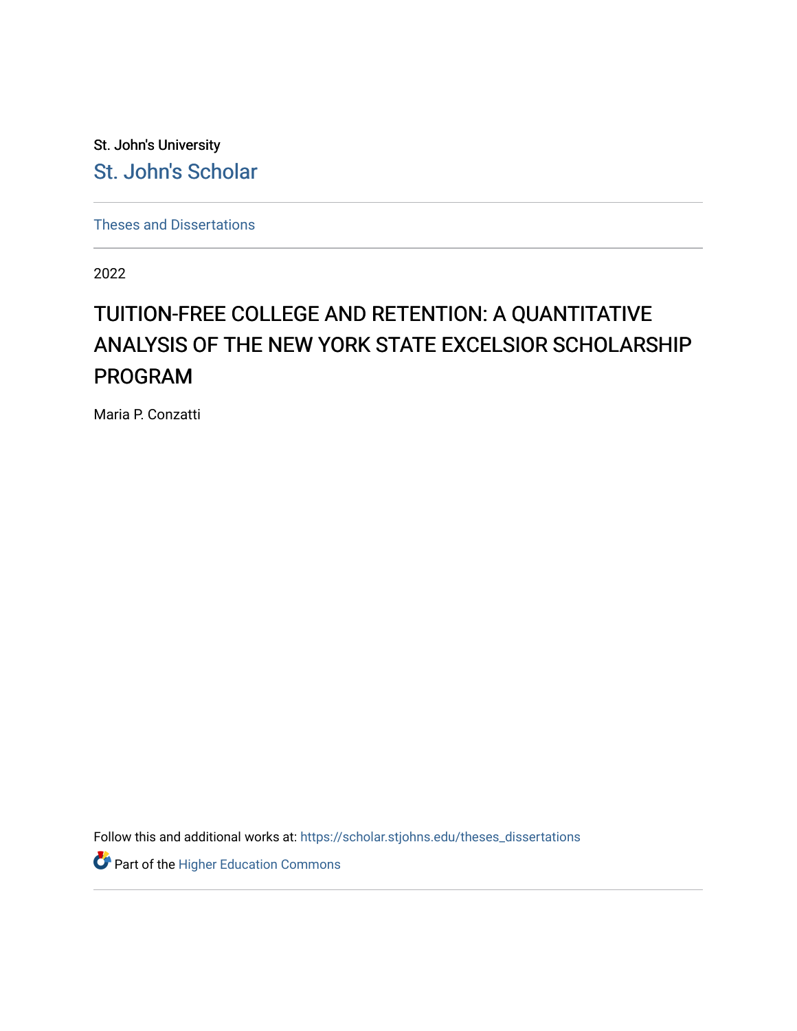St. John's University

St. John's Scholar

Theses and Dissertations

2022

# TUITION-FREE COLLEGE AND RETENTION: A QUANTITATIVE ANALYSIS OF THE NEW YORK STATE EXCELSIOR SCHOLARSHIP PROGRAM

Maria P. Conzatti

Follow this and additional works at: https://scholar.stjohns.edu/theses_dissertations

Part of the Higher Education Commons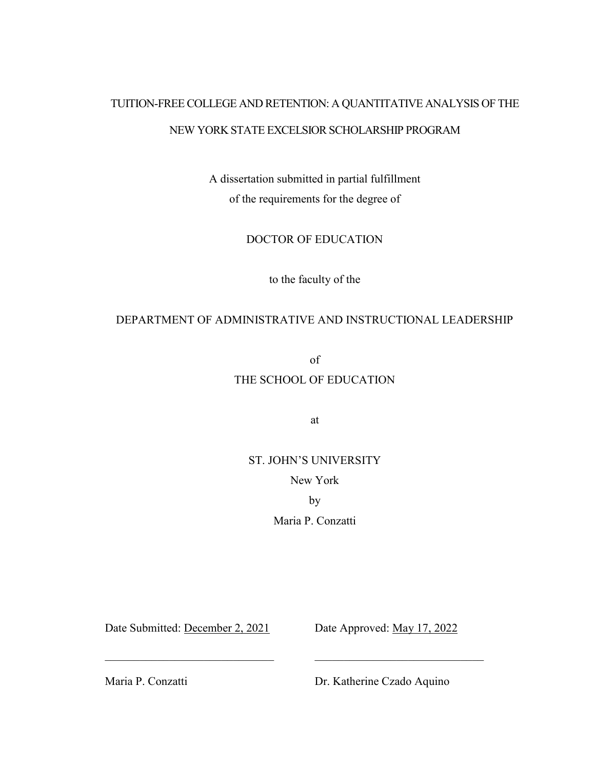# TUITION-FREE COLLEGE AND RETENTION: A QUANTITATIVE ANALYSIS OF THE NEW YORK STATE EXCELSIOR SCHOLARSHIP PROGRAM

A dissertation submitted in partial fulfillment
of the requirements for the degree of

DOCTOR OF EDUCATION

to the faculty of the

DEPARTMENT OF ADMINISTRATIVE AND INSTRUCTIONAL LEADERSHIP

of

THE SCHOOL OF EDUCATION

at

ST. JOHN'S UNIVERSITY

New York

by

Maria P. Conzatti

Date Submitted: December 2, 2021

Date Approved: May 17, 2022

\_\_\_\_\_\_\_\_\_\_\_\_\_\_\_\_\_\_\_\_\_\_\_\_\_\_\_\_\_\_

Maria P. Conzatti

\_\_\_\_\_\_\_\_\_\_\_\_\_\_\_\_\_\_\_\_\_\_\_\_\_\_\_\_\_\_

Dr. Katherine Czado Aquino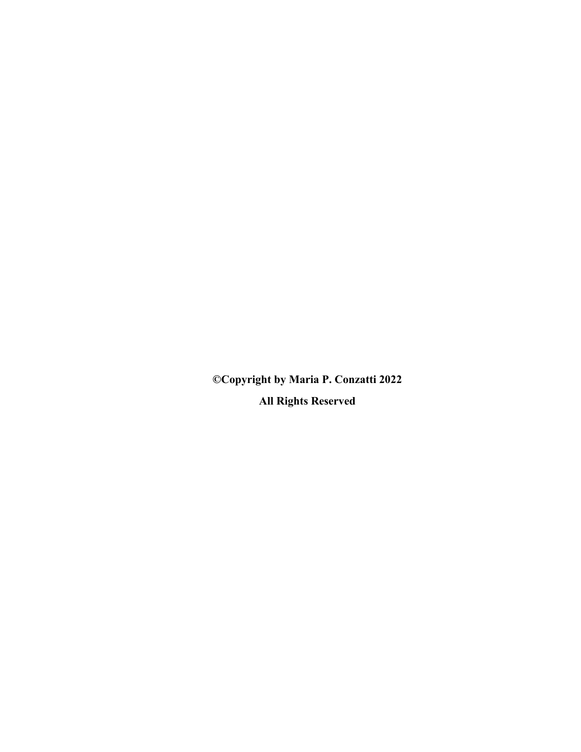**©Copyright by Maria P. Conzatti 2022**

**All Rights Reserved**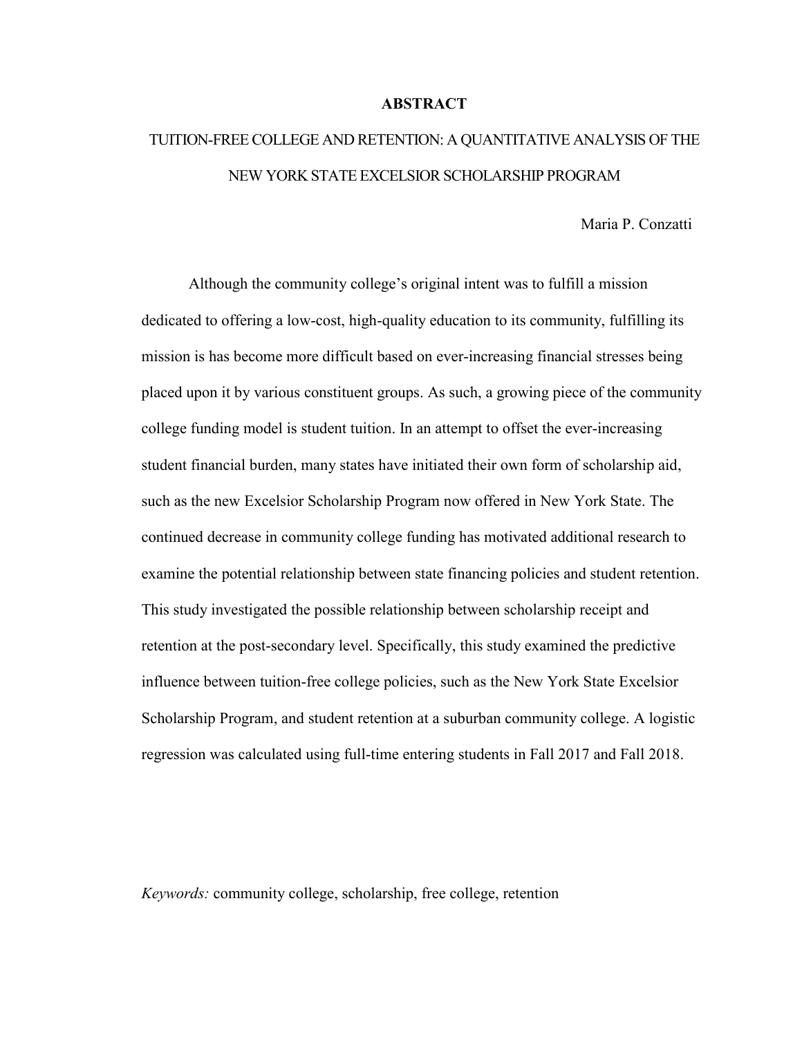# ABSTRACT

## TUITION-FREE COLLEGE AND RETENTION: A QUANTITATIVE ANALYSIS OF THE NEW YORK STATE EXCELSIOR SCHOLARSHIP PROGRAM

Maria P. Conzatti

Although the community college's original intent was to fulfill a mission dedicated to offering a low-cost, high-quality education to its community, fulfilling its mission is has become more difficult based on ever-increasing financial stresses being placed upon it by various constituent groups. As such, a growing piece of the community college funding model is student tuition. In an attempt to offset the ever-increasing student financial burden, many states have initiated their own form of scholarship aid, such as the new Excelsior Scholarship Program now offered in New York State. The continued decrease in community college funding has motivated additional research to examine the potential relationship between state financing policies and student retention. This study investigated the possible relationship between scholarship receipt and retention at the post-secondary level. Specifically, this study examined the predictive influence between tuition-free college policies, such as the New York State Excelsior Scholarship Program, and student retention at a suburban community college. A logistic regression was calculated using full-time entering students in Fall 2017 and Fall 2018.

*Keywords:* community college, scholarship, free college, retention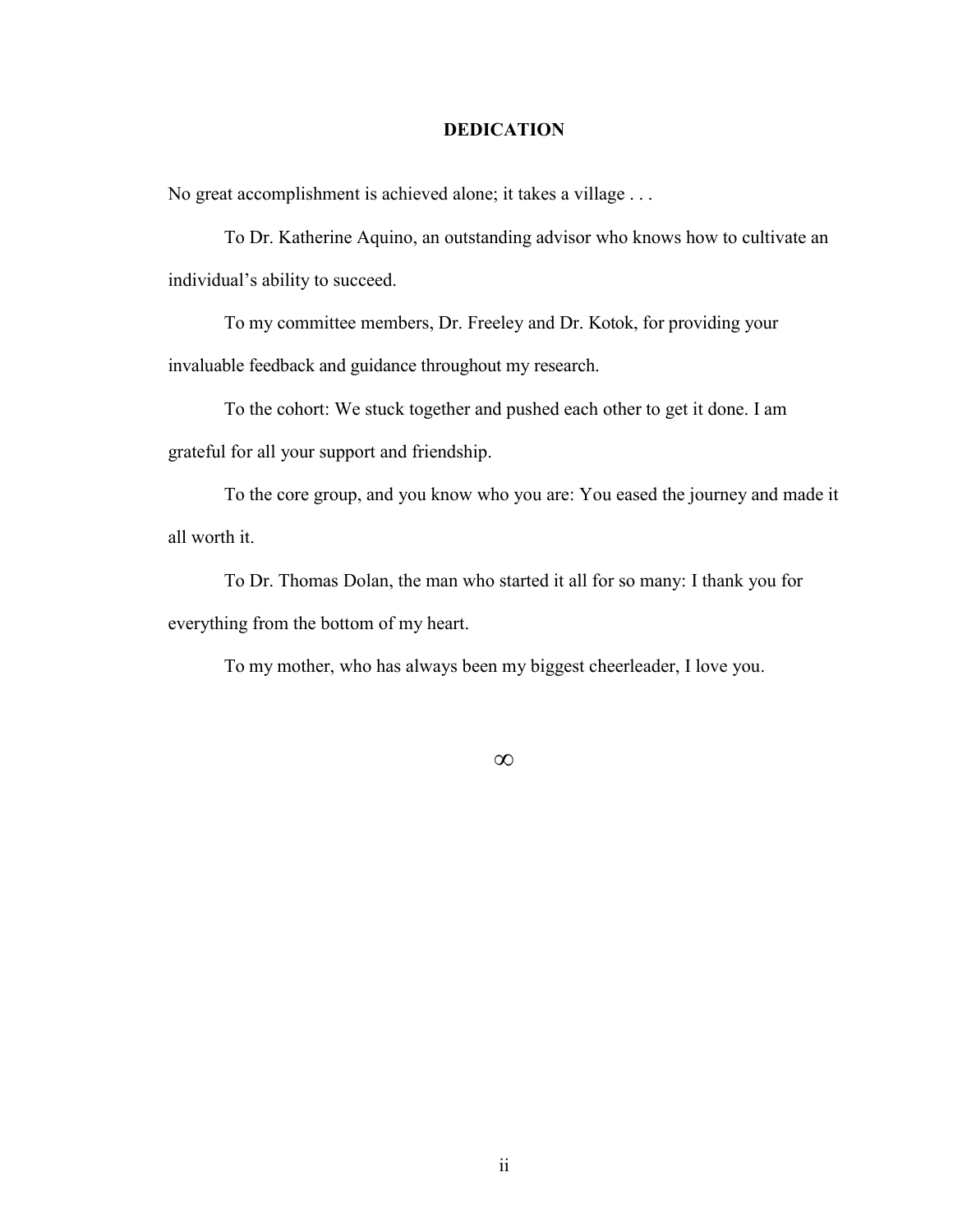# DEDICATION

No great accomplishment is achieved alone; it takes a village . . .

To Dr. Katherine Aquino, an outstanding advisor who knows how to cultivate an individual's ability to succeed.

To my committee members, Dr. Freeley and Dr. Kotok, for providing your invaluable feedback and guidance throughout my research.

To the cohort: We stuck together and pushed each other to get it done. I am grateful for all your support and friendship.

To the core group, and you know who you are: You eased the journey and made it all worth it.

To Dr. Thomas Dolan, the man who started it all for so many: I thank you for everything from the bottom of my heart.

To my mother, who has always been my biggest cheerleader, I love you.

∞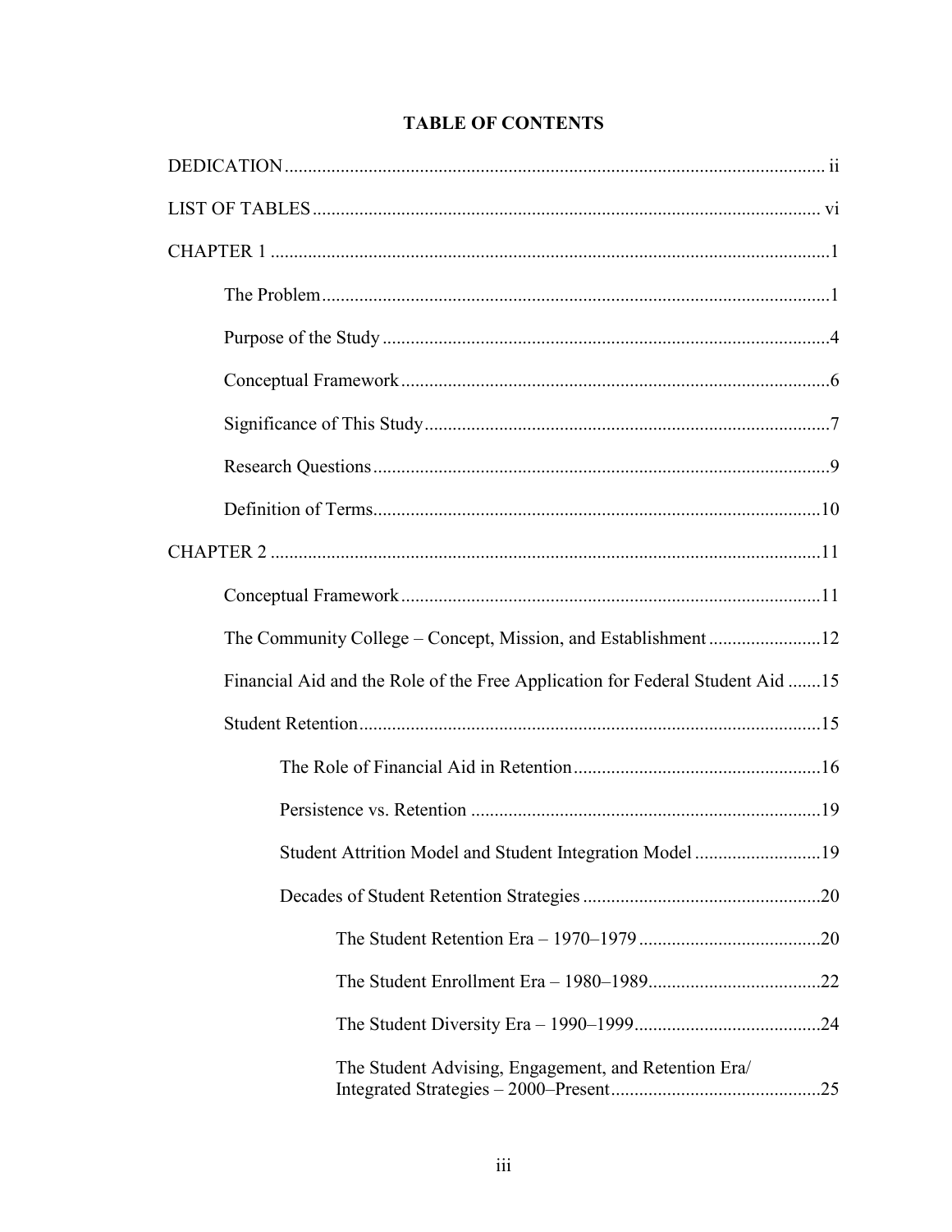## TABLE OF CONTENTS

DEDICATION ........................................................................................................ ii

LIST OF TABLES .................................................................................................. vi

CHAPTER 1 ...........................................................................................................1

- The Problem ....................................................................................................1
- Purpose of the Study .......................................................................................4
- Conceptual Framework ...................................................................................6
- Significance of This Study ..............................................................................7
- Research Questions .........................................................................................9
- Definition of Terms .........................................................................................10

CHAPTER 2 ...........................................................................................................11

- Conceptual Framework ...................................................................................11
- The Community College – Concept, Mission, and Establishment ....................12
- Financial Aid and the Role of the Free Application for Federal Student Aid .......15
- Student Retention ............................................................................................15
  - The Role of Financial Aid in Retention ..................................................16
  - Persistence vs. Retention ........................................................................19
  - Student Attrition Model and Student Integration Model ..........................19
  - Decades of Student Retention Strategies .................................................20
    - The Student Retention Era – 1970–1979 .........................................20
    - The Student Enrollment Era – 1980–1989 ........................................22
    - The Student Diversity Era – 1990–1999 ...........................................24
    - The Student Advising, Engagement, and Retention Era/ Integrated Strategies – 2000–Present ...............................................25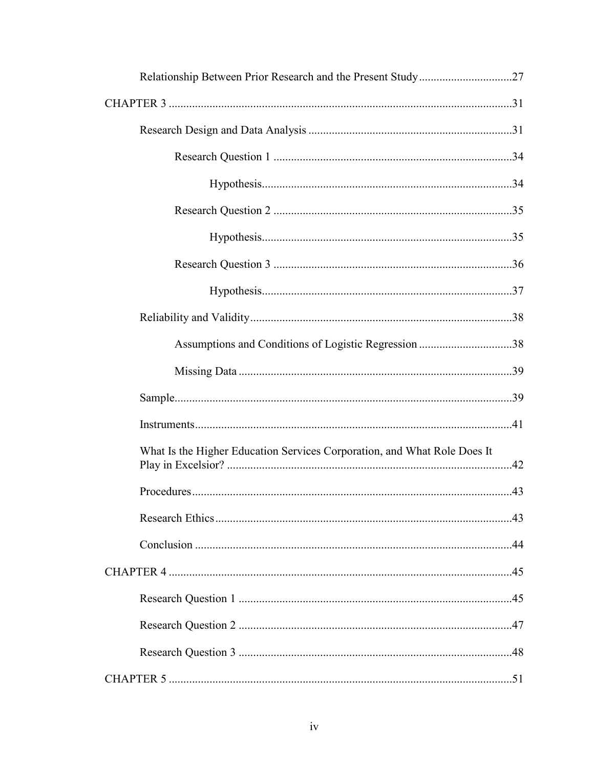Relationship Between Prior Research and the Present Study ................................ 27

CHAPTER 3 ..................................................................................................................... 31

Research Design and Data Analysis ..................................................................... 31

Research Question 1 .................................................................................. 34

Hypothesis ...................................................................................... 34

Research Question 2 .................................................................................. 35

Hypothesis ...................................................................................... 35

Research Question 3 .................................................................................. 36

Hypothesis ...................................................................................... 37

Reliability and Validity .......................................................................................... 38

Assumptions and Conditions of Logistic Regression ................................ 38

Missing Data .............................................................................................. 39

Sample .................................................................................................................... 39

Instruments ............................................................................................................. 41

What Is the Higher Education Services Corporation, and What Role Does It Play in Excelsior? .................................................................................................. 42

Procedures .............................................................................................................. 43

Research Ethics ...................................................................................................... 43

Conclusion ............................................................................................................. 44

CHAPTER 4 ..................................................................................................................... 45

Research Question 1 .............................................................................................. 45

Research Question 2 .............................................................................................. 47

Research Question 3 .............................................................................................. 48

CHAPTER 5 ..................................................................................................................... 51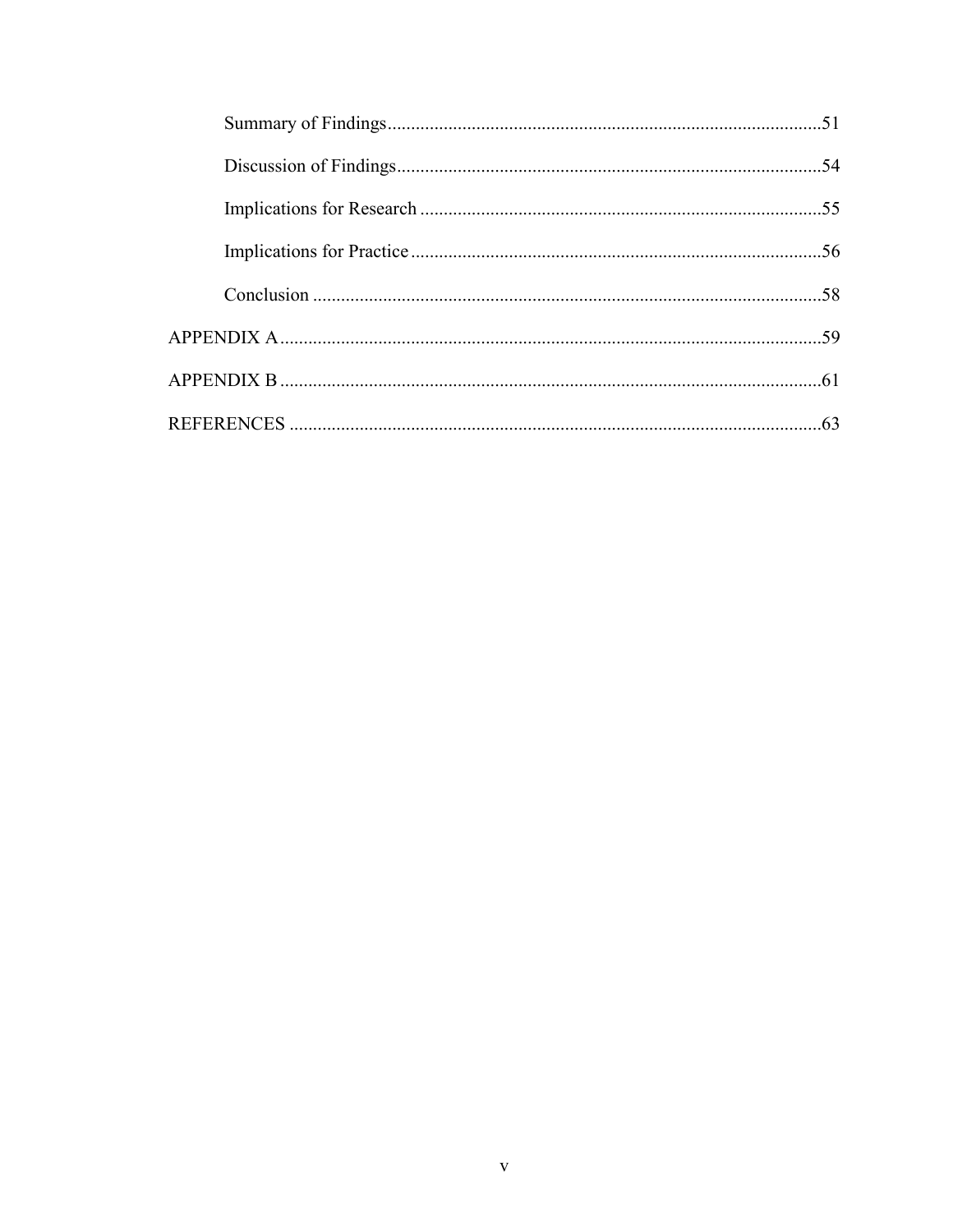Summary of Findings ............................................................................................51

Discussion of Findings..........................................................................................54

Implications for Research .....................................................................................55

Implications for Practice .......................................................................................56

Conclusion ............................................................................................................58

APPENDIX A ...................................................................................................................59

APPENDIX B ...................................................................................................................61

REFERENCES .................................................................................................................63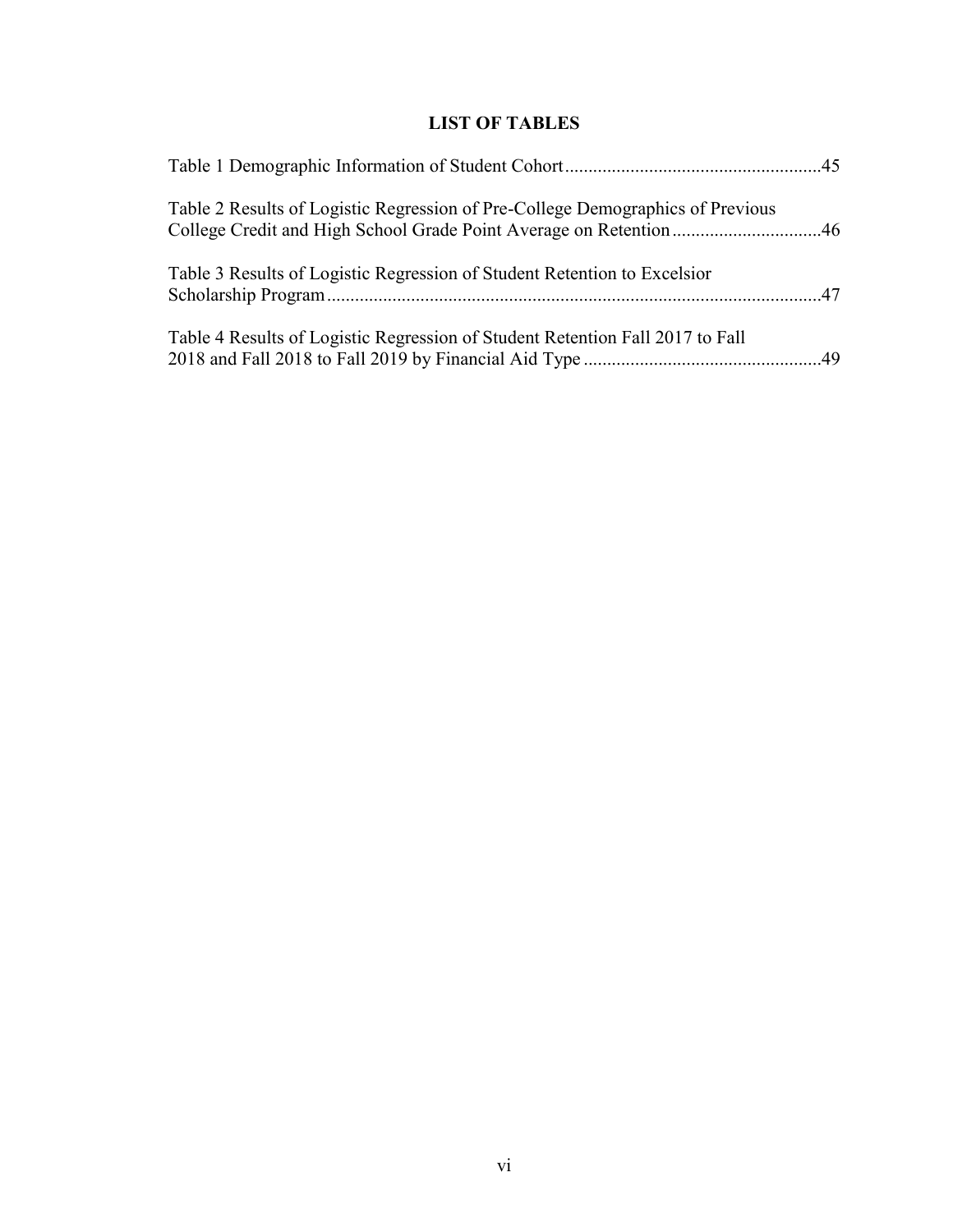# LIST OF TABLES

Table 1 Demographic Information of Student Cohort......................................................45

Table 2 Results of Logistic Regression of Pre-College Demographics of Previous College Credit and High School Grade Point Average on Retention................................46

Table 3 Results of Logistic Regression of Student Retention to Excelsior Scholarship Program.........................................................................................................47

Table 4 Results of Logistic Regression of Student Retention Fall 2017 to Fall 2018 and Fall 2018 to Fall 2019 by Financial Aid Type ..................................................49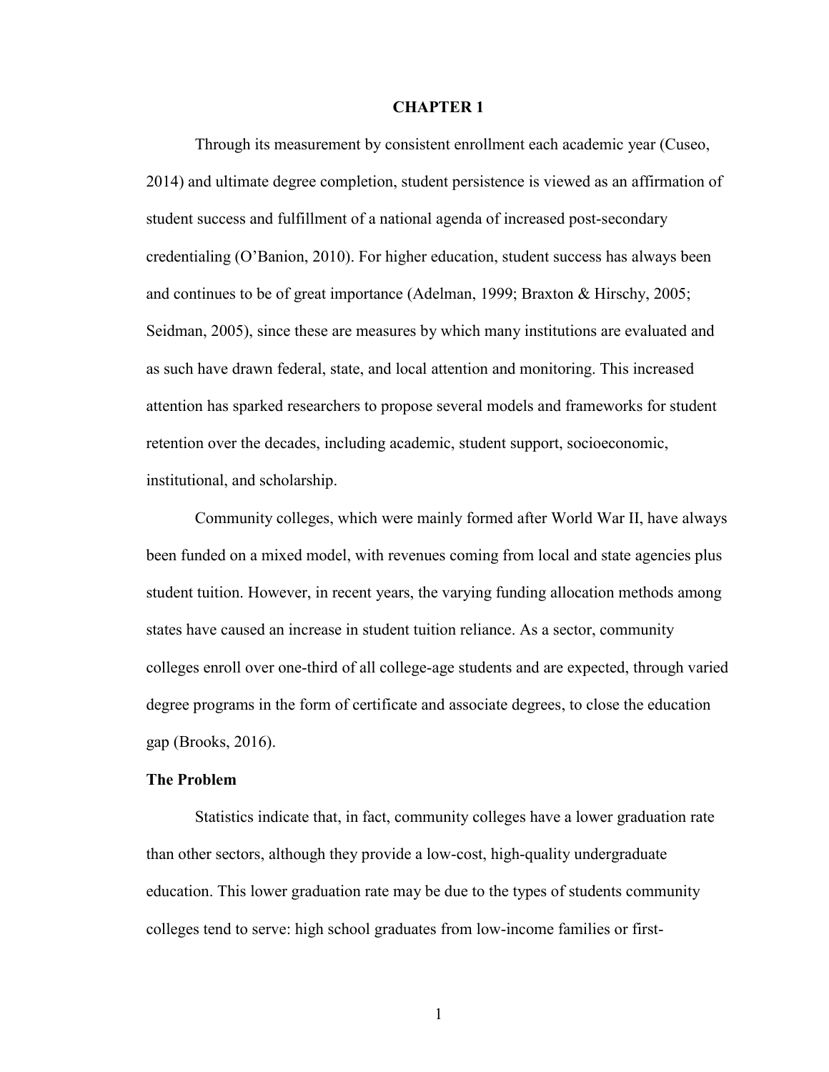# CHAPTER 1

Through its measurement by consistent enrollment each academic year (Cuseo, 2014) and ultimate degree completion, student persistence is viewed as an affirmation of student success and fulfillment of a national agenda of increased post-secondary credentialing (O'Banion, 2010). For higher education, student success has always been and continues to be of great importance (Adelman, 1999; Braxton & Hirschy, 2005; Seidman, 2005), since these are measures by which many institutions are evaluated and as such have drawn federal, state, and local attention and monitoring. This increased attention has sparked researchers to propose several models and frameworks for student retention over the decades, including academic, student support, socioeconomic, institutional, and scholarship.

Community colleges, which were mainly formed after World War II, have always been funded on a mixed model, with revenues coming from local and state agencies plus student tuition. However, in recent years, the varying funding allocation methods among states have caused an increase in student tuition reliance. As a sector, community colleges enroll over one-third of all college-age students and are expected, through varied degree programs in the form of certificate and associate degrees, to close the education gap (Brooks, 2016).

## The Problem

Statistics indicate that, in fact, community colleges have a lower graduation rate than other sectors, although they provide a low-cost, high-quality undergraduate education. This lower graduation rate may be due to the types of students community colleges tend to serve: high school graduates from low-income families or first-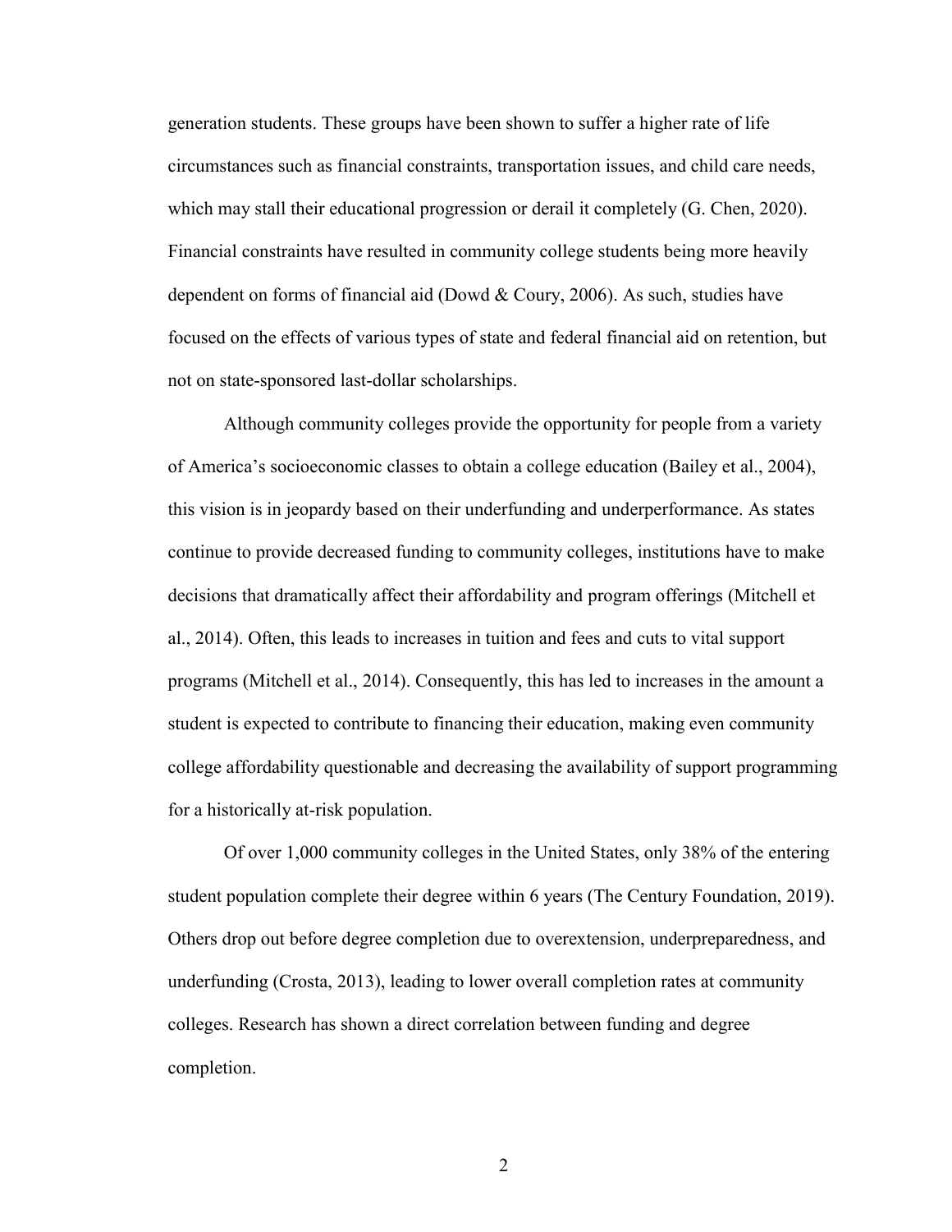generation students. These groups have been shown to suffer a higher rate of life circumstances such as financial constraints, transportation issues, and child care needs, which may stall their educational progression or derail it completely (G. Chen, 2020). Financial constraints have resulted in community college students being more heavily dependent on forms of financial aid (Dowd & Coury, 2006). As such, studies have focused on the effects of various types of state and federal financial aid on retention, but not on state-sponsored last-dollar scholarships.

Although community colleges provide the opportunity for people from a variety of America's socioeconomic classes to obtain a college education (Bailey et al., 2004), this vision is in jeopardy based on their underfunding and underperformance. As states continue to provide decreased funding to community colleges, institutions have to make decisions that dramatically affect their affordability and program offerings (Mitchell et al., 2014). Often, this leads to increases in tuition and fees and cuts to vital support programs (Mitchell et al., 2014). Consequently, this has led to increases in the amount a student is expected to contribute to financing their education, making even community college affordability questionable and decreasing the availability of support programming for a historically at-risk population.

Of over 1,000 community colleges in the United States, only 38% of the entering student population complete their degree within 6 years (The Century Foundation, 2019). Others drop out before degree completion due to overextension, underpreparedness, and underfunding (Crosta, 2013), leading to lower overall completion rates at community colleges. Research has shown a direct correlation between funding and degree completion.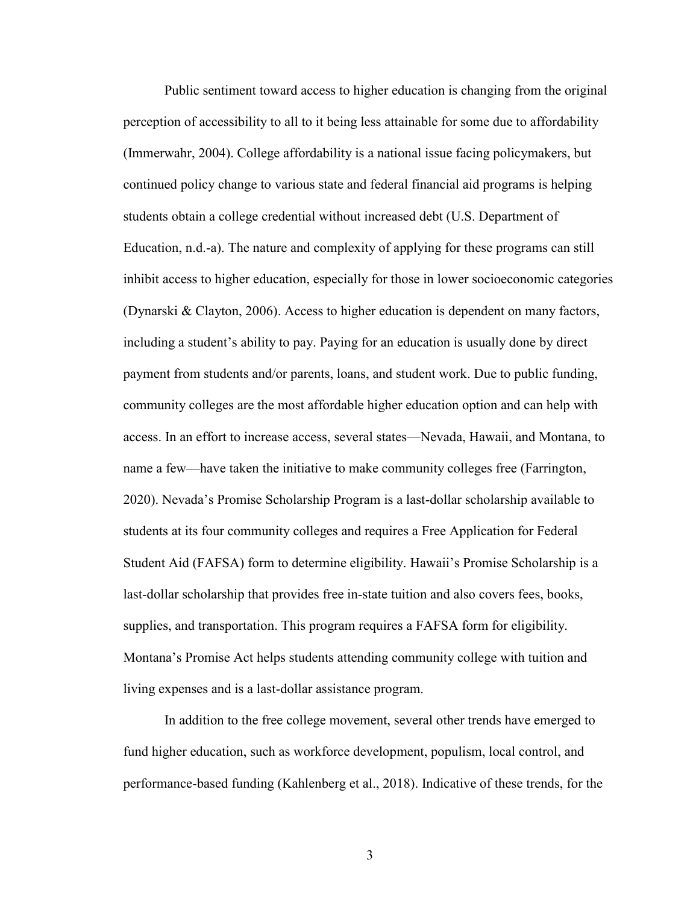Public sentiment toward access to higher education is changing from the original perception of accessibility to all to it being less attainable for some due to affordability (Immerwahr, 2004). College affordability is a national issue facing policymakers, but continued policy change to various state and federal financial aid programs is helping students obtain a college credential without increased debt (U.S. Department of Education, n.d.-a). The nature and complexity of applying for these programs can still inhibit access to higher education, especially for those in lower socioeconomic categories (Dynarski & Clayton, 2006). Access to higher education is dependent on many factors, including a student's ability to pay. Paying for an education is usually done by direct payment from students and/or parents, loans, and student work. Due to public funding, community colleges are the most affordable higher education option and can help with access. In an effort to increase access, several states—Nevada, Hawaii, and Montana, to name a few—have taken the initiative to make community colleges free (Farrington, 2020). Nevada's Promise Scholarship Program is a last-dollar scholarship available to students at its four community colleges and requires a Free Application for Federal Student Aid (FAFSA) form to determine eligibility. Hawaii's Promise Scholarship is a last-dollar scholarship that provides free in-state tuition and also covers fees, books, supplies, and transportation. This program requires a FAFSA form for eligibility. Montana's Promise Act helps students attending community college with tuition and living expenses and is a last-dollar assistance program.

In addition to the free college movement, several other trends have emerged to fund higher education, such as workforce development, populism, local control, and performance-based funding (Kahlenberg et al., 2018). Indicative of these trends, for the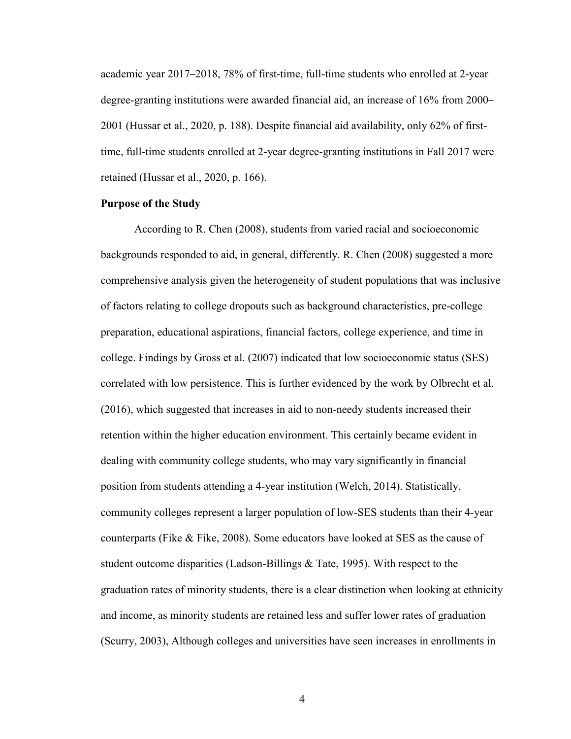academic year 2017–2018, 78% of first-time, full-time students who enrolled at 2-year degree-granting institutions were awarded financial aid, an increase of 16% from 2000–2001 (Hussar et al., 2020, p. 188). Despite financial aid availability, only 62% of first-time, full-time students enrolled at 2-year degree-granting institutions in Fall 2017 were retained (Hussar et al., 2020, p. 166).

**Purpose of the Study**

According to R. Chen (2008), students from varied racial and socioeconomic backgrounds responded to aid, in general, differently. R. Chen (2008) suggested a more comprehensive analysis given the heterogeneity of student populations that was inclusive of factors relating to college dropouts such as background characteristics, pre-college preparation, educational aspirations, financial factors, college experience, and time in college. Findings by Gross et al. (2007) indicated that low socioeconomic status (SES) correlated with low persistence. This is further evidenced by the work by Olbrecht et al. (2016), which suggested that increases in aid to non-needy students increased their retention within the higher education environment. This certainly became evident in dealing with community college students, who may vary significantly in financial position from students attending a 4-year institution (Welch, 2014). Statistically, community colleges represent a larger population of low-SES students than their 4-year counterparts (Fike & Fike, 2008). Some educators have looked at SES as the cause of student outcome disparities (Ladson-Billings & Tate, 1995). With respect to the graduation rates of minority students, there is a clear distinction when looking at ethnicity and income, as minority students are retained less and suffer lower rates of graduation (Scurry, 2003), Although colleges and universities have seen increases in enrollments in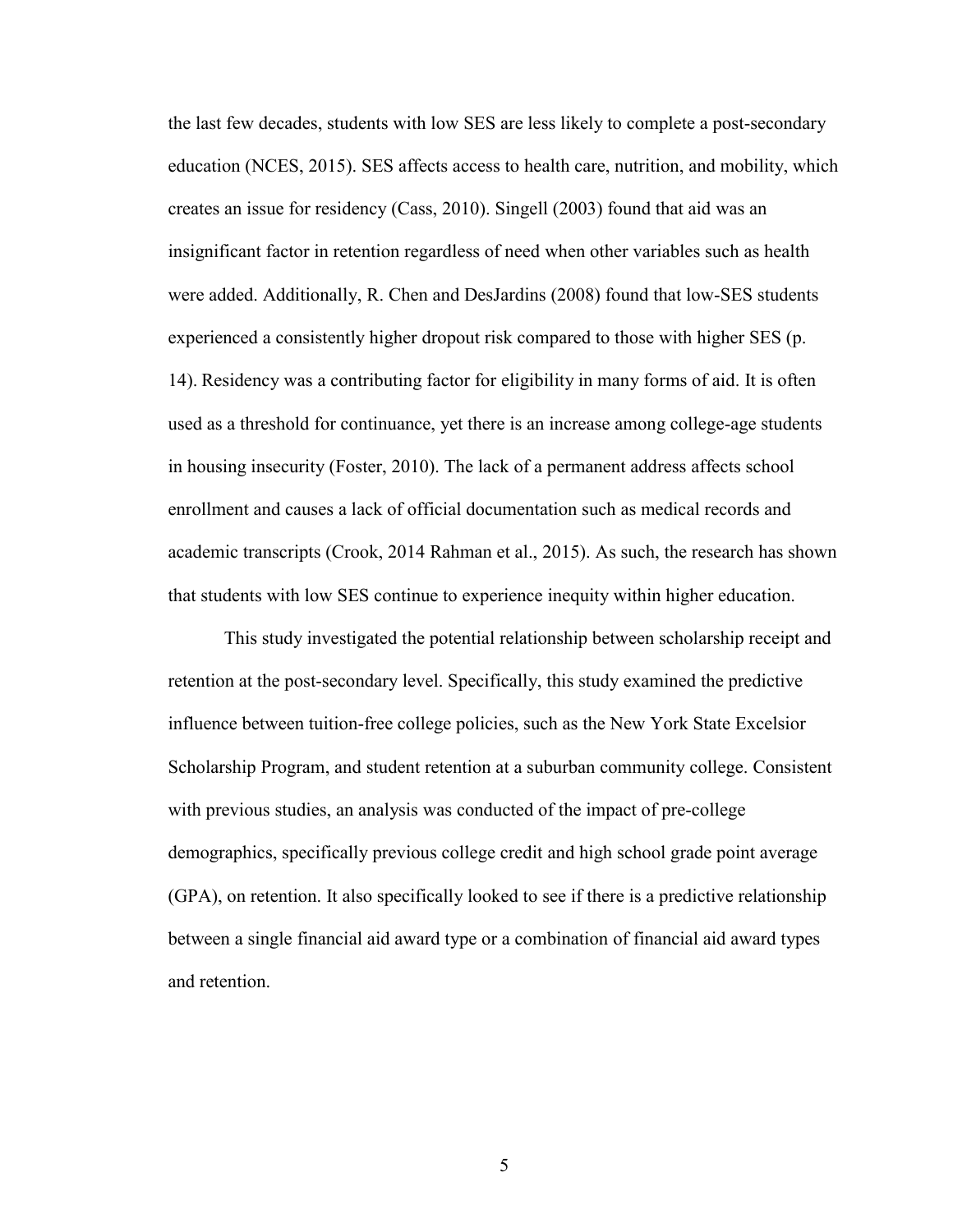the last few decades, students with low SES are less likely to complete a post-secondary education (NCES, 2015). SES affects access to health care, nutrition, and mobility, which creates an issue for residency (Cass, 2010). Singell (2003) found that aid was an insignificant factor in retention regardless of need when other variables such as health were added. Additionally, R. Chen and DesJardins (2008) found that low-SES students experienced a consistently higher dropout risk compared to those with higher SES (p. 14). Residency was a contributing factor for eligibility in many forms of aid. It is often used as a threshold for continuance, yet there is an increase among college-age students in housing insecurity (Foster, 2010). The lack of a permanent address affects school enrollment and causes a lack of official documentation such as medical records and academic transcripts (Crook, 2014 Rahman et al., 2015). As such, the research has shown that students with low SES continue to experience inequity within higher education.

This study investigated the potential relationship between scholarship receipt and retention at the post-secondary level. Specifically, this study examined the predictive influence between tuition-free college policies, such as the New York State Excelsior Scholarship Program, and student retention at a suburban community college. Consistent with previous studies, an analysis was conducted of the impact of pre-college demographics, specifically previous college credit and high school grade point average (GPA), on retention. It also specifically looked to see if there is a predictive relationship between a single financial aid award type or a combination of financial aid award types and retention.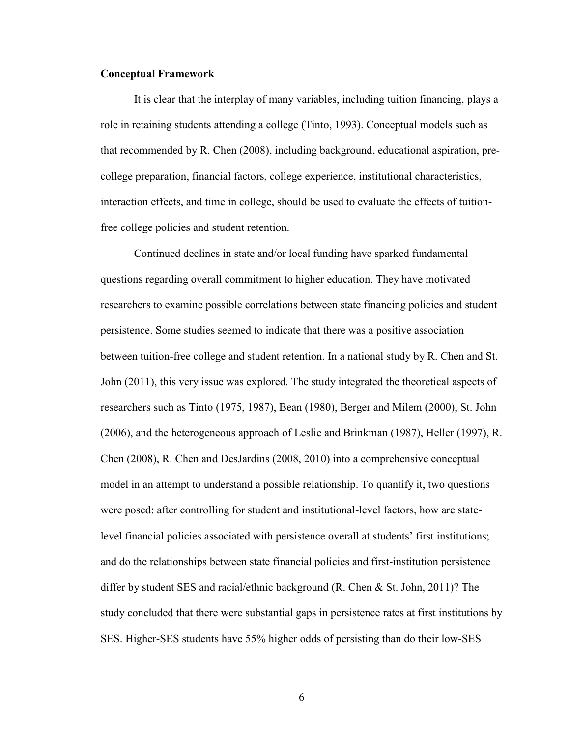**Conceptual Framework**

It is clear that the interplay of many variables, including tuition financing, plays a role in retaining students attending a college (Tinto, 1993). Conceptual models such as that recommended by R. Chen (2008), including background, educational aspiration, pre-college preparation, financial factors, college experience, institutional characteristics, interaction effects, and time in college, should be used to evaluate the effects of tuition-free college policies and student retention.

Continued declines in state and/or local funding have sparked fundamental questions regarding overall commitment to higher education. They have motivated researchers to examine possible correlations between state financing policies and student persistence. Some studies seemed to indicate that there was a positive association between tuition-free college and student retention. In a national study by R. Chen and St. John (2011), this very issue was explored. The study integrated the theoretical aspects of researchers such as Tinto (1975, 1987), Bean (1980), Berger and Milem (2000), St. John (2006), and the heterogeneous approach of Leslie and Brinkman (1987), Heller (1997), R. Chen (2008), R. Chen and DesJardins (2008, 2010) into a comprehensive conceptual model in an attempt to understand a possible relationship. To quantify it, two questions were posed: after controlling for student and institutional-level factors, how are state-level financial policies associated with persistence overall at students' first institutions; and do the relationships between state financial policies and first-institution persistence differ by student SES and racial/ethnic background (R. Chen & St. John, 2011)? The study concluded that there were substantial gaps in persistence rates at first institutions by SES. Higher-SES students have 55% higher odds of persisting than do their low-SES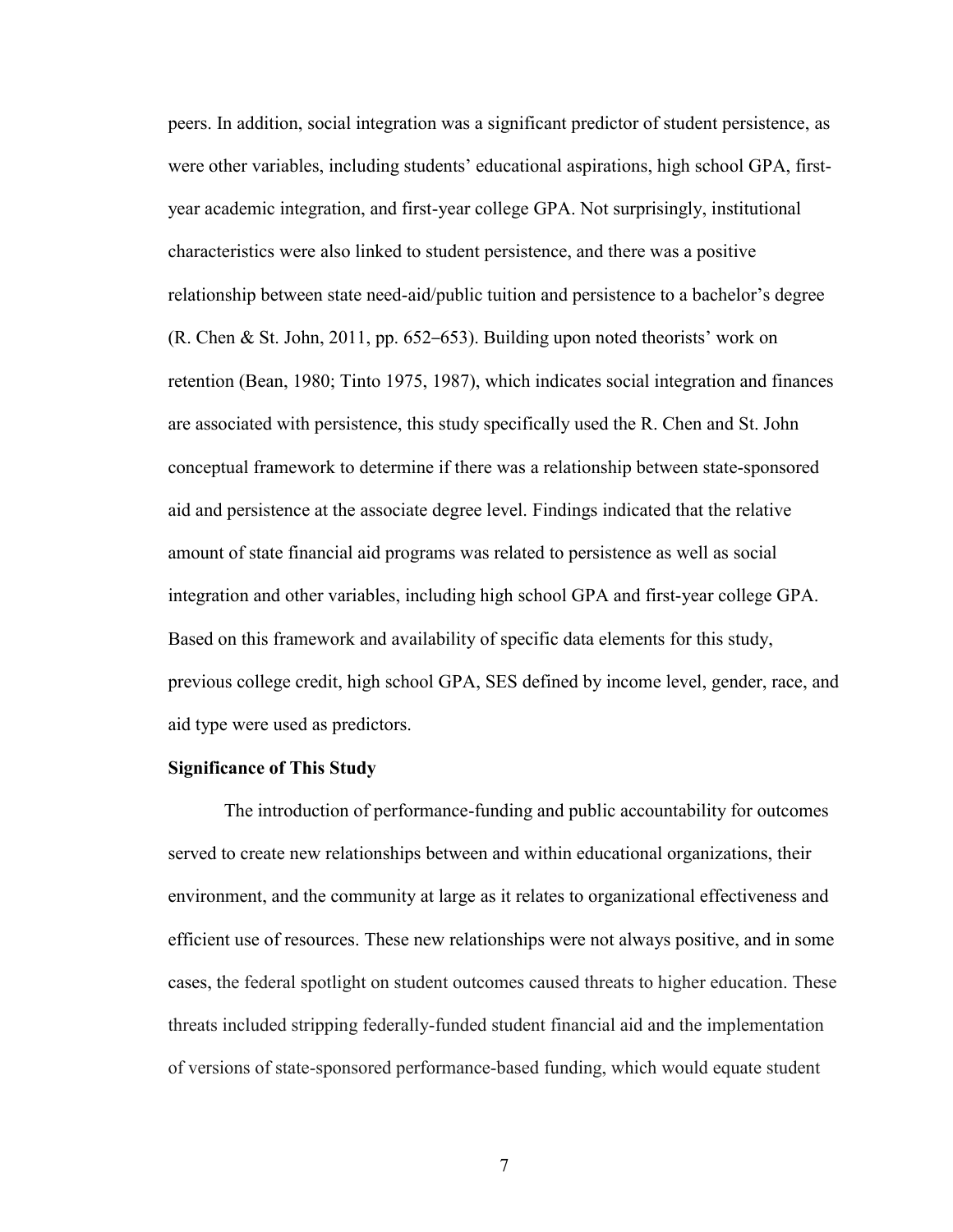peers. In addition, social integration was a significant predictor of student persistence, as were other variables, including students' educational aspirations, high school GPA, first-year academic integration, and first-year college GPA. Not surprisingly, institutional characteristics were also linked to student persistence, and there was a positive relationship between state need-aid/public tuition and persistence to a bachelor's degree (R. Chen & St. John, 2011, pp. 652–653). Building upon noted theorists' work on retention (Bean, 1980; Tinto 1975, 1987), which indicates social integration and finances are associated with persistence, this study specifically used the R. Chen and St. John conceptual framework to determine if there was a relationship between state-sponsored aid and persistence at the associate degree level. Findings indicated that the relative amount of state financial aid programs was related to persistence as well as social integration and other variables, including high school GPA and first-year college GPA. Based on this framework and availability of specific data elements for this study, previous college credit, high school GPA, SES defined by income level, gender, race, and aid type were used as predictors.

**Significance of This Study**

The introduction of performance-funding and public accountability for outcomes served to create new relationships between and within educational organizations, their environment, and the community at large as it relates to organizational effectiveness and efficient use of resources. These new relationships were not always positive, and in some cases, the federal spotlight on student outcomes caused threats to higher education. These threats included stripping federally-funded student financial aid and the implementation of versions of state-sponsored performance-based funding, which would equate student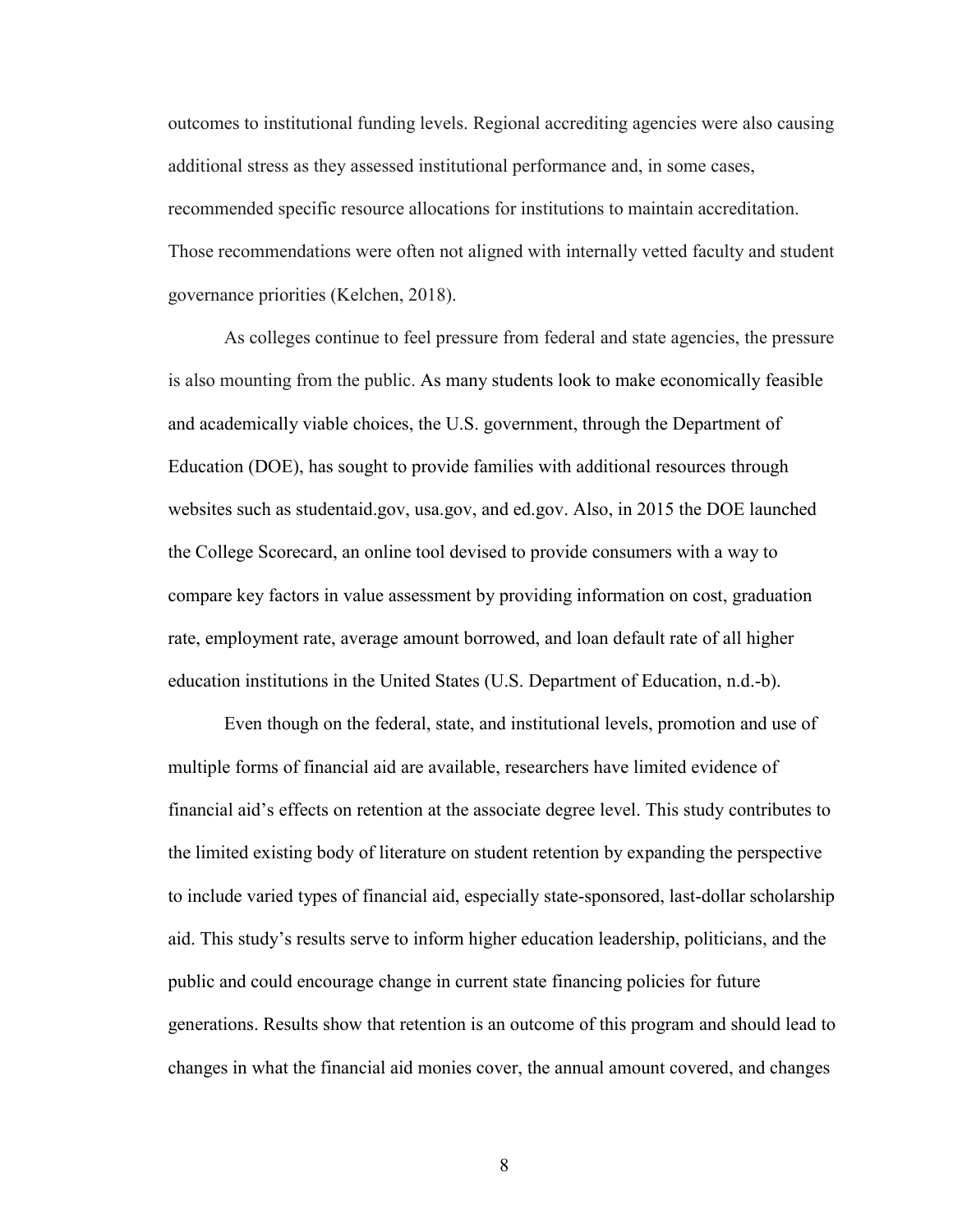outcomes to institutional funding levels. Regional accrediting agencies were also causing additional stress as they assessed institutional performance and, in some cases, recommended specific resource allocations for institutions to maintain accreditation. Those recommendations were often not aligned with internally vetted faculty and student governance priorities (Kelchen, 2018).

As colleges continue to feel pressure from federal and state agencies, the pressure is also mounting from the public. As many students look to make economically feasible and academically viable choices, the U.S. government, through the Department of Education (DOE), has sought to provide families with additional resources through websites such as studentaid.gov, usa.gov, and ed.gov. Also, in 2015 the DOE launched the College Scorecard, an online tool devised to provide consumers with a way to compare key factors in value assessment by providing information on cost, graduation rate, employment rate, average amount borrowed, and loan default rate of all higher education institutions in the United States (U.S. Department of Education, n.d.-b).

Even though on the federal, state, and institutional levels, promotion and use of multiple forms of financial aid are available, researchers have limited evidence of financial aid's effects on retention at the associate degree level. This study contributes to the limited existing body of literature on student retention by expanding the perspective to include varied types of financial aid, especially state-sponsored, last-dollar scholarship aid. This study's results serve to inform higher education leadership, politicians, and the public and could encourage change in current state financing policies for future generations. Results show that retention is an outcome of this program and should lead to changes in what the financial aid monies cover, the annual amount covered, and changes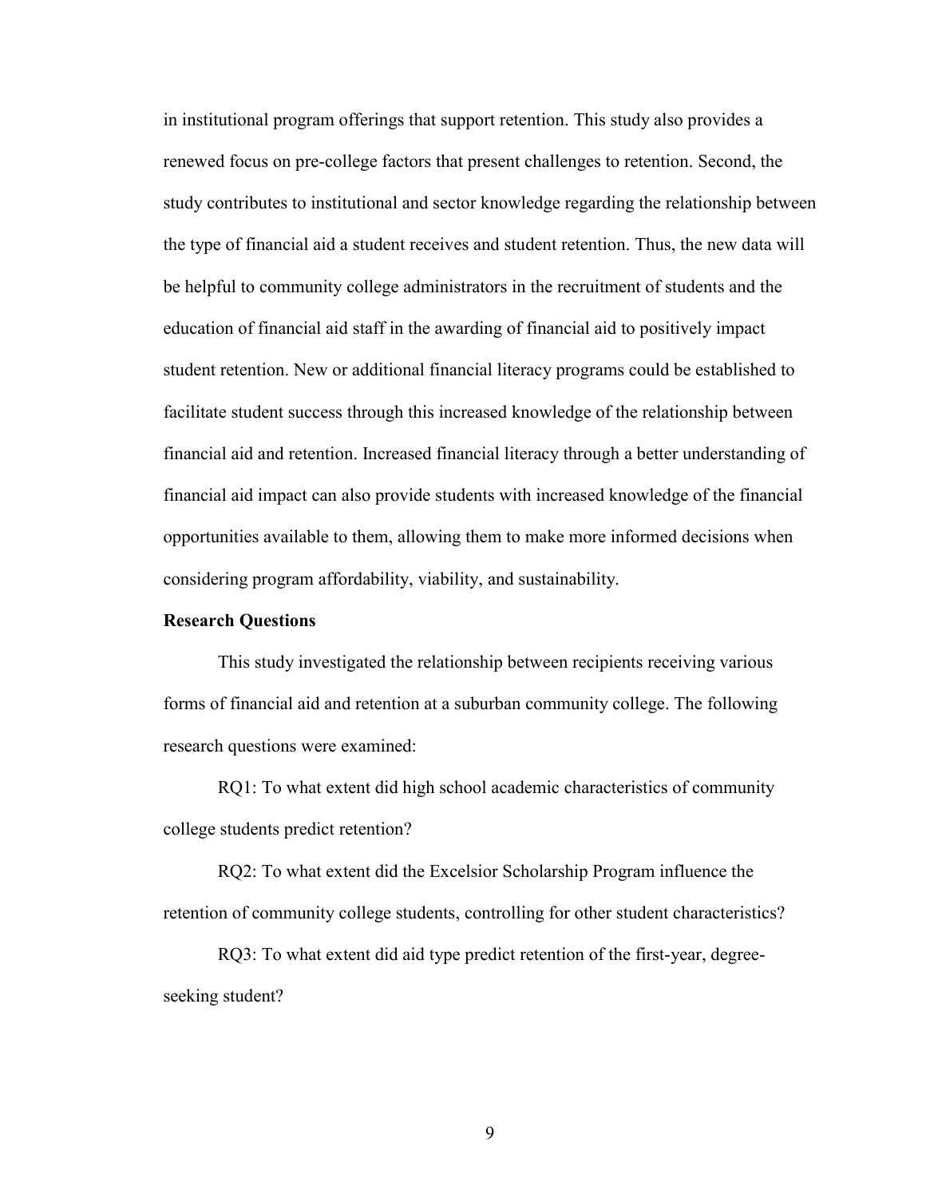in institutional program offerings that support retention. This study also provides a renewed focus on pre-college factors that present challenges to retention. Second, the study contributes to institutional and sector knowledge regarding the relationship between the type of financial aid a student receives and student retention. Thus, the new data will be helpful to community college administrators in the recruitment of students and the education of financial aid staff in the awarding of financial aid to positively impact student retention. New or additional financial literacy programs could be established to facilitate student success through this increased knowledge of the relationship between financial aid and retention. Increased financial literacy through a better understanding of financial aid impact can also provide students with increased knowledge of the financial opportunities available to them, allowing them to make more informed decisions when considering program affordability, viability, and sustainability.

## Research Questions

This study investigated the relationship between recipients receiving various forms of financial aid and retention at a suburban community college. The following research questions were examined:

RQ1: To what extent did high school academic characteristics of community college students predict retention?

RQ2: To what extent did the Excelsior Scholarship Program influence the retention of community college students, controlling for other student characteristics?

RQ3: To what extent did aid type predict retention of the first-year, degree-seeking student?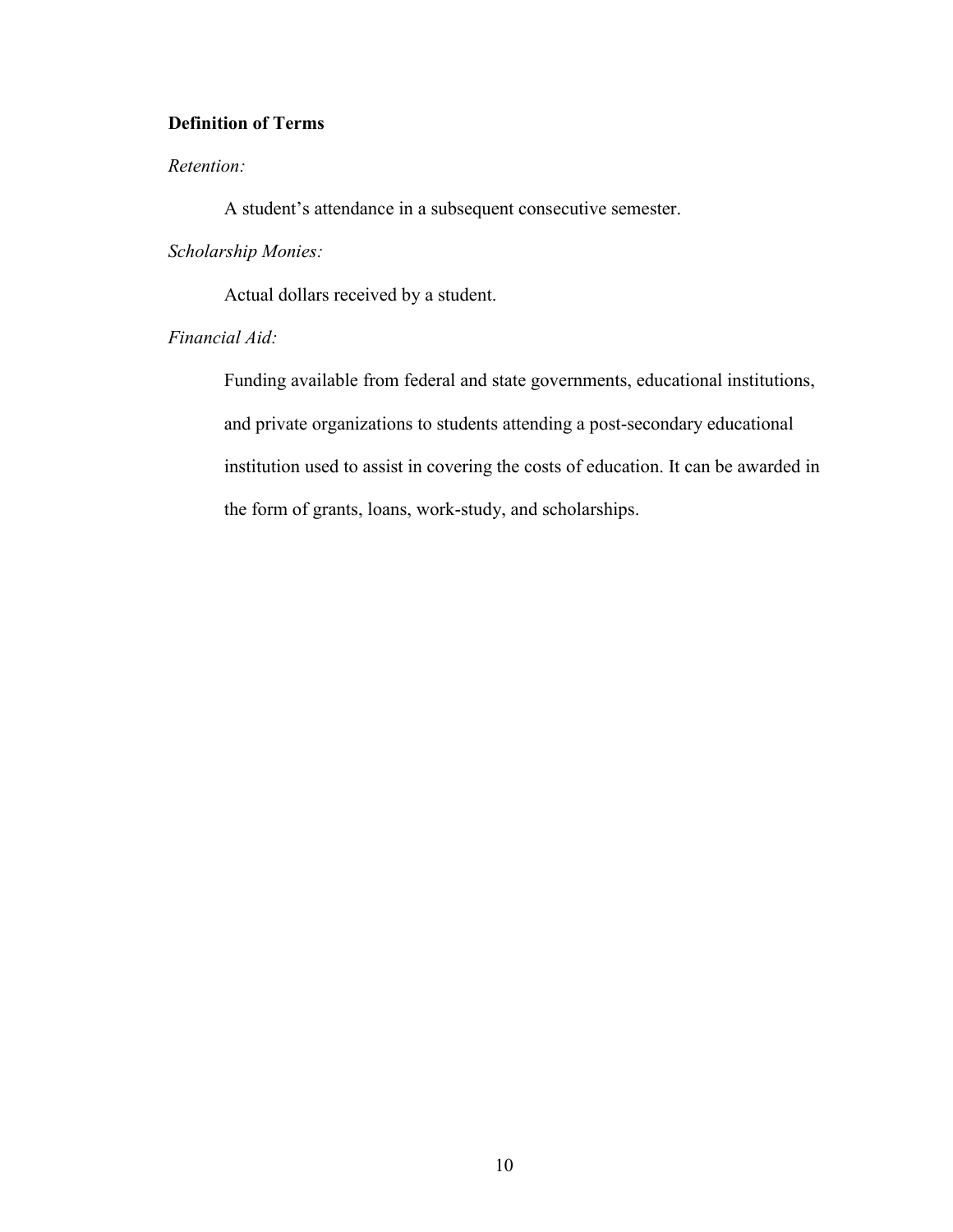## Definition of Terms

*Retention:*

A student's attendance in a subsequent consecutive semester.

*Scholarship Monies:*

Actual dollars received by a student.

*Financial Aid:*

Funding available from federal and state governments, educational institutions, and private organizations to students attending a post-secondary educational institution used to assist in covering the costs of education. It can be awarded in the form of grants, loans, work-study, and scholarships.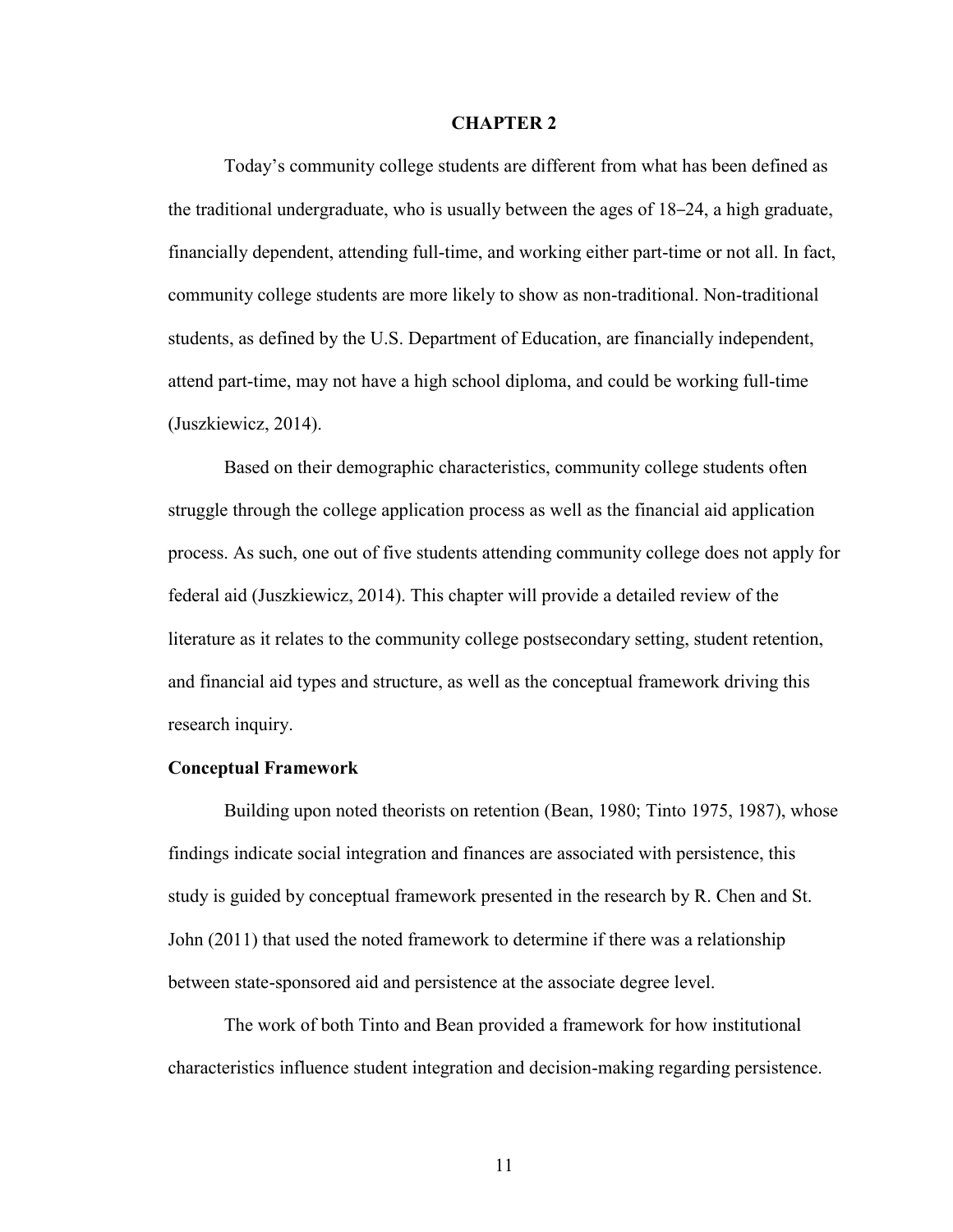# CHAPTER 2

Today's community college students are different from what has been defined as the traditional undergraduate, who is usually between the ages of 18–24, a high graduate, financially dependent, attending full-time, and working either part-time or not all. In fact, community college students are more likely to show as non-traditional. Non-traditional students, as defined by the U.S. Department of Education, are financially independent, attend part-time, may not have a high school diploma, and could be working full-time (Juszkiewicz, 2014).

Based on their demographic characteristics, community college students often struggle through the college application process as well as the financial aid application process. As such, one out of five students attending community college does not apply for federal aid (Juszkiewicz, 2014). This chapter will provide a detailed review of the literature as it relates to the community college postsecondary setting, student retention, and financial aid types and structure, as well as the conceptual framework driving this research inquiry.

## Conceptual Framework

Building upon noted theorists on retention (Bean, 1980; Tinto 1975, 1987), whose findings indicate social integration and finances are associated with persistence, this study is guided by conceptual framework presented in the research by R. Chen and St. John (2011) that used the noted framework to determine if there was a relationship between state-sponsored aid and persistence at the associate degree level.

The work of both Tinto and Bean provided a framework for how institutional characteristics influence student integration and decision-making regarding persistence.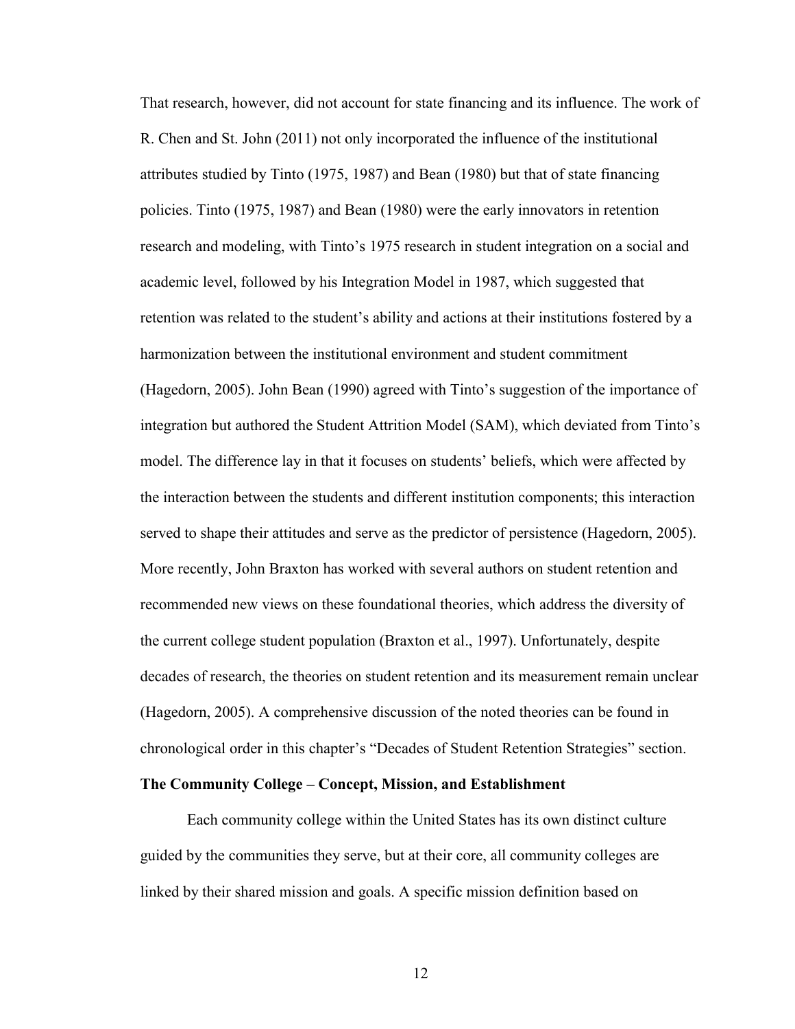That research, however, did not account for state financing and its influence. The work of R. Chen and St. John (2011) not only incorporated the influence of the institutional attributes studied by Tinto (1975, 1987) and Bean (1980) but that of state financing policies. Tinto (1975, 1987) and Bean (1980) were the early innovators in retention research and modeling, with Tinto's 1975 research in student integration on a social and academic level, followed by his Integration Model in 1987, which suggested that retention was related to the student's ability and actions at their institutions fostered by a harmonization between the institutional environment and student commitment (Hagedorn, 2005). John Bean (1990) agreed with Tinto's suggestion of the importance of integration but authored the Student Attrition Model (SAM), which deviated from Tinto's model. The difference lay in that it focuses on students' beliefs, which were affected by the interaction between the students and different institution components; this interaction served to shape their attitudes and serve as the predictor of persistence (Hagedorn, 2005). More recently, John Braxton has worked with several authors on student retention and recommended new views on these foundational theories, which address the diversity of the current college student population (Braxton et al., 1997). Unfortunately, despite decades of research, the theories on student retention and its measurement remain unclear (Hagedorn, 2005). A comprehensive discussion of the noted theories can be found in chronological order in this chapter's "Decades of Student Retention Strategies" section.

**The Community College – Concept, Mission, and Establishment**

Each community college within the United States has its own distinct culture guided by the communities they serve, but at their core, all community colleges are linked by their shared mission and goals. A specific mission definition based on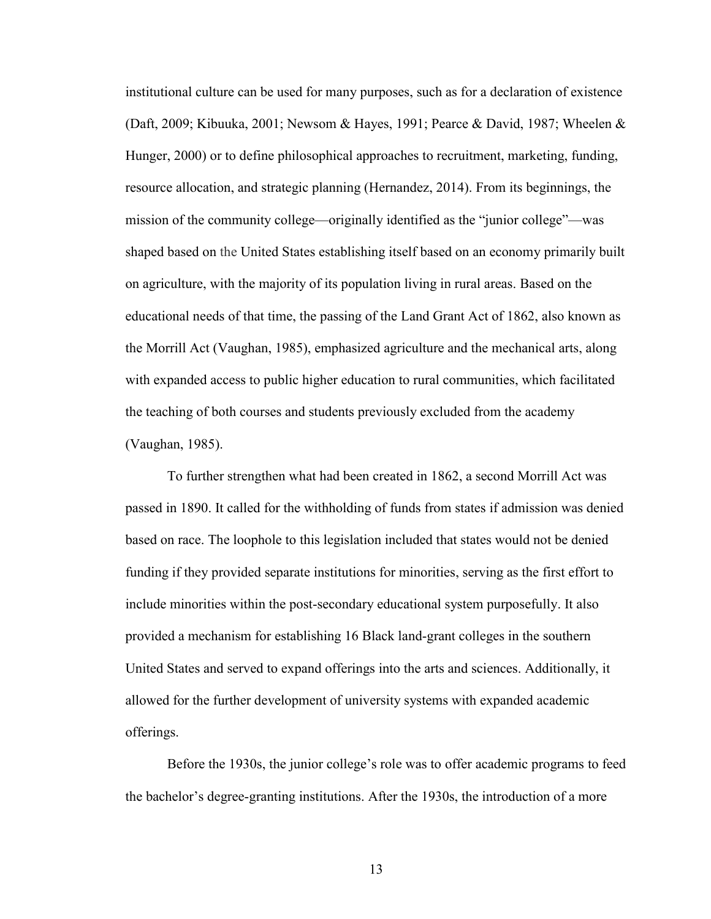institutional culture can be used for many purposes, such as for a declaration of existence (Daft, 2009; Kibuuka, 2001; Newsom & Hayes, 1991; Pearce & David, 1987; Wheelen & Hunger, 2000) or to define philosophical approaches to recruitment, marketing, funding, resource allocation, and strategic planning (Hernandez, 2014). From its beginnings, the mission of the community college—originally identified as the "junior college"—was shaped based on the United States establishing itself based on an economy primarily built on agriculture, with the majority of its population living in rural areas. Based on the educational needs of that time, the passing of the Land Grant Act of 1862, also known as the Morrill Act (Vaughan, 1985), emphasized agriculture and the mechanical arts, along with expanded access to public higher education to rural communities, which facilitated the teaching of both courses and students previously excluded from the academy (Vaughan, 1985).

To further strengthen what had been created in 1862, a second Morrill Act was passed in 1890. It called for the withholding of funds from states if admission was denied based on race. The loophole to this legislation included that states would not be denied funding if they provided separate institutions for minorities, serving as the first effort to include minorities within the post-secondary educational system purposefully. It also provided a mechanism for establishing 16 Black land-grant colleges in the southern United States and served to expand offerings into the arts and sciences. Additionally, it allowed for the further development of university systems with expanded academic offerings.

Before the 1930s, the junior college's role was to offer academic programs to feed the bachelor's degree-granting institutions. After the 1930s, the introduction of a more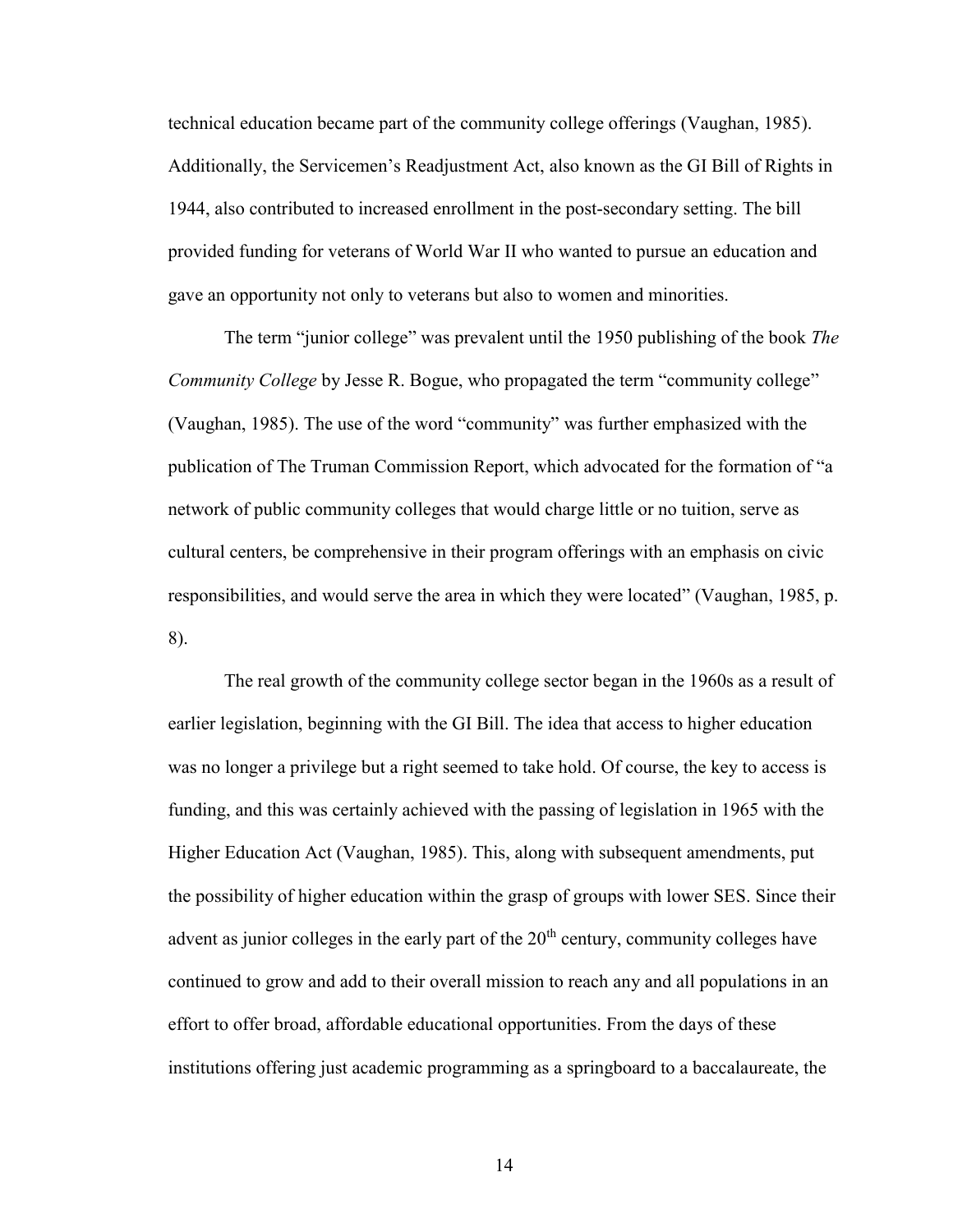technical education became part of the community college offerings (Vaughan, 1985). Additionally, the Servicemen's Readjustment Act, also known as the GI Bill of Rights in 1944, also contributed to increased enrollment in the post-secondary setting. The bill provided funding for veterans of World War II who wanted to pursue an education and gave an opportunity not only to veterans but also to women and minorities.

The term "junior college" was prevalent until the 1950 publishing of the book *The Community College* by Jesse R. Bogue, who propagated the term "community college" (Vaughan, 1985). The use of the word "community" was further emphasized with the publication of The Truman Commission Report, which advocated for the formation of "a network of public community colleges that would charge little or no tuition, serve as cultural centers, be comprehensive in their program offerings with an emphasis on civic responsibilities, and would serve the area in which they were located" (Vaughan, 1985, p. 8).

The real growth of the community college sector began in the 1960s as a result of earlier legislation, beginning with the GI Bill. The idea that access to higher education was no longer a privilege but a right seemed to take hold. Of course, the key to access is funding, and this was certainly achieved with the passing of legislation in 1965 with the Higher Education Act (Vaughan, 1985). This, along with subsequent amendments, put the possibility of higher education within the grasp of groups with lower SES. Since their advent as junior colleges in the early part of the 20th century, community colleges have continued to grow and add to their overall mission to reach any and all populations in an effort to offer broad, affordable educational opportunities. From the days of these institutions offering just academic programming as a springboard to a baccalaureate, the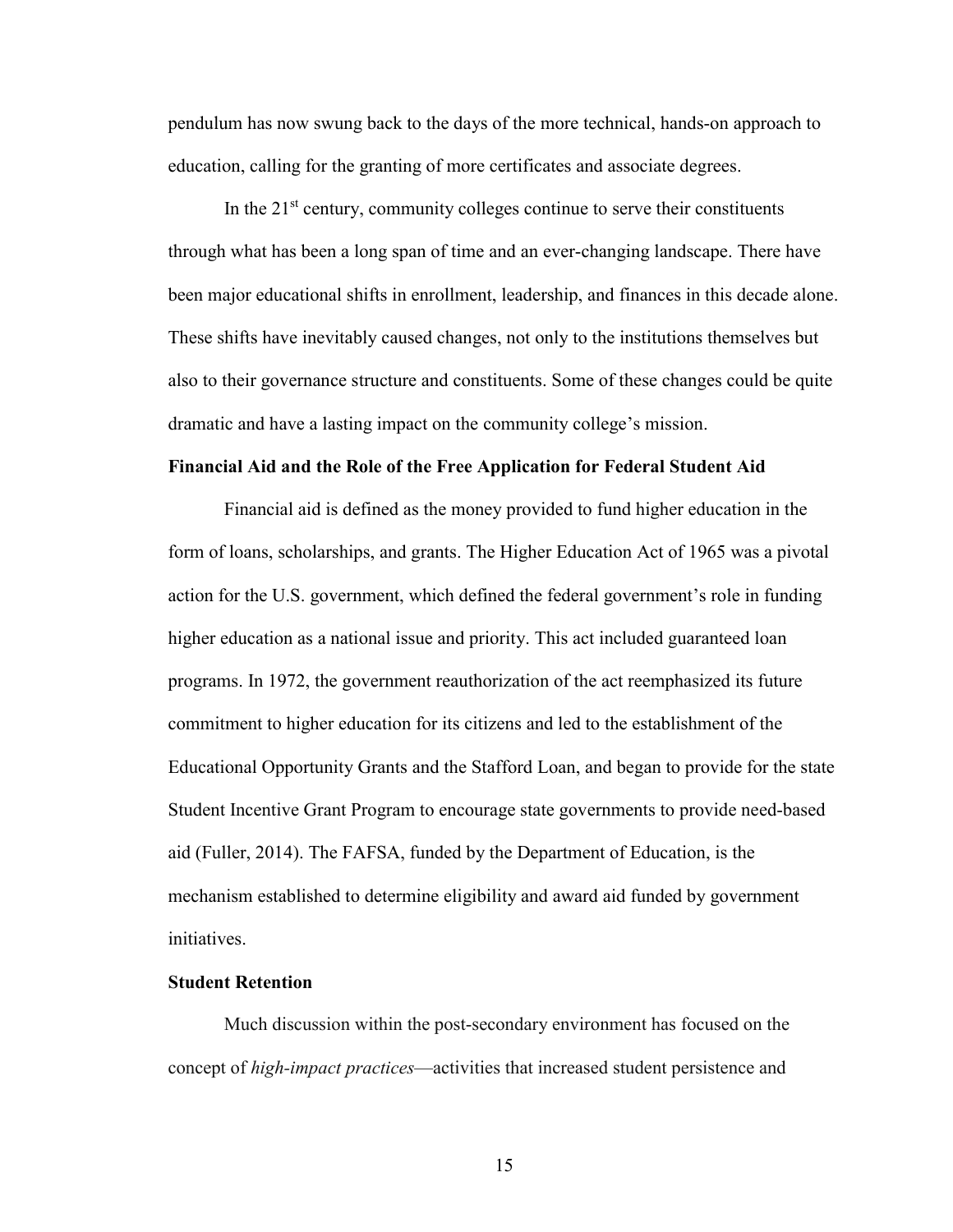pendulum has now swung back to the days of the more technical, hands-on approach to education, calling for the granting of more certificates and associate degrees.

In the 21st century, community colleges continue to serve their constituents through what has been a long span of time and an ever-changing landscape. There have been major educational shifts in enrollment, leadership, and finances in this decade alone. These shifts have inevitably caused changes, not only to the institutions themselves but also to their governance structure and constituents. Some of these changes could be quite dramatic and have a lasting impact on the community college's mission.

## Financial Aid and the Role of the Free Application for Federal Student Aid

Financial aid is defined as the money provided to fund higher education in the form of loans, scholarships, and grants. The Higher Education Act of 1965 was a pivotal action for the U.S. government, which defined the federal government's role in funding higher education as a national issue and priority. This act included guaranteed loan programs. In 1972, the government reauthorization of the act reemphasized its future commitment to higher education for its citizens and led to the establishment of the Educational Opportunity Grants and the Stafford Loan, and began to provide for the state Student Incentive Grant Program to encourage state governments to provide need-based aid (Fuller, 2014). The FAFSA, funded by the Department of Education, is the mechanism established to determine eligibility and award aid funded by government initiatives.

## Student Retention

Much discussion within the post-secondary environment has focused on the concept of *high-impact practices*—activities that increased student persistence and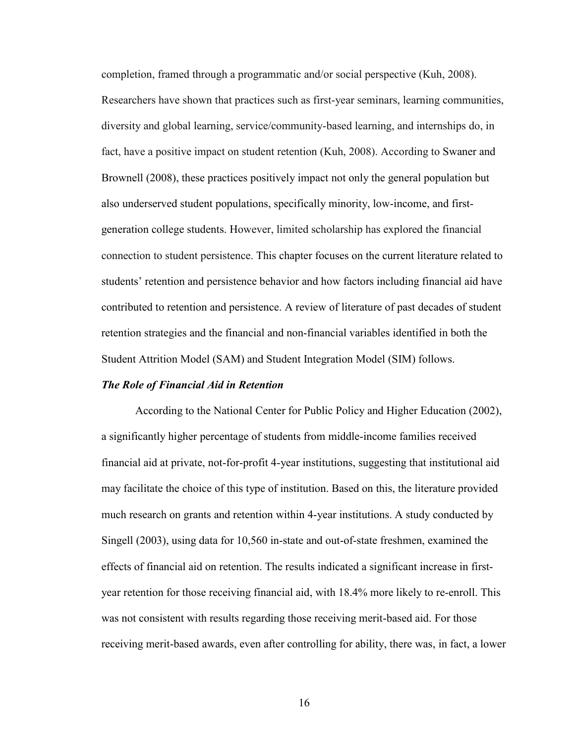completion, framed through a programmatic and/or social perspective (Kuh, 2008). Researchers have shown that practices such as first-year seminars, learning communities, diversity and global learning, service/community-based learning, and internships do, in fact, have a positive impact on student retention (Kuh, 2008). According to Swaner and Brownell (2008), these practices positively impact not only the general population but also underserved student populations, specifically minority, low-income, and first-generation college students. However, limited scholarship has explored the financial connection to student persistence. This chapter focuses on the current literature related to students' retention and persistence behavior and how factors including financial aid have contributed to retention and persistence. A review of literature of past decades of student retention strategies and the financial and non-financial variables identified in both the Student Attrition Model (SAM) and Student Integration Model (SIM) follows.

### *The Role of Financial Aid in Retention*

According to the National Center for Public Policy and Higher Education (2002), a significantly higher percentage of students from middle-income families received financial aid at private, not-for-profit 4-year institutions, suggesting that institutional aid may facilitate the choice of this type of institution. Based on this, the literature provided much research on grants and retention within 4-year institutions. A study conducted by Singell (2003), using data for 10,560 in-state and out-of-state freshmen, examined the effects of financial aid on retention. The results indicated a significant increase in first-year retention for those receiving financial aid, with 18.4% more likely to re-enroll. This was not consistent with results regarding those receiving merit-based aid. For those receiving merit-based awards, even after controlling for ability, there was, in fact, a lower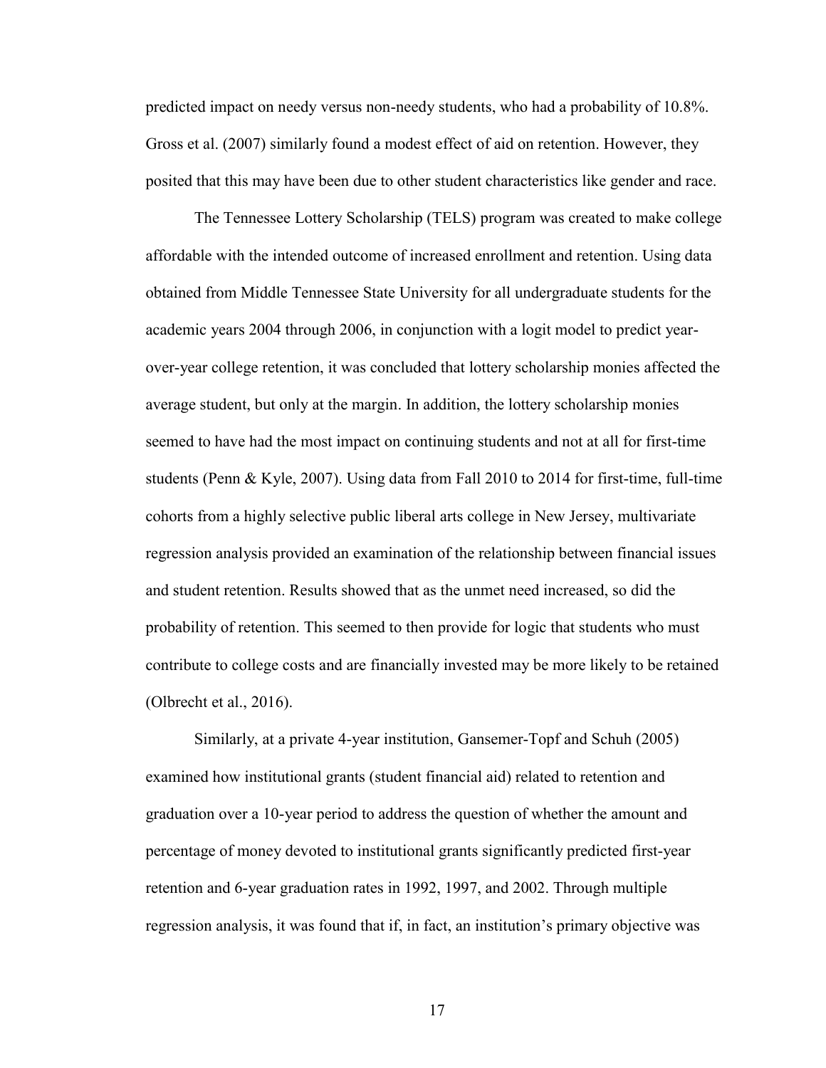predicted impact on needy versus non-needy students, who had a probability of 10.8%. Gross et al. (2007) similarly found a modest effect of aid on retention. However, they posited that this may have been due to other student characteristics like gender and race.

The Tennessee Lottery Scholarship (TELS) program was created to make college affordable with the intended outcome of increased enrollment and retention. Using data obtained from Middle Tennessee State University for all undergraduate students for the academic years 2004 through 2006, in conjunction with a logit model to predict year-over-year college retention, it was concluded that lottery scholarship monies affected the average student, but only at the margin. In addition, the lottery scholarship monies seemed to have had the most impact on continuing students and not at all for first-time students (Penn & Kyle, 2007). Using data from Fall 2010 to 2014 for first-time, full-time cohorts from a highly selective public liberal arts college in New Jersey, multivariate regression analysis provided an examination of the relationship between financial issues and student retention. Results showed that as the unmet need increased, so did the probability of retention. This seemed to then provide for logic that students who must contribute to college costs and are financially invested may be more likely to be retained (Olbrecht et al., 2016).

Similarly, at a private 4-year institution, Gansemer-Topf and Schuh (2005) examined how institutional grants (student financial aid) related to retention and graduation over a 10-year period to address the question of whether the amount and percentage of money devoted to institutional grants significantly predicted first-year retention and 6-year graduation rates in 1992, 1997, and 2002. Through multiple regression analysis, it was found that if, in fact, an institution's primary objective was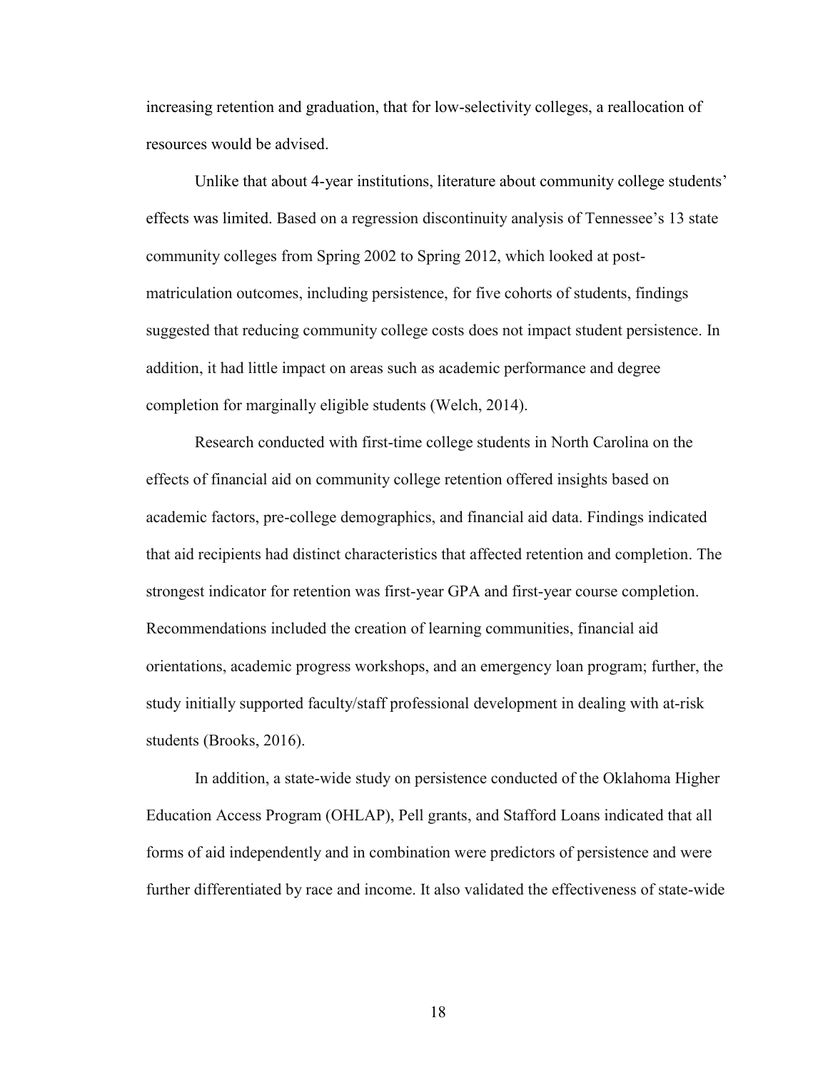increasing retention and graduation, that for low-selectivity colleges, a reallocation of resources would be advised.

Unlike that about 4-year institutions, literature about community college students' effects was limited. Based on a regression discontinuity analysis of Tennessee's 13 state community colleges from Spring 2002 to Spring 2012, which looked at post-matriculation outcomes, including persistence, for five cohorts of students, findings suggested that reducing community college costs does not impact student persistence. In addition, it had little impact on areas such as academic performance and degree completion for marginally eligible students (Welch, 2014).

Research conducted with first-time college students in North Carolina on the effects of financial aid on community college retention offered insights based on academic factors, pre-college demographics, and financial aid data. Findings indicated that aid recipients had distinct characteristics that affected retention and completion. The strongest indicator for retention was first-year GPA and first-year course completion. Recommendations included the creation of learning communities, financial aid orientations, academic progress workshops, and an emergency loan program; further, the study initially supported faculty/staff professional development in dealing with at-risk students (Brooks, 2016).

In addition, a state-wide study on persistence conducted of the Oklahoma Higher Education Access Program (OHLAP), Pell grants, and Stafford Loans indicated that all forms of aid independently and in combination were predictors of persistence and were further differentiated by race and income. It also validated the effectiveness of state-wide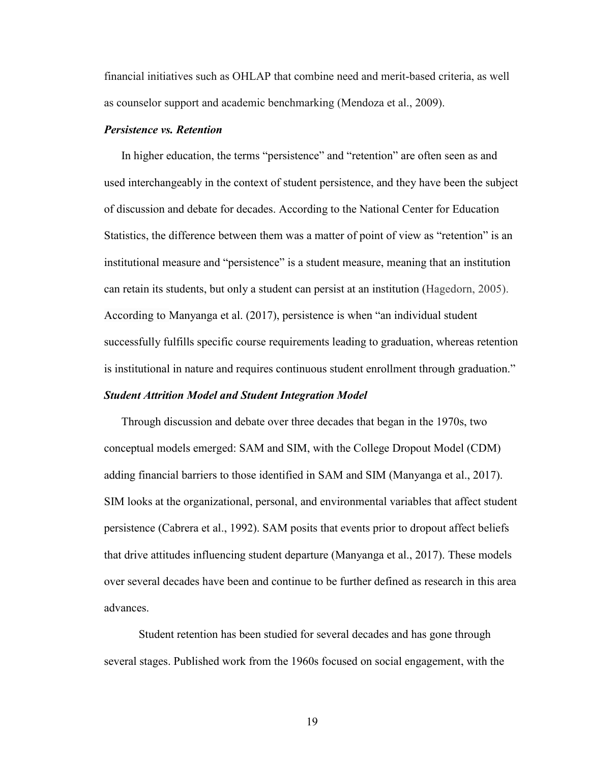financial initiatives such as OHLAP that combine need and merit-based criteria, as well as counselor support and academic benchmarking (Mendoza et al., 2009).

### *Persistence vs. Retention*

In higher education, the terms "persistence" and "retention" are often seen as and used interchangeably in the context of student persistence, and they have been the subject of discussion and debate for decades. According to the National Center for Education Statistics, the difference between them was a matter of point of view as "retention" is an institutional measure and "persistence" is a student measure, meaning that an institution can retain its students, but only a student can persist at an institution (Hagedorn, 2005). According to Manyanga et al. (2017), persistence is when "an individual student successfully fulfills specific course requirements leading to graduation, whereas retention is institutional in nature and requires continuous student enrollment through graduation."

### *Student Attrition Model and Student Integration Model*

Through discussion and debate over three decades that began in the 1970s, two conceptual models emerged: SAM and SIM, with the College Dropout Model (CDM) adding financial barriers to those identified in SAM and SIM (Manyanga et al., 2017). SIM looks at the organizational, personal, and environmental variables that affect student persistence (Cabrera et al., 1992). SAM posits that events prior to dropout affect beliefs that drive attitudes influencing student departure (Manyanga et al., 2017). These models over several decades have been and continue to be further defined as research in this area advances.

Student retention has been studied for several decades and has gone through several stages. Published work from the 1960s focused on social engagement, with the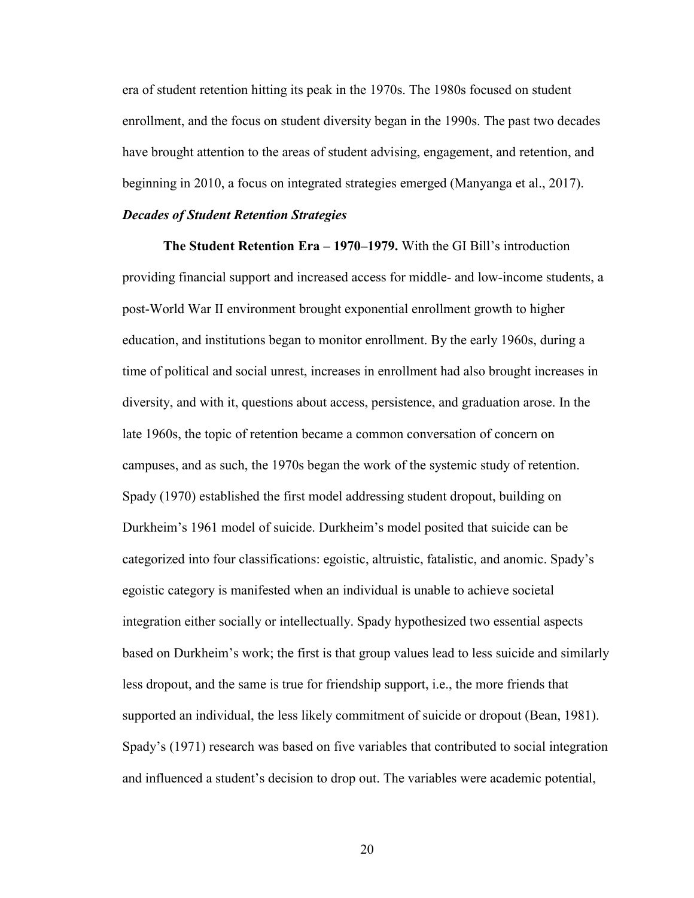era of student retention hitting its peak in the 1970s. The 1980s focused on student enrollment, and the focus on student diversity began in the 1990s. The past two decades have brought attention to the areas of student advising, engagement, and retention, and beginning in 2010, a focus on integrated strategies emerged (Manyanga et al., 2017).

### *Decades of Student Retention Strategies*

**The Student Retention Era – 1970–1979.** With the GI Bill's introduction providing financial support and increased access for middle- and low-income students, a post-World War II environment brought exponential enrollment growth to higher education, and institutions began to monitor enrollment. By the early 1960s, during a time of political and social unrest, increases in enrollment had also brought increases in diversity, and with it, questions about access, persistence, and graduation arose. In the late 1960s, the topic of retention became a common conversation of concern on campuses, and as such, the 1970s began the work of the systemic study of retention. Spady (1970) established the first model addressing student dropout, building on Durkheim's 1961 model of suicide. Durkheim's model posited that suicide can be categorized into four classifications: egoistic, altruistic, fatalistic, and anomic. Spady's egoistic category is manifested when an individual is unable to achieve societal integration either socially or intellectually. Spady hypothesized two essential aspects based on Durkheim's work; the first is that group values lead to less suicide and similarly less dropout, and the same is true for friendship support, i.e., the more friends that supported an individual, the less likely commitment of suicide or dropout (Bean, 1981). Spady's (1971) research was based on five variables that contributed to social integration and influenced a student's decision to drop out. The variables were academic potential,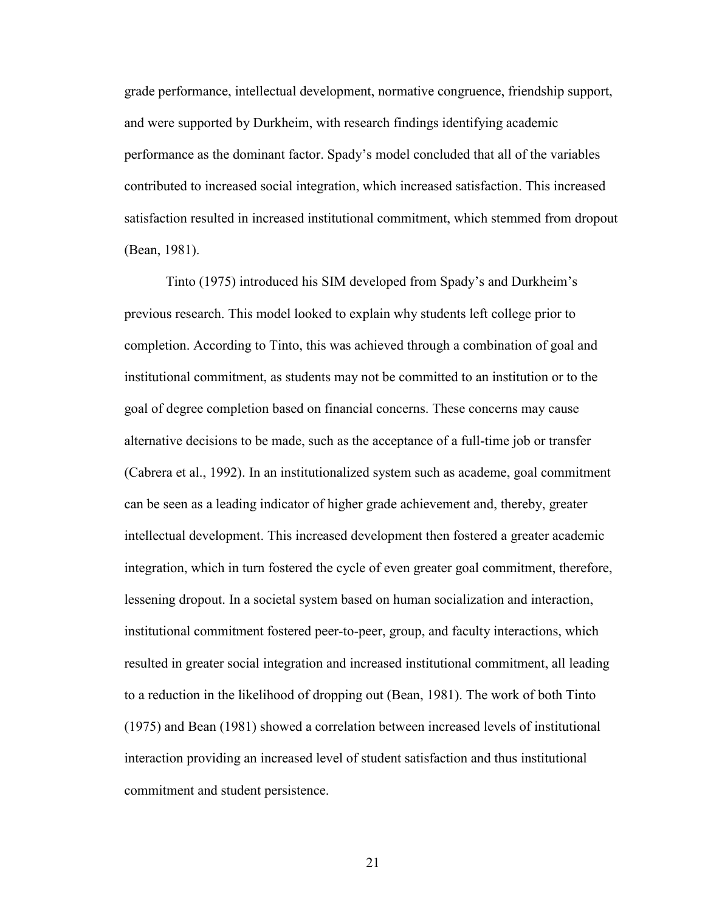grade performance, intellectual development, normative congruence, friendship support, and were supported by Durkheim, with research findings identifying academic performance as the dominant factor. Spady's model concluded that all of the variables contributed to increased social integration, which increased satisfaction. This increased satisfaction resulted in increased institutional commitment, which stemmed from dropout (Bean, 1981).

Tinto (1975) introduced his SIM developed from Spady's and Durkheim's previous research. This model looked to explain why students left college prior to completion. According to Tinto, this was achieved through a combination of goal and institutional commitment, as students may not be committed to an institution or to the goal of degree completion based on financial concerns. These concerns may cause alternative decisions to be made, such as the acceptance of a full-time job or transfer (Cabrera et al., 1992). In an institutionalized system such as academe, goal commitment can be seen as a leading indicator of higher grade achievement and, thereby, greater intellectual development. This increased development then fostered a greater academic integration, which in turn fostered the cycle of even greater goal commitment, therefore, lessening dropout. In a societal system based on human socialization and interaction, institutional commitment fostered peer-to-peer, group, and faculty interactions, which resulted in greater social integration and increased institutional commitment, all leading to a reduction in the likelihood of dropping out (Bean, 1981). The work of both Tinto (1975) and Bean (1981) showed a correlation between increased levels of institutional interaction providing an increased level of student satisfaction and thus institutional commitment and student persistence.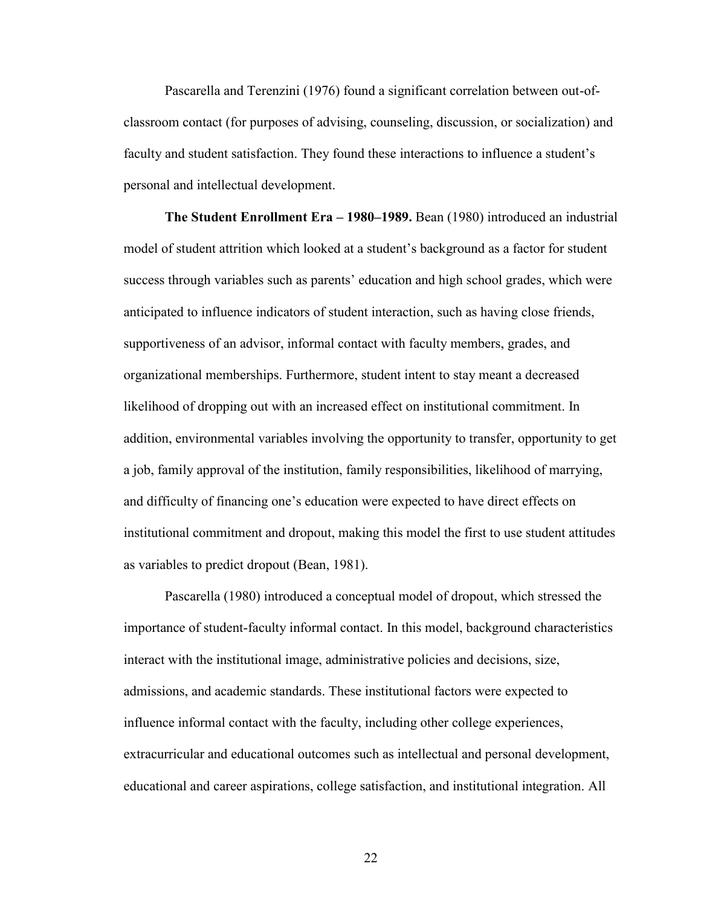Pascarella and Terenzini (1976) found a significant correlation between out-of-classroom contact (for purposes of advising, counseling, discussion, or socialization) and faculty and student satisfaction. They found these interactions to influence a student's personal and intellectual development.

**The Student Enrollment Era – 1980–1989.** Bean (1980) introduced an industrial model of student attrition which looked at a student's background as a factor for student success through variables such as parents' education and high school grades, which were anticipated to influence indicators of student interaction, such as having close friends, supportiveness of an advisor, informal contact with faculty members, grades, and organizational memberships. Furthermore, student intent to stay meant a decreased likelihood of dropping out with an increased effect on institutional commitment. In addition, environmental variables involving the opportunity to transfer, opportunity to get a job, family approval of the institution, family responsibilities, likelihood of marrying, and difficulty of financing one's education were expected to have direct effects on institutional commitment and dropout, making this model the first to use student attitudes as variables to predict dropout (Bean, 1981).

Pascarella (1980) introduced a conceptual model of dropout, which stressed the importance of student-faculty informal contact. In this model, background characteristics interact with the institutional image, administrative policies and decisions, size, admissions, and academic standards. These institutional factors were expected to influence informal contact with the faculty, including other college experiences, extracurricular and educational outcomes such as intellectual and personal development, educational and career aspirations, college satisfaction, and institutional integration. All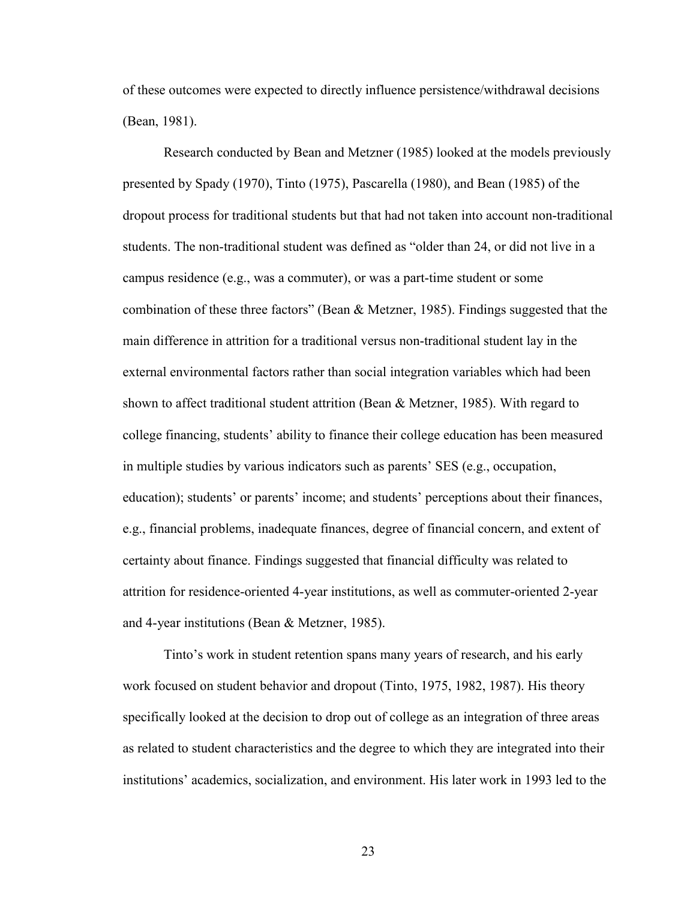of these outcomes were expected to directly influence persistence/withdrawal decisions (Bean, 1981).

Research conducted by Bean and Metzner (1985) looked at the models previously presented by Spady (1970), Tinto (1975), Pascarella (1980), and Bean (1985) of the dropout process for traditional students but that had not taken into account non-traditional students. The non-traditional student was defined as "older than 24, or did not live in a campus residence (e.g., was a commuter), or was a part-time student or some combination of these three factors" (Bean & Metzner, 1985). Findings suggested that the main difference in attrition for a traditional versus non-traditional student lay in the external environmental factors rather than social integration variables which had been shown to affect traditional student attrition (Bean & Metzner, 1985). With regard to college financing, students' ability to finance their college education has been measured in multiple studies by various indicators such as parents' SES (e.g., occupation, education); students' or parents' income; and students' perceptions about their finances, e.g., financial problems, inadequate finances, degree of financial concern, and extent of certainty about finance. Findings suggested that financial difficulty was related to attrition for residence-oriented 4-year institutions, as well as commuter-oriented 2-year and 4-year institutions (Bean & Metzner, 1985).

Tinto's work in student retention spans many years of research, and his early work focused on student behavior and dropout (Tinto, 1975, 1982, 1987). His theory specifically looked at the decision to drop out of college as an integration of three areas as related to student characteristics and the degree to which they are integrated into their institutions' academics, socialization, and environment. His later work in 1993 led to the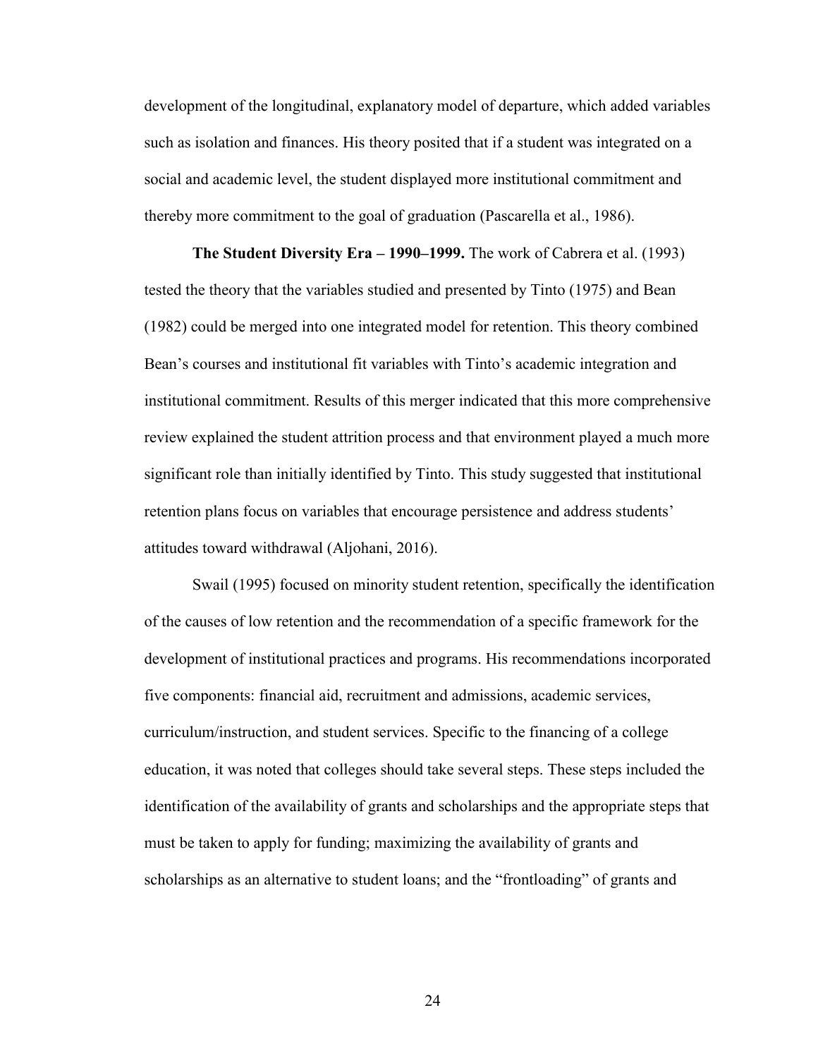development of the longitudinal, explanatory model of departure, which added variables such as isolation and finances. His theory posited that if a student was integrated on a social and academic level, the student displayed more institutional commitment and thereby more commitment to the goal of graduation (Pascarella et al., 1986).

**The Student Diversity Era – 1990–1999.** The work of Cabrera et al. (1993) tested the theory that the variables studied and presented by Tinto (1975) and Bean (1982) could be merged into one integrated model for retention. This theory combined Bean's courses and institutional fit variables with Tinto's academic integration and institutional commitment. Results of this merger indicated that this more comprehensive review explained the student attrition process and that environment played a much more significant role than initially identified by Tinto. This study suggested that institutional retention plans focus on variables that encourage persistence and address students' attitudes toward withdrawal (Aljohani, 2016).

Swail (1995) focused on minority student retention, specifically the identification of the causes of low retention and the recommendation of a specific framework for the development of institutional practices and programs. His recommendations incorporated five components: financial aid, recruitment and admissions, academic services, curriculum/instruction, and student services. Specific to the financing of a college education, it was noted that colleges should take several steps. These steps included the identification of the availability of grants and scholarships and the appropriate steps that must be taken to apply for funding; maximizing the availability of grants and scholarships as an alternative to student loans; and the "frontloading" of grants and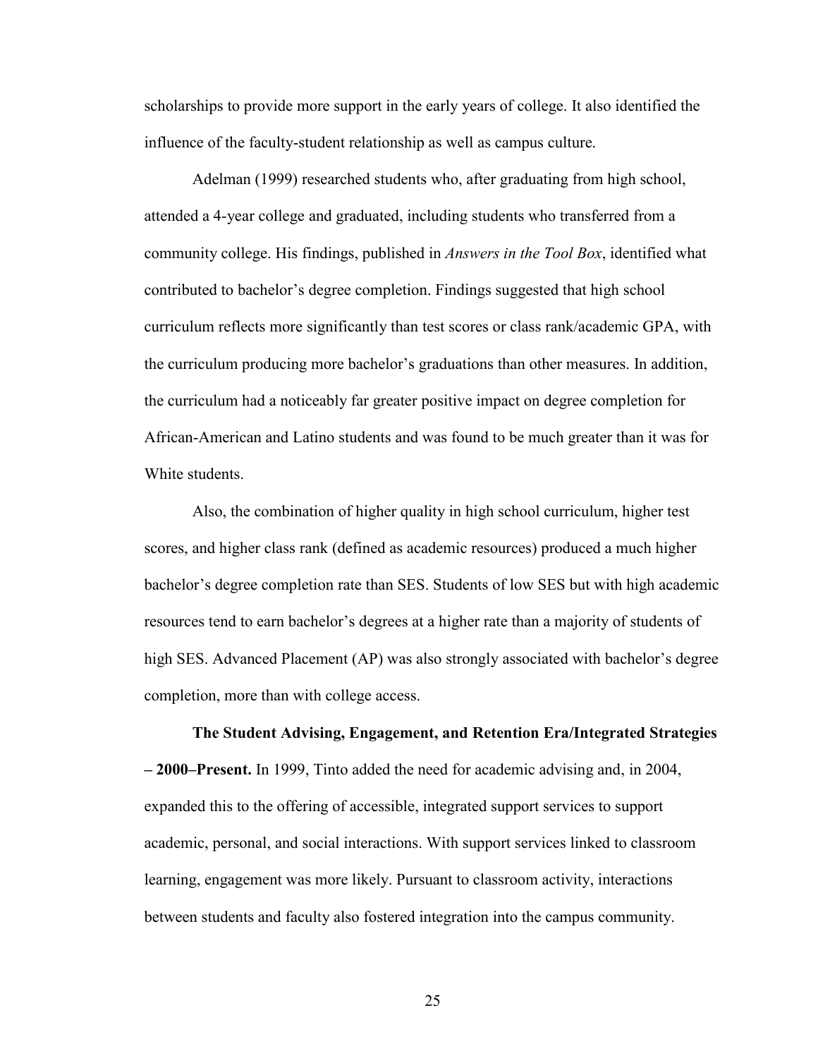scholarships to provide more support in the early years of college. It also identified the influence of the faculty-student relationship as well as campus culture.

Adelman (1999) researched students who, after graduating from high school, attended a 4-year college and graduated, including students who transferred from a community college. His findings, published in *Answers in the Tool Box*, identified what contributed to bachelor's degree completion. Findings suggested that high school curriculum reflects more significantly than test scores or class rank/academic GPA, with the curriculum producing more bachelor's graduations than other measures. In addition, the curriculum had a noticeably far greater positive impact on degree completion for African-American and Latino students and was found to be much greater than it was for White students.

Also, the combination of higher quality in high school curriculum, higher test scores, and higher class rank (defined as academic resources) produced a much higher bachelor's degree completion rate than SES. Students of low SES but with high academic resources tend to earn bachelor's degrees at a higher rate than a majority of students of high SES. Advanced Placement (AP) was also strongly associated with bachelor's degree completion, more than with college access.

**The Student Advising, Engagement, and Retention Era/Integrated Strategies – 2000–Present.** In 1999, Tinto added the need for academic advising and, in 2004, expanded this to the offering of accessible, integrated support services to support academic, personal, and social interactions. With support services linked to classroom learning, engagement was more likely. Pursuant to classroom activity, interactions between students and faculty also fostered integration into the campus community.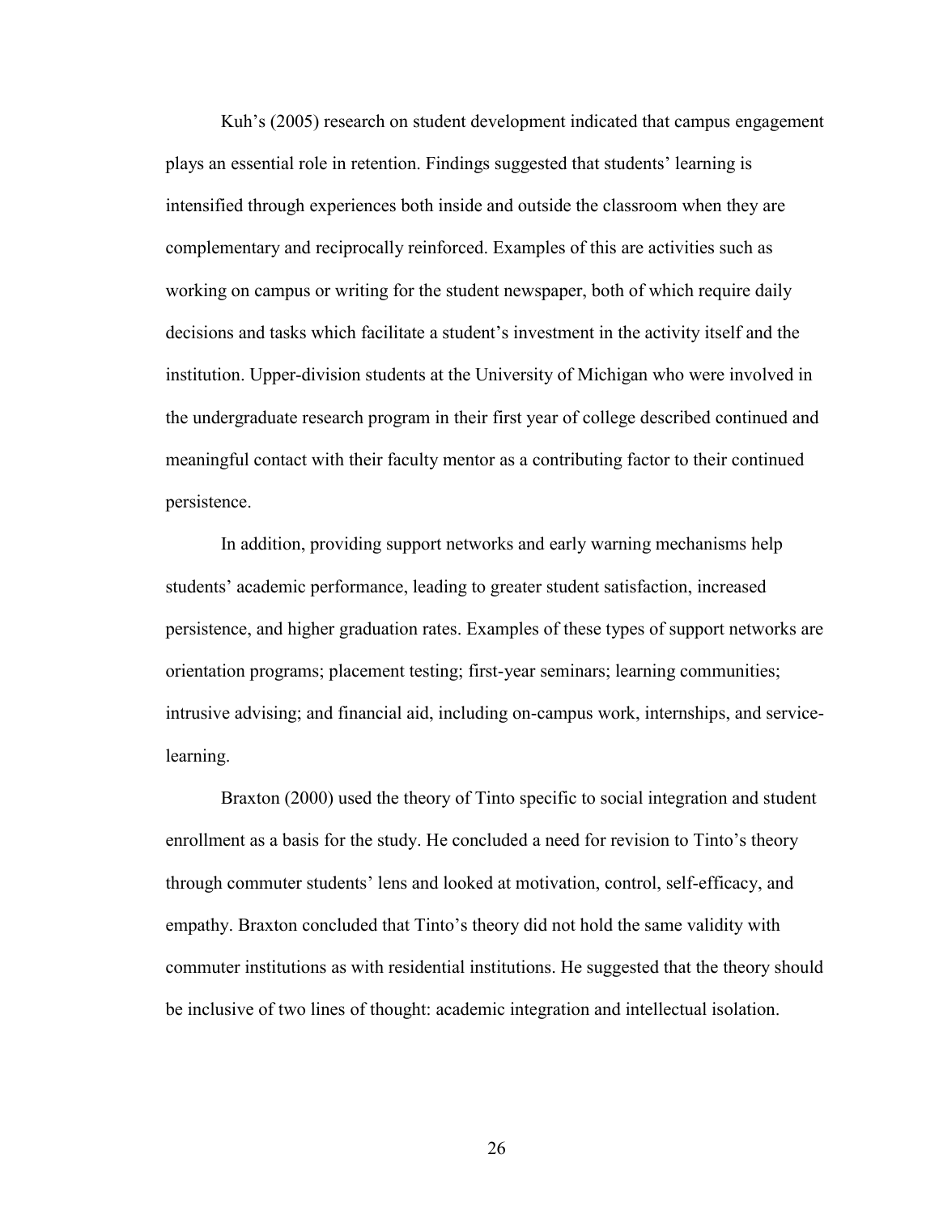Kuh's (2005) research on student development indicated that campus engagement plays an essential role in retention. Findings suggested that students' learning is intensified through experiences both inside and outside the classroom when they are complementary and reciprocally reinforced. Examples of this are activities such as working on campus or writing for the student newspaper, both of which require daily decisions and tasks which facilitate a student's investment in the activity itself and the institution. Upper-division students at the University of Michigan who were involved in the undergraduate research program in their first year of college described continued and meaningful contact with their faculty mentor as a contributing factor to their continued persistence.

In addition, providing support networks and early warning mechanisms help students' academic performance, leading to greater student satisfaction, increased persistence, and higher graduation rates. Examples of these types of support networks are orientation programs; placement testing; first-year seminars; learning communities; intrusive advising; and financial aid, including on-campus work, internships, and service-learning.

Braxton (2000) used the theory of Tinto specific to social integration and student enrollment as a basis for the study. He concluded a need for revision to Tinto's theory through commuter students' lens and looked at motivation, control, self-efficacy, and empathy. Braxton concluded that Tinto's theory did not hold the same validity with commuter institutions as with residential institutions. He suggested that the theory should be inclusive of two lines of thought: academic integration and intellectual isolation.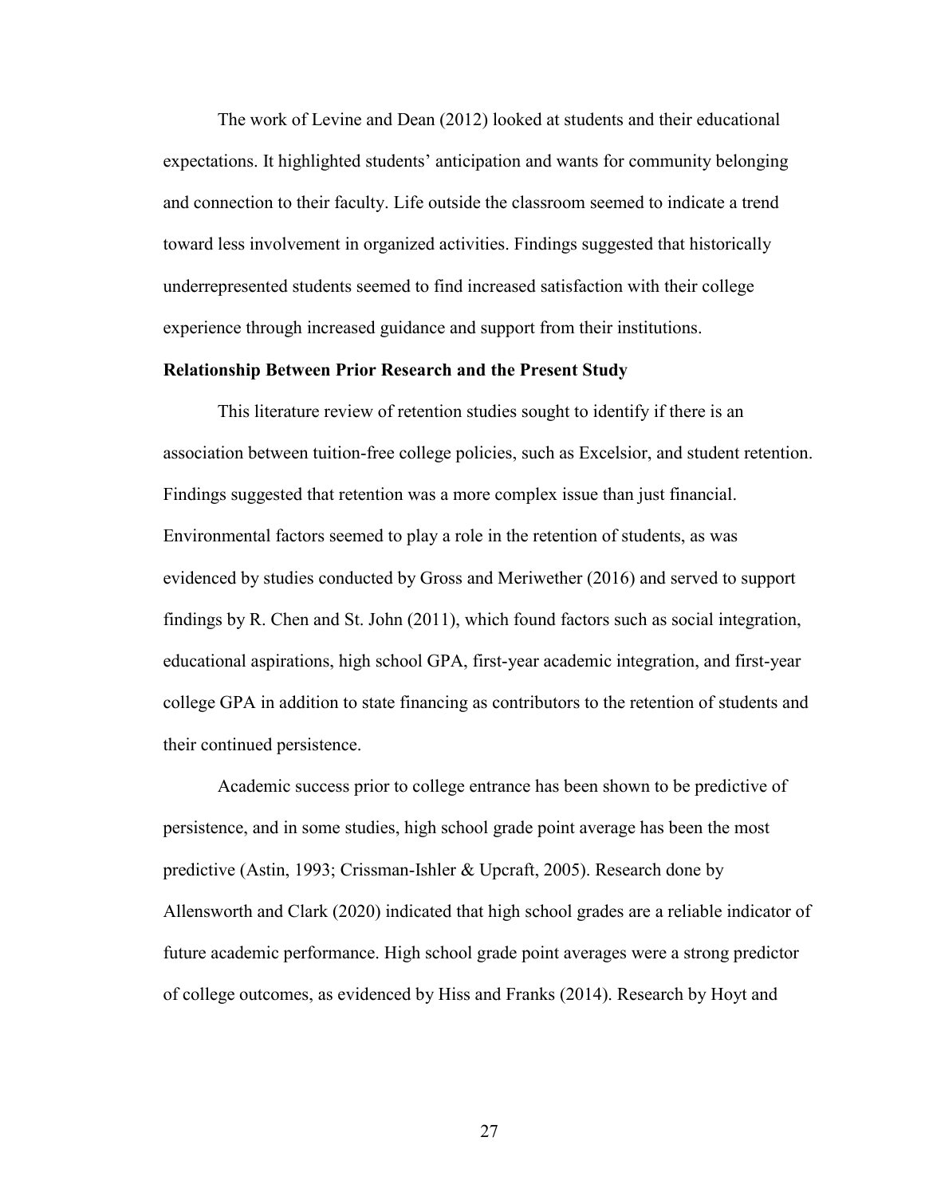The work of Levine and Dean (2012) looked at students and their educational expectations. It highlighted students' anticipation and wants for community belonging and connection to their faculty. Life outside the classroom seemed to indicate a trend toward less involvement in organized activities. Findings suggested that historically underrepresented students seemed to find increased satisfaction with their college experience through increased guidance and support from their institutions.

**Relationship Between Prior Research and the Present Study**

This literature review of retention studies sought to identify if there is an association between tuition-free college policies, such as Excelsior, and student retention. Findings suggested that retention was a more complex issue than just financial. Environmental factors seemed to play a role in the retention of students, as was evidenced by studies conducted by Gross and Meriwether (2016) and served to support findings by R. Chen and St. John (2011), which found factors such as social integration, educational aspirations, high school GPA, first-year academic integration, and first-year college GPA in addition to state financing as contributors to the retention of students and their continued persistence.

Academic success prior to college entrance has been shown to be predictive of persistence, and in some studies, high school grade point average has been the most predictive (Astin, 1993; Crissman-Ishler & Upcraft, 2005). Research done by Allensworth and Clark (2020) indicated that high school grades are a reliable indicator of future academic performance. High school grade point averages were a strong predictor of college outcomes, as evidenced by Hiss and Franks (2014). Research by Hoyt and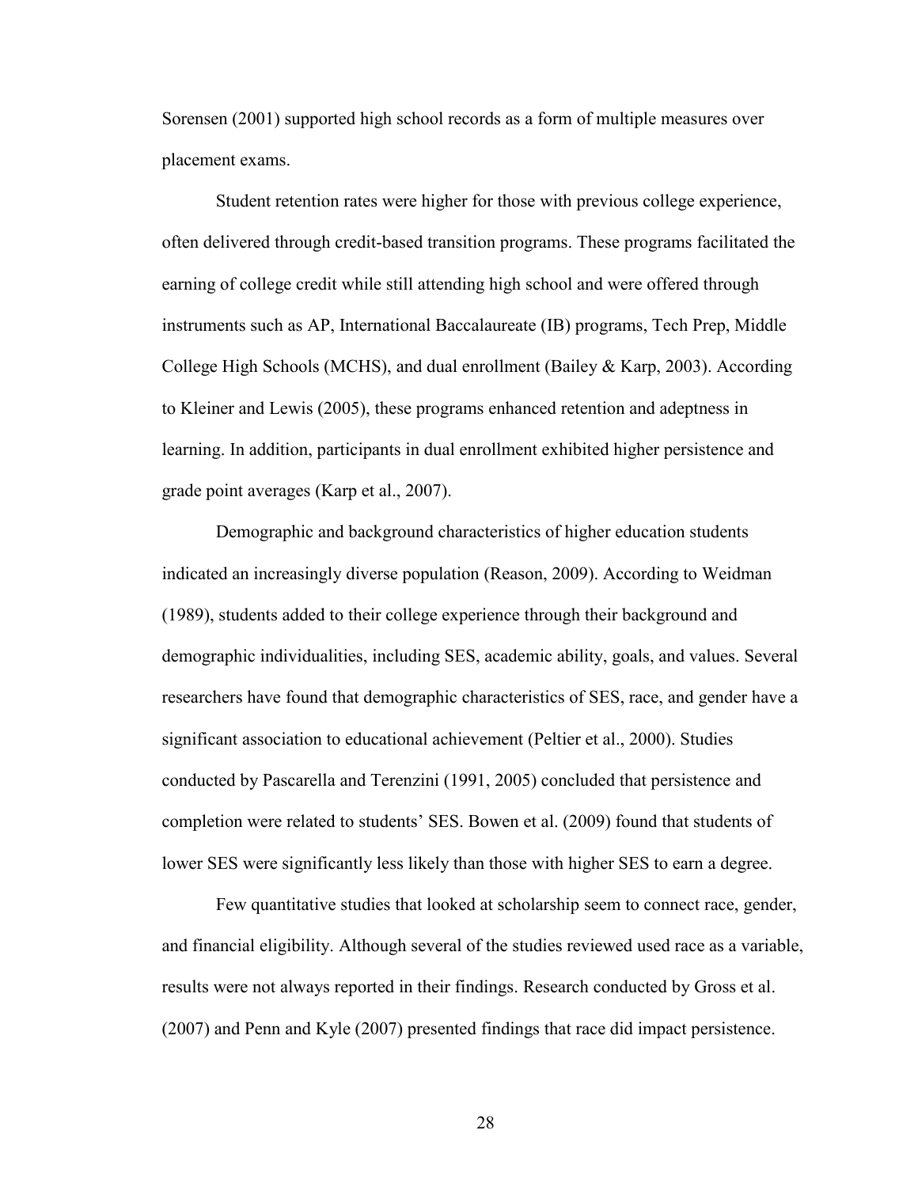Sorensen (2001) supported high school records as a form of multiple measures over placement exams.

Student retention rates were higher for those with previous college experience, often delivered through credit-based transition programs. These programs facilitated the earning of college credit while still attending high school and were offered through instruments such as AP, International Baccalaureate (IB) programs, Tech Prep, Middle College High Schools (MCHS), and dual enrollment (Bailey & Karp, 2003). According to Kleiner and Lewis (2005), these programs enhanced retention and adeptness in learning. In addition, participants in dual enrollment exhibited higher persistence and grade point averages (Karp et al., 2007).

Demographic and background characteristics of higher education students indicated an increasingly diverse population (Reason, 2009). According to Weidman (1989), students added to their college experience through their background and demographic individualities, including SES, academic ability, goals, and values. Several researchers have found that demographic characteristics of SES, race, and gender have a significant association to educational achievement (Peltier et al., 2000). Studies conducted by Pascarella and Terenzini (1991, 2005) concluded that persistence and completion were related to students' SES. Bowen et al. (2009) found that students of lower SES were significantly less likely than those with higher SES to earn a degree.

Few quantitative studies that looked at scholarship seem to connect race, gender, and financial eligibility. Although several of the studies reviewed used race as a variable, results were not always reported in their findings. Research conducted by Gross et al. (2007) and Penn and Kyle (2007) presented findings that race did impact persistence.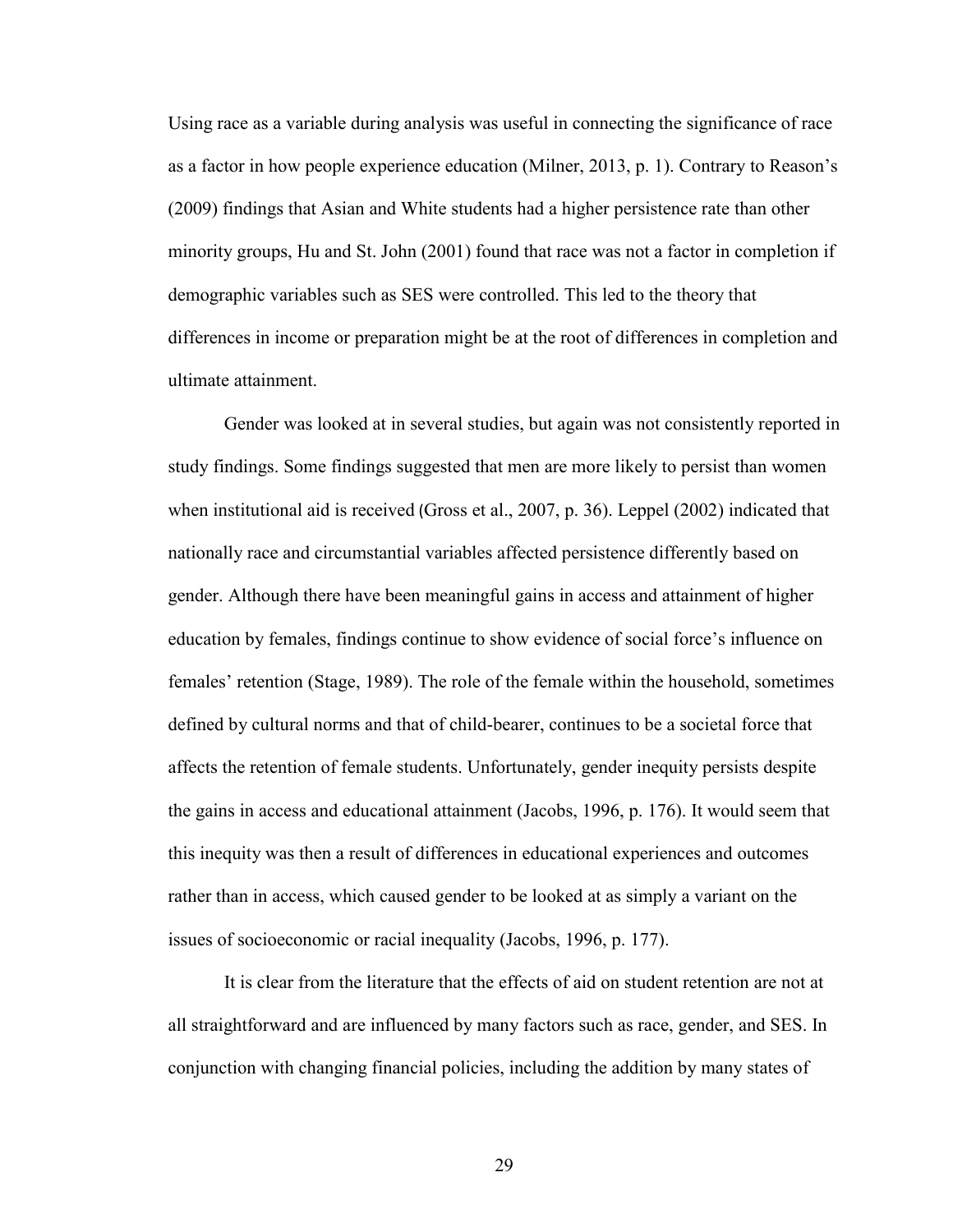Using race as a variable during analysis was useful in connecting the significance of race as a factor in how people experience education (Milner, 2013, p. 1). Contrary to Reason's (2009) findings that Asian and White students had a higher persistence rate than other minority groups, Hu and St. John (2001) found that race was not a factor in completion if demographic variables such as SES were controlled. This led to the theory that differences in income or preparation might be at the root of differences in completion and ultimate attainment.

Gender was looked at in several studies, but again was not consistently reported in study findings. Some findings suggested that men are more likely to persist than women when institutional aid is received (Gross et al., 2007, p. 36). Leppel (2002) indicated that nationally race and circumstantial variables affected persistence differently based on gender. Although there have been meaningful gains in access and attainment of higher education by females, findings continue to show evidence of social force's influence on females' retention (Stage, 1989). The role of the female within the household, sometimes defined by cultural norms and that of child-bearer, continues to be a societal force that affects the retention of female students. Unfortunately, gender inequity persists despite the gains in access and educational attainment (Jacobs, 1996, p. 176). It would seem that this inequity was then a result of differences in educational experiences and outcomes rather than in access, which caused gender to be looked at as simply a variant on the issues of socioeconomic or racial inequality (Jacobs, 1996, p. 177).

It is clear from the literature that the effects of aid on student retention are not at all straightforward and are influenced by many factors such as race, gender, and SES. In conjunction with changing financial policies, including the addition by many states of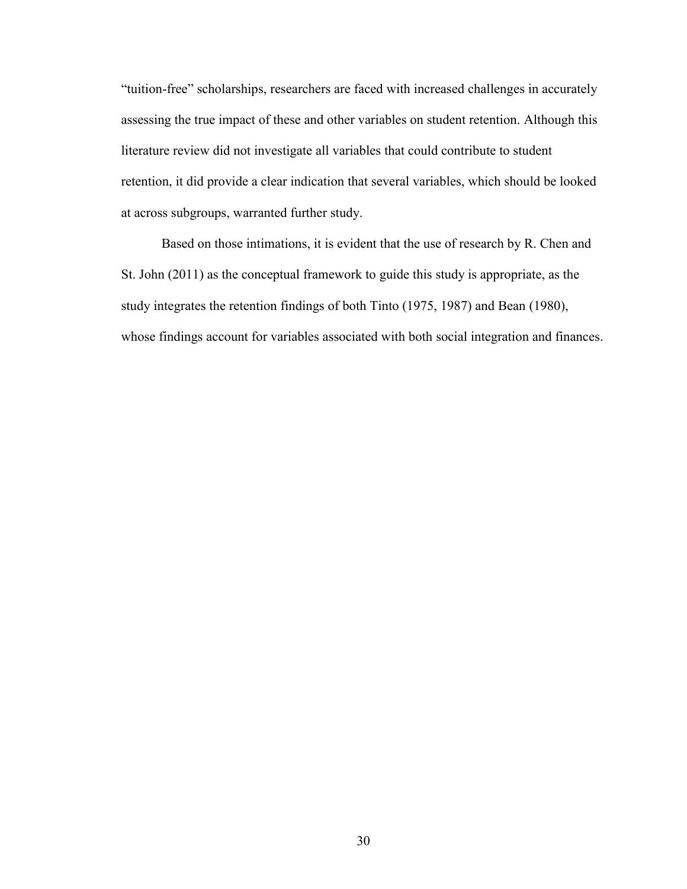"tuition-free" scholarships, researchers are faced with increased challenges in accurately assessing the true impact of these and other variables on student retention. Although this literature review did not investigate all variables that could contribute to student retention, it did provide a clear indication that several variables, which should be looked at across subgroups, warranted further study.

Based on those intimations, it is evident that the use of research by R. Chen and St. John (2011) as the conceptual framework to guide this study is appropriate, as the study integrates the retention findings of both Tinto (1975, 1987) and Bean (1980), whose findings account for variables associated with both social integration and finances.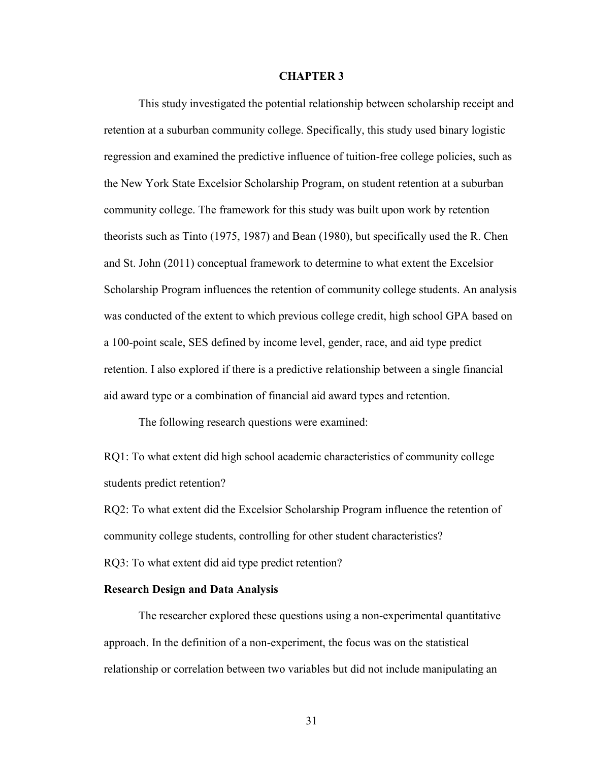# CHAPTER 3

This study investigated the potential relationship between scholarship receipt and retention at a suburban community college. Specifically, this study used binary logistic regression and examined the predictive influence of tuition-free college policies, such as the New York State Excelsior Scholarship Program, on student retention at a suburban community college. The framework for this study was built upon work by retention theorists such as Tinto (1975, 1987) and Bean (1980), but specifically used the R. Chen and St. John (2011) conceptual framework to determine to what extent the Excelsior Scholarship Program influences the retention of community college students. An analysis was conducted of the extent to which previous college credit, high school GPA based on a 100-point scale, SES defined by income level, gender, race, and aid type predict retention. I also explored if there is a predictive relationship between a single financial aid award type or a combination of financial aid award types and retention.

The following research questions were examined:

RQ1: To what extent did high school academic characteristics of community college students predict retention?

RQ2: To what extent did the Excelsior Scholarship Program influence the retention of community college students, controlling for other student characteristics?

RQ3: To what extent did aid type predict retention?

## Research Design and Data Analysis

The researcher explored these questions using a non-experimental quantitative approach. In the definition of a non-experiment, the focus was on the statistical relationship or correlation between two variables but did not include manipulating an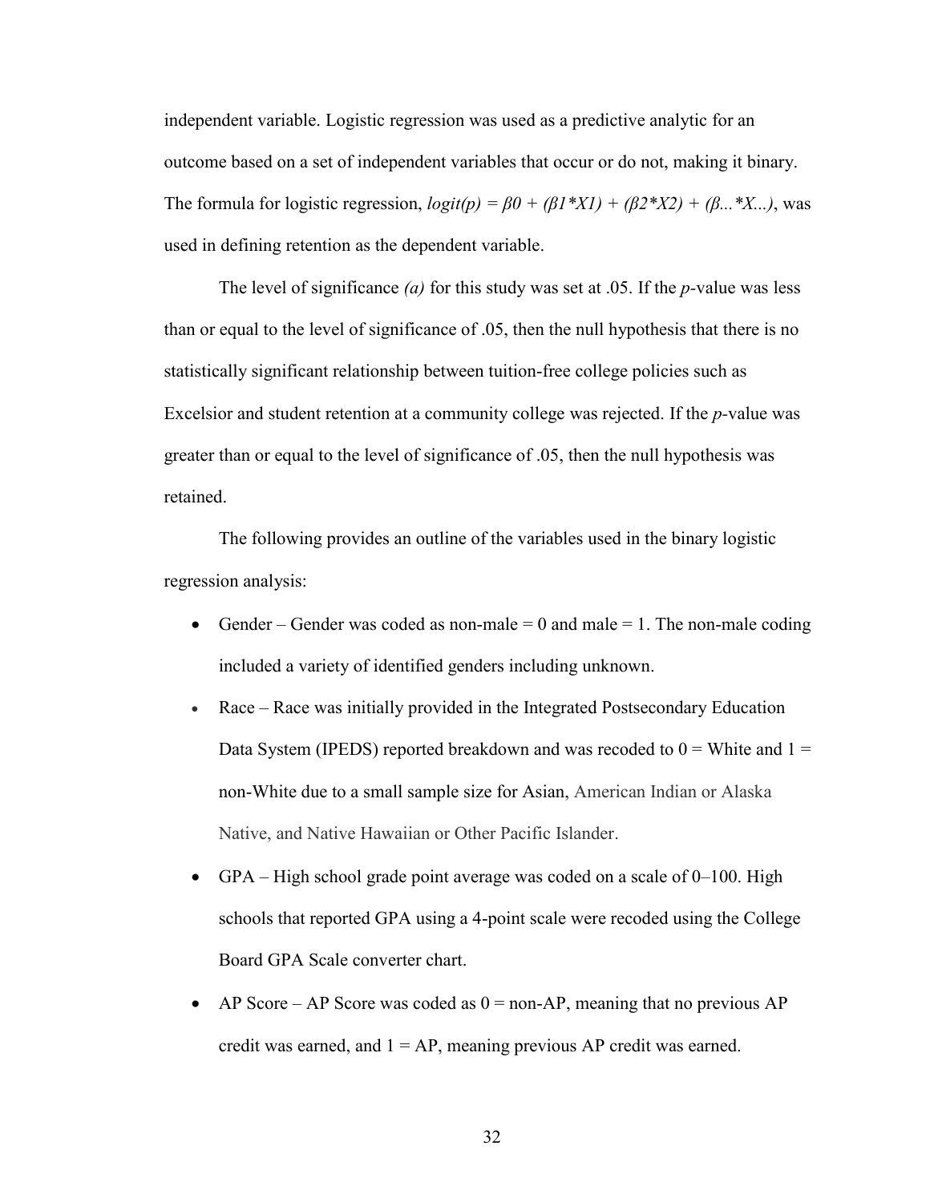independent variable. Logistic regression was used as a predictive analytic for an outcome based on a set of independent variables that occur or do not, making it binary. The formula for logistic regression, $logit(p) = \beta 0 + (\beta 1 * X1) + (\beta 2 * X2) + (\beta ... * X...)$, was used in defining retention as the dependent variable.

The level of significance *(a)* for this study was set at .05. If the *p*-value was less than or equal to the level of significance of .05, then the null hypothesis that there is no statistically significant relationship between tuition-free college policies such as Excelsior and student retention at a community college was rejected. If the *p*-value was greater than or equal to the level of significance of .05, then the null hypothesis was retained.

The following provides an outline of the variables used in the binary logistic regression analysis:

- Gender – Gender was coded as non-male = 0 and male = 1. The non-male coding included a variety of identified genders including unknown.
- Race – Race was initially provided in the Integrated Postsecondary Education Data System (IPEDS) reported breakdown and was recoded to 0 = White and 1 = non-White due to a small sample size for Asian, American Indian or Alaska Native, and Native Hawaiian or Other Pacific Islander.
- GPA – High school grade point average was coded on a scale of 0–100. High schools that reported GPA using a 4-point scale were recoded using the College Board GPA Scale converter chart.
- AP Score – AP Score was coded as 0 = non-AP, meaning that no previous AP credit was earned, and 1 = AP, meaning previous AP credit was earned.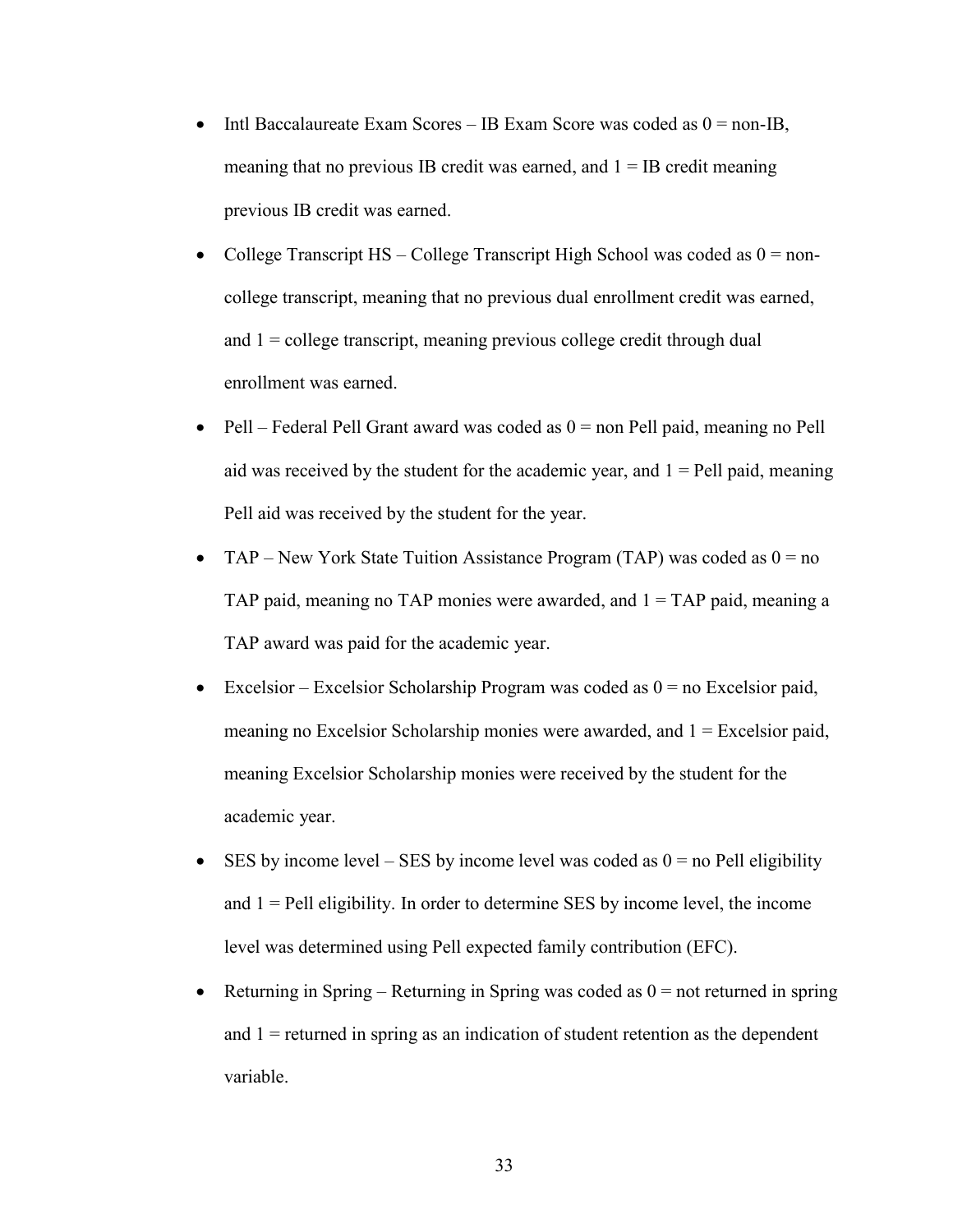- Intl Baccalaureate Exam Scores – IB Exam Score was coded as 0 = non-IB, meaning that no previous IB credit was earned, and 1 = IB credit meaning previous IB credit was earned.
- College Transcript HS – College Transcript High School was coded as 0 = non-college transcript, meaning that no previous dual enrollment credit was earned, and 1 = college transcript, meaning previous college credit through dual enrollment was earned.
- Pell – Federal Pell Grant award was coded as 0 = non Pell paid, meaning no Pell aid was received by the student for the academic year, and 1 = Pell paid, meaning Pell aid was received by the student for the year.
- TAP – New York State Tuition Assistance Program (TAP) was coded as 0 = no TAP paid, meaning no TAP monies were awarded, and 1 = TAP paid, meaning a TAP award was paid for the academic year.
- Excelsior – Excelsior Scholarship Program was coded as 0 = no Excelsior paid, meaning no Excelsior Scholarship monies were awarded, and 1 = Excelsior paid, meaning Excelsior Scholarship monies were received by the student for the academic year.
- SES by income level – SES by income level was coded as 0 = no Pell eligibility and 1 = Pell eligibility. In order to determine SES by income level, the income level was determined using Pell expected family contribution (EFC).
- Returning in Spring – Returning in Spring was coded as 0 = not returned in spring and 1 = returned in spring as an indication of student retention as the dependent variable.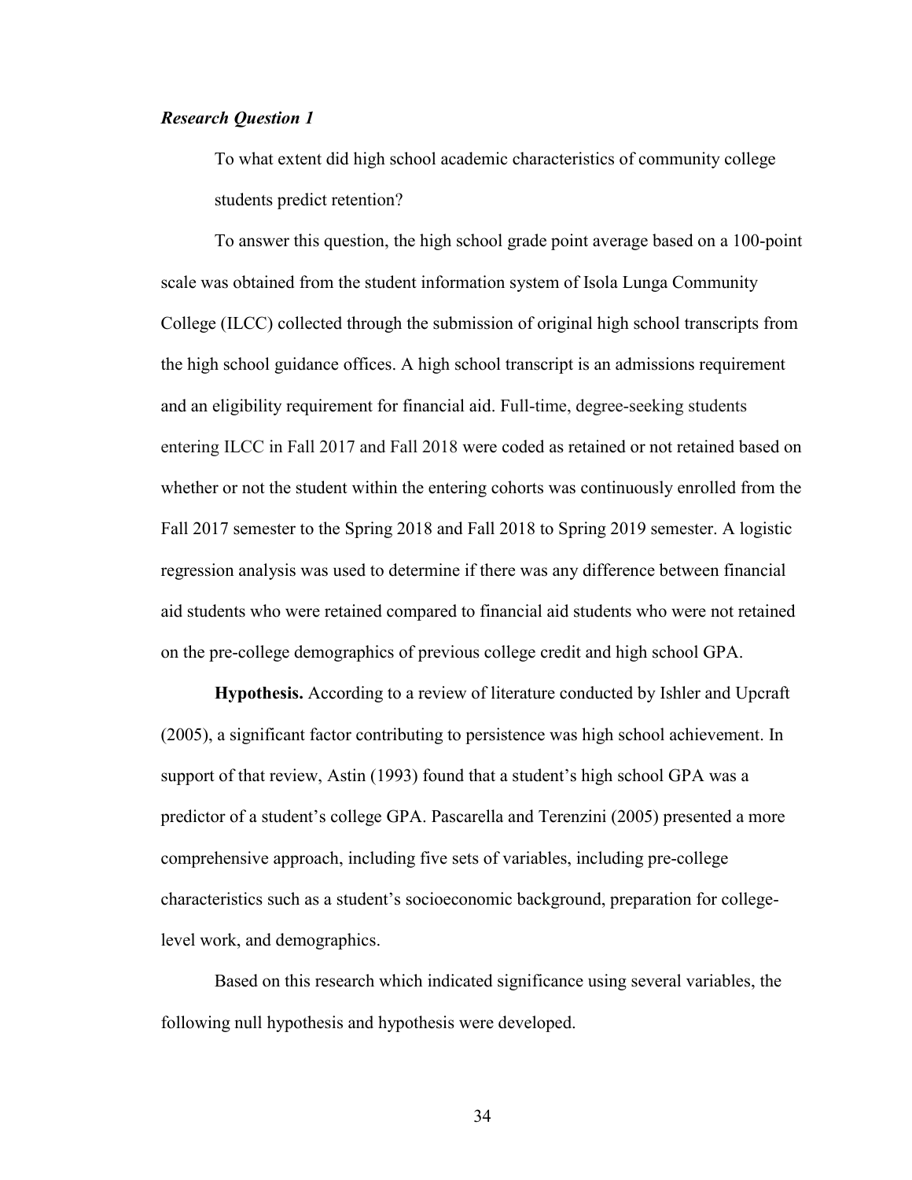### *Research Question 1*

> To what extent did high school academic characteristics of community college students predict retention?

To answer this question, the high school grade point average based on a 100-point scale was obtained from the student information system of Isola Lunga Community College (ILCC) collected through the submission of original high school transcripts from the high school guidance offices. A high school transcript is an admissions requirement and an eligibility requirement for financial aid. Full-time, degree-seeking students entering ILCC in Fall 2017 and Fall 2018 were coded as retained or not retained based on whether or not the student within the entering cohorts was continuously enrolled from the Fall 2017 semester to the Spring 2018 and Fall 2018 to Spring 2019 semester. A logistic regression analysis was used to determine if there was any difference between financial aid students who were retained compared to financial aid students who were not retained on the pre-college demographics of previous college credit and high school GPA.

**Hypothesis.** According to a review of literature conducted by Ishler and Upcraft (2005), a significant factor contributing to persistence was high school achievement. In support of that review, Astin (1993) found that a student's high school GPA was a predictor of a student's college GPA. Pascarella and Terenzini (2005) presented a more comprehensive approach, including five sets of variables, including pre-college characteristics such as a student's socioeconomic background, preparation for college-level work, and demographics.

Based on this research which indicated significance using several variables, the following null hypothesis and hypothesis were developed.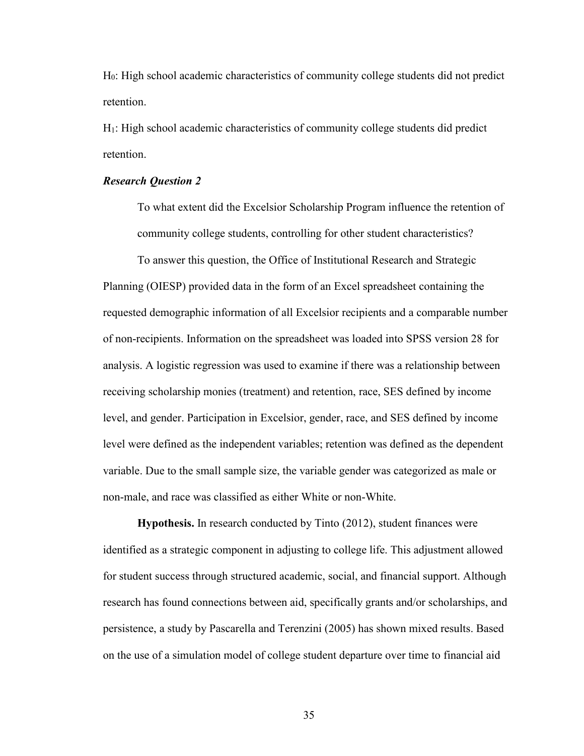$H_0$: High school academic characteristics of community college students did not predict retention.

$H_1$: High school academic characteristics of community college students did predict retention.

***Research Question 2***

> To what extent did the Excelsior Scholarship Program influence the retention of community college students, controlling for other student characteristics?

To answer this question, the Office of Institutional Research and Strategic Planning (OIESP) provided data in the form of an Excel spreadsheet containing the requested demographic information of all Excelsior recipients and a comparable number of non-recipients. Information on the spreadsheet was loaded into SPSS version 28 for analysis. A logistic regression was used to examine if there was a relationship between receiving scholarship monies (treatment) and retention, race, SES defined by income level, and gender. Participation in Excelsior, gender, race, and SES defined by income level were defined as the independent variables; retention was defined as the dependent variable. Due to the small sample size, the variable gender was categorized as male or non-male, and race was classified as either White or non-White.

**Hypothesis.** In research conducted by Tinto (2012), student finances were identified as a strategic component in adjusting to college life. This adjustment allowed for student success through structured academic, social, and financial support. Although research has found connections between aid, specifically grants and/or scholarships, and persistence, a study by Pascarella and Terenzini (2005) has shown mixed results. Based on the use of a simulation model of college student departure over time to financial aid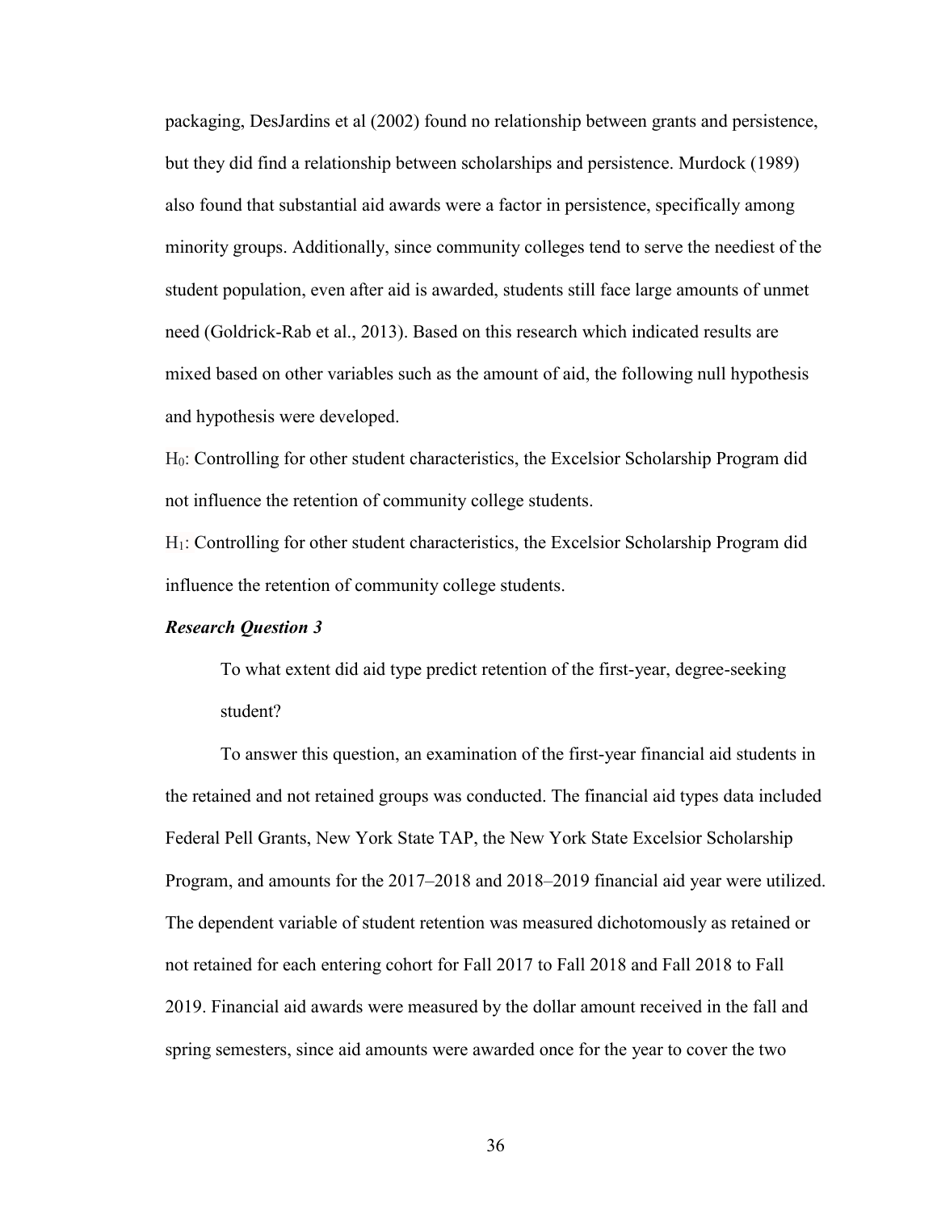packaging, DesJardins et al (2002) found no relationship between grants and persistence, but they did find a relationship between scholarships and persistence. Murdock (1989) also found that substantial aid awards were a factor in persistence, specifically among minority groups. Additionally, since community colleges tend to serve the neediest of the student population, even after aid is awarded, students still face large amounts of unmet need (Goldrick-Rab et al., 2013). Based on this research which indicated results are mixed based on other variables such as the amount of aid, the following null hypothesis and hypothesis were developed.

$H_0$: Controlling for other student characteristics, the Excelsior Scholarship Program did not influence the retention of community college students.

$H_1$: Controlling for other student characteristics, the Excelsior Scholarship Program did influence the retention of community college students.

***Research Question 3***

> To what extent did aid type predict retention of the first-year, degree-seeking student?

To answer this question, an examination of the first-year financial aid students in the retained and not retained groups was conducted. The financial aid types data included Federal Pell Grants, New York State TAP, the New York State Excelsior Scholarship Program, and amounts for the 2017–2018 and 2018–2019 financial aid year were utilized. The dependent variable of student retention was measured dichotomously as retained or not retained for each entering cohort for Fall 2017 to Fall 2018 and Fall 2018 to Fall 2019. Financial aid awards were measured by the dollar amount received in the fall and spring semesters, since aid amounts were awarded once for the year to cover the two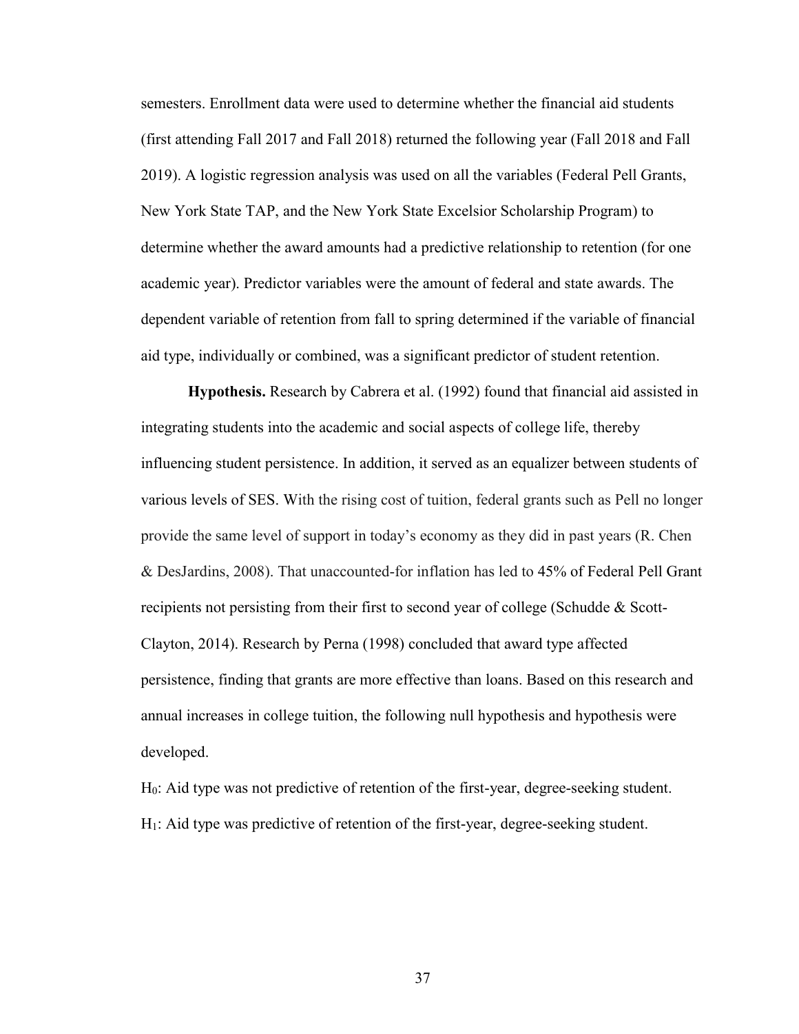semesters. Enrollment data were used to determine whether the financial aid students (first attending Fall 2017 and Fall 2018) returned the following year (Fall 2018 and Fall 2019). A logistic regression analysis was used on all the variables (Federal Pell Grants, New York State TAP, and the New York State Excelsior Scholarship Program) to determine whether the award amounts had a predictive relationship to retention (for one academic year). Predictor variables were the amount of federal and state awards. The dependent variable of retention from fall to spring determined if the variable of financial aid type, individually or combined, was a significant predictor of student retention.

**Hypothesis.** Research by Cabrera et al. (1992) found that financial aid assisted in integrating students into the academic and social aspects of college life, thereby influencing student persistence. In addition, it served as an equalizer between students of various levels of SES. With the rising cost of tuition, federal grants such as Pell no longer provide the same level of support in today's economy as they did in past years (R. Chen & DesJardins, 2008). That unaccounted-for inflation has led to 45% of Federal Pell Grant recipients not persisting from their first to second year of college (Schudde & Scott-Clayton, 2014). Research by Perna (1998) concluded that award type affected persistence, finding that grants are more effective than loans. Based on this research and annual increases in college tuition, the following null hypothesis and hypothesis were developed.

$H_0$: Aid type was not predictive of retention of the first-year, degree-seeking student.

$H_1$: Aid type was predictive of retention of the first-year, degree-seeking student.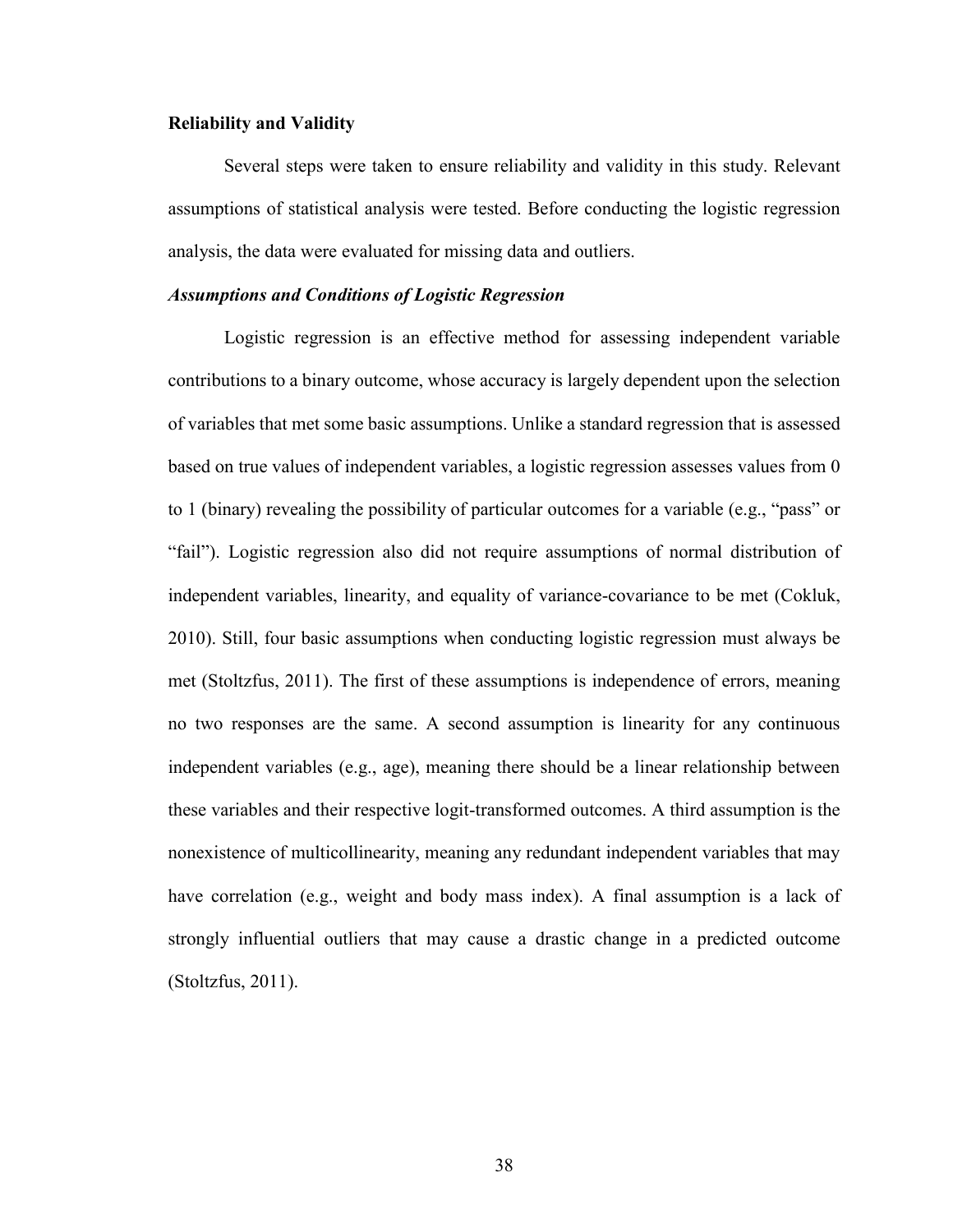**Reliability and Validity**

Several steps were taken to ensure reliability and validity in this study. Relevant assumptions of statistical analysis were tested. Before conducting the logistic regression analysis, the data were evaluated for missing data and outliers.

***Assumptions and Conditions of Logistic Regression***

Logistic regression is an effective method for assessing independent variable contributions to a binary outcome, whose accuracy is largely dependent upon the selection of variables that met some basic assumptions. Unlike a standard regression that is assessed based on true values of independent variables, a logistic regression assesses values from 0 to 1 (binary) revealing the possibility of particular outcomes for a variable (e.g., "pass" or "fail"). Logistic regression also did not require assumptions of normal distribution of independent variables, linearity, and equality of variance-covariance to be met (Cokluk, 2010). Still, four basic assumptions when conducting logistic regression must always be met (Stoltzfus, 2011). The first of these assumptions is independence of errors, meaning no two responses are the same. A second assumption is linearity for any continuous independent variables (e.g., age), meaning there should be a linear relationship between these variables and their respective logit-transformed outcomes. A third assumption is the nonexistence of multicollinearity, meaning any redundant independent variables that may have correlation (e.g., weight and body mass index). A final assumption is a lack of strongly influential outliers that may cause a drastic change in a predicted outcome (Stoltzfus, 2011).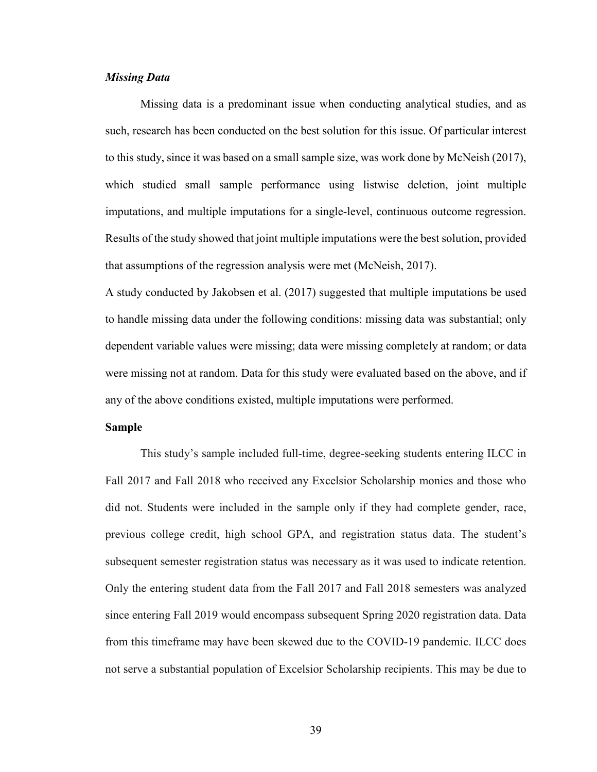### *Missing Data*

Missing data is a predominant issue when conducting analytical studies, and as such, research has been conducted on the best solution for this issue. Of particular interest to this study, since it was based on a small sample size, was work done by McNeish (2017), which studied small sample performance using listwise deletion, joint multiple imputations, and multiple imputations for a single-level, continuous outcome regression. Results of the study showed that joint multiple imputations were the best solution, provided that assumptions of the regression analysis were met (McNeish, 2017).

A study conducted by Jakobsen et al. (2017) suggested that multiple imputations be used to handle missing data under the following conditions: missing data was substantial; only dependent variable values were missing; data were missing completely at random; or data were missing not at random. Data for this study were evaluated based on the above, and if any of the above conditions existed, multiple imputations were performed.

## Sample

This study's sample included full-time, degree-seeking students entering ILCC in Fall 2017 and Fall 2018 who received any Excelsior Scholarship monies and those who did not. Students were included in the sample only if they had complete gender, race, previous college credit, high school GPA, and registration status data. The student's subsequent semester registration status was necessary as it was used to indicate retention. Only the entering student data from the Fall 2017 and Fall 2018 semesters was analyzed since entering Fall 2019 would encompass subsequent Spring 2020 registration data. Data from this timeframe may have been skewed due to the COVID-19 pandemic. ILCC does not serve a substantial population of Excelsior Scholarship recipients. This may be due to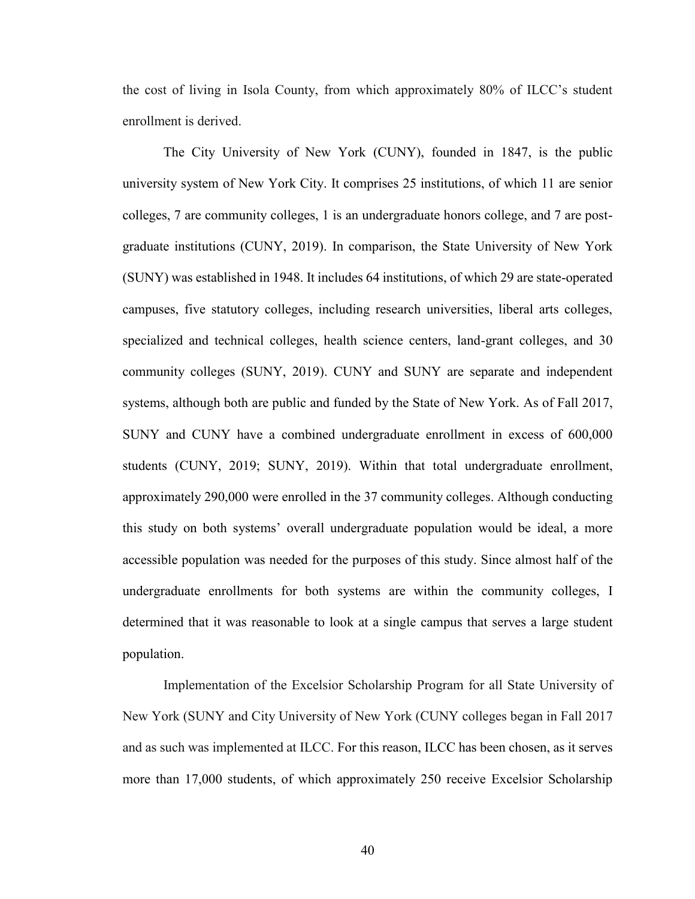the cost of living in Isola County, from which approximately 80% of ILCC's student enrollment is derived.

The City University of New York (CUNY), founded in 1847, is the public university system of New York City. It comprises 25 institutions, of which 11 are senior colleges, 7 are community colleges, 1 is an undergraduate honors college, and 7 are post-graduate institutions (CUNY, 2019). In comparison, the State University of New York (SUNY) was established in 1948. It includes 64 institutions, of which 29 are state-operated campuses, five statutory colleges, including research universities, liberal arts colleges, specialized and technical colleges, health science centers, land-grant colleges, and 30 community colleges (SUNY, 2019). CUNY and SUNY are separate and independent systems, although both are public and funded by the State of New York. As of Fall 2017, SUNY and CUNY have a combined undergraduate enrollment in excess of 600,000 students (CUNY, 2019; SUNY, 2019). Within that total undergraduate enrollment, approximately 290,000 were enrolled in the 37 community colleges. Although conducting this study on both systems' overall undergraduate population would be ideal, a more accessible population was needed for the purposes of this study. Since almost half of the undergraduate enrollments for both systems are within the community colleges, I determined that it was reasonable to look at a single campus that serves a large student population.

Implementation of the Excelsior Scholarship Program for all State University of New York (SUNY and City University of New York (CUNY colleges began in Fall 2017 and as such was implemented at ILCC. For this reason, ILCC has been chosen, as it serves more than 17,000 students, of which approximately 250 receive Excelsior Scholarship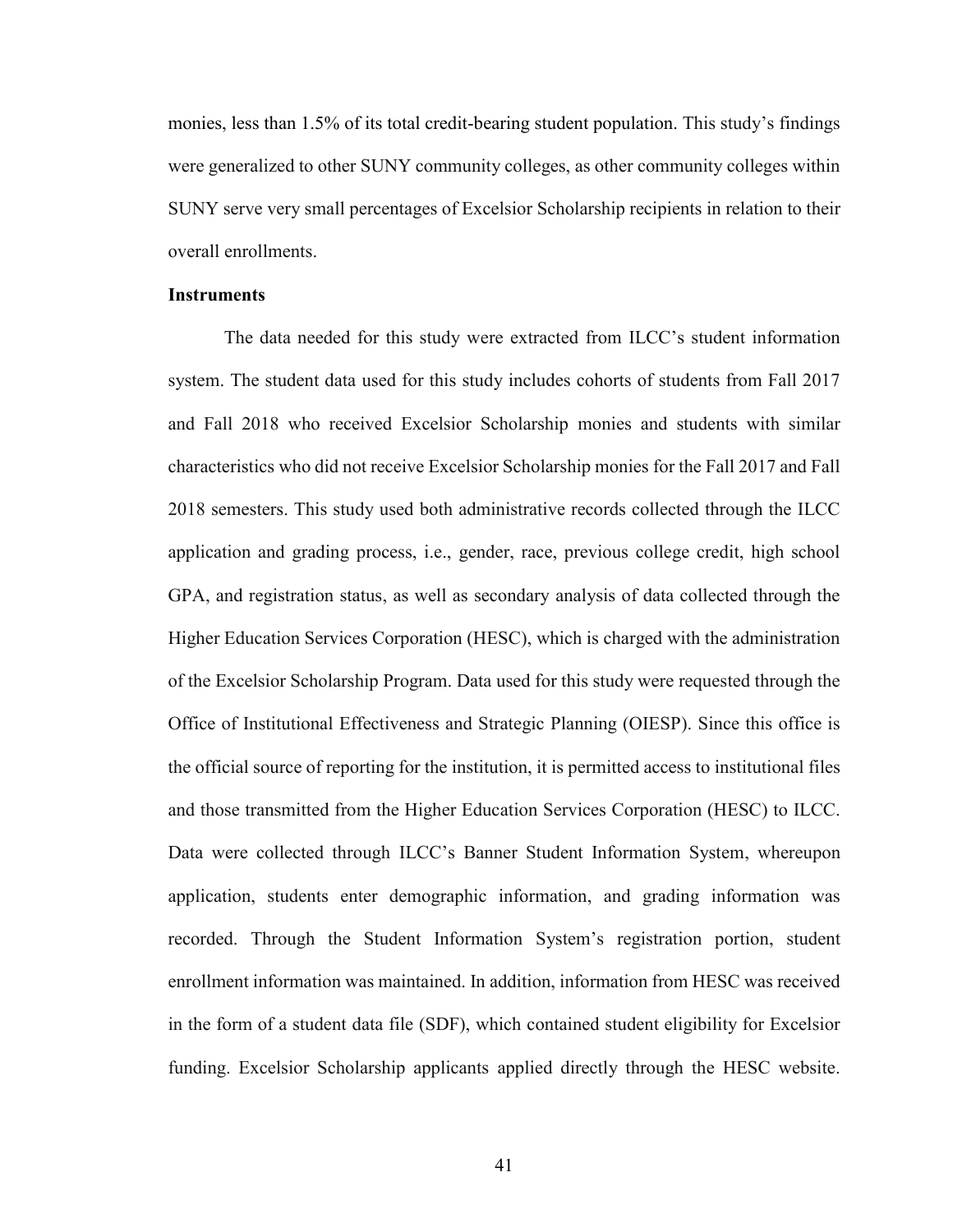monies, less than 1.5% of its total credit-bearing student population. This study's findings were generalized to other SUNY community colleges, as other community colleges within SUNY serve very small percentages of Excelsior Scholarship recipients in relation to their overall enrollments.

**Instruments**

The data needed for this study were extracted from ILCC's student information system. The student data used for this study includes cohorts of students from Fall 2017 and Fall 2018 who received Excelsior Scholarship monies and students with similar characteristics who did not receive Excelsior Scholarship monies for the Fall 2017 and Fall 2018 semesters. This study used both administrative records collected through the ILCC application and grading process, i.e., gender, race, previous college credit, high school GPA, and registration status, as well as secondary analysis of data collected through the Higher Education Services Corporation (HESC), which is charged with the administration of the Excelsior Scholarship Program. Data used for this study were requested through the Office of Institutional Effectiveness and Strategic Planning (OIESP). Since this office is the official source of reporting for the institution, it is permitted access to institutional files and those transmitted from the Higher Education Services Corporation (HESC) to ILCC. Data were collected through ILCC's Banner Student Information System, whereupon application, students enter demographic information, and grading information was recorded. Through the Student Information System's registration portion, student enrollment information was maintained. In addition, information from HESC was received in the form of a student data file (SDF), which contained student eligibility for Excelsior funding. Excelsior Scholarship applicants applied directly through the HESC website.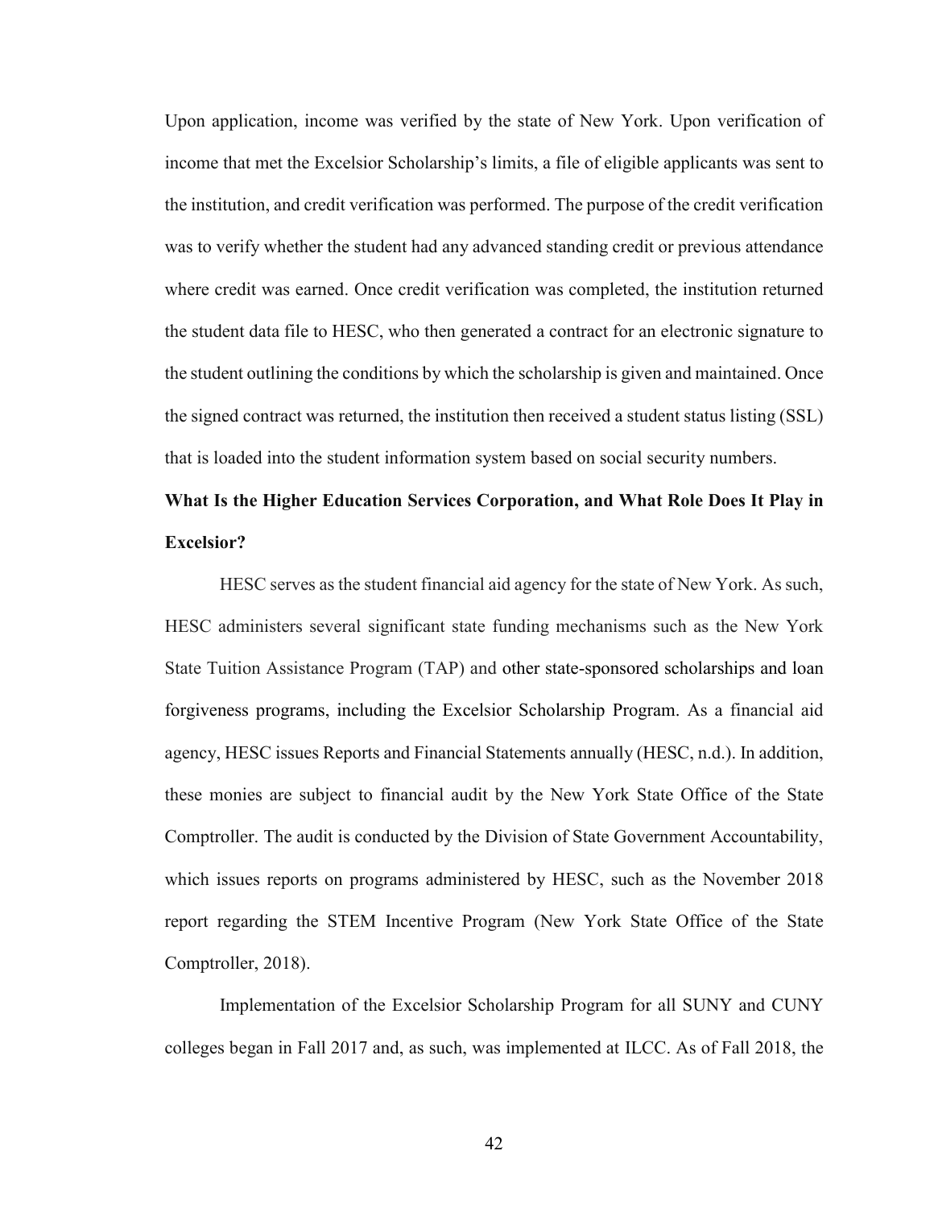Upon application, income was verified by the state of New York. Upon verification of income that met the Excelsior Scholarship's limits, a file of eligible applicants was sent to the institution, and credit verification was performed. The purpose of the credit verification was to verify whether the student had any advanced standing credit or previous attendance where credit was earned. Once credit verification was completed, the institution returned the student data file to HESC, who then generated a contract for an electronic signature to the student outlining the conditions by which the scholarship is given and maintained. Once the signed contract was returned, the institution then received a student status listing (SSL) that is loaded into the student information system based on social security numbers.

**What Is the Higher Education Services Corporation, and What Role Does It Play in Excelsior?**

HESC serves as the student financial aid agency for the state of New York. As such, HESC administers several significant state funding mechanisms such as the New York State Tuition Assistance Program (TAP) and other state-sponsored scholarships and loan forgiveness programs, including the Excelsior Scholarship Program. As a financial aid agency, HESC issues Reports and Financial Statements annually (HESC, n.d.). In addition, these monies are subject to financial audit by the New York State Office of the State Comptroller. The audit is conducted by the Division of State Government Accountability, which issues reports on programs administered by HESC, such as the November 2018 report regarding the STEM Incentive Program (New York State Office of the State Comptroller, 2018).

Implementation of the Excelsior Scholarship Program for all SUNY and CUNY colleges began in Fall 2017 and, as such, was implemented at ILCC. As of Fall 2018, the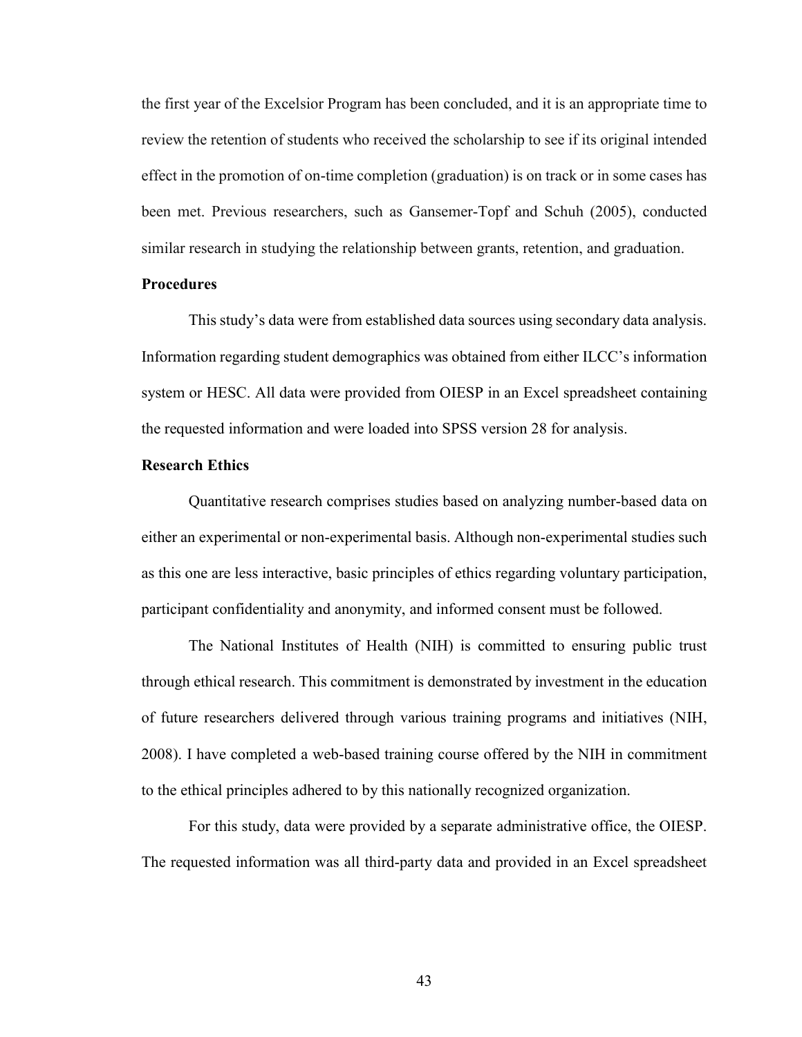the first year of the Excelsior Program has been concluded, and it is an appropriate time to review the retention of students who received the scholarship to see if its original intended effect in the promotion of on-time completion (graduation) is on track or in some cases has been met. Previous researchers, such as Gansemer-Topf and Schuh (2005), conducted similar research in studying the relationship between grants, retention, and graduation.

### Procedures

This study's data were from established data sources using secondary data analysis. Information regarding student demographics was obtained from either ILCC's information system or HESC. All data were provided from OIESP in an Excel spreadsheet containing the requested information and were loaded into SPSS version 28 for analysis.

### Research Ethics

Quantitative research comprises studies based on analyzing number-based data on either an experimental or non-experimental basis. Although non-experimental studies such as this one are less interactive, basic principles of ethics regarding voluntary participation, participant confidentiality and anonymity, and informed consent must be followed.

The National Institutes of Health (NIH) is committed to ensuring public trust through ethical research. This commitment is demonstrated by investment in the education of future researchers delivered through various training programs and initiatives (NIH, 2008). I have completed a web-based training course offered by the NIH in commitment to the ethical principles adhered to by this nationally recognized organization.

For this study, data were provided by a separate administrative office, the OIESP. The requested information was all third-party data and provided in an Excel spreadsheet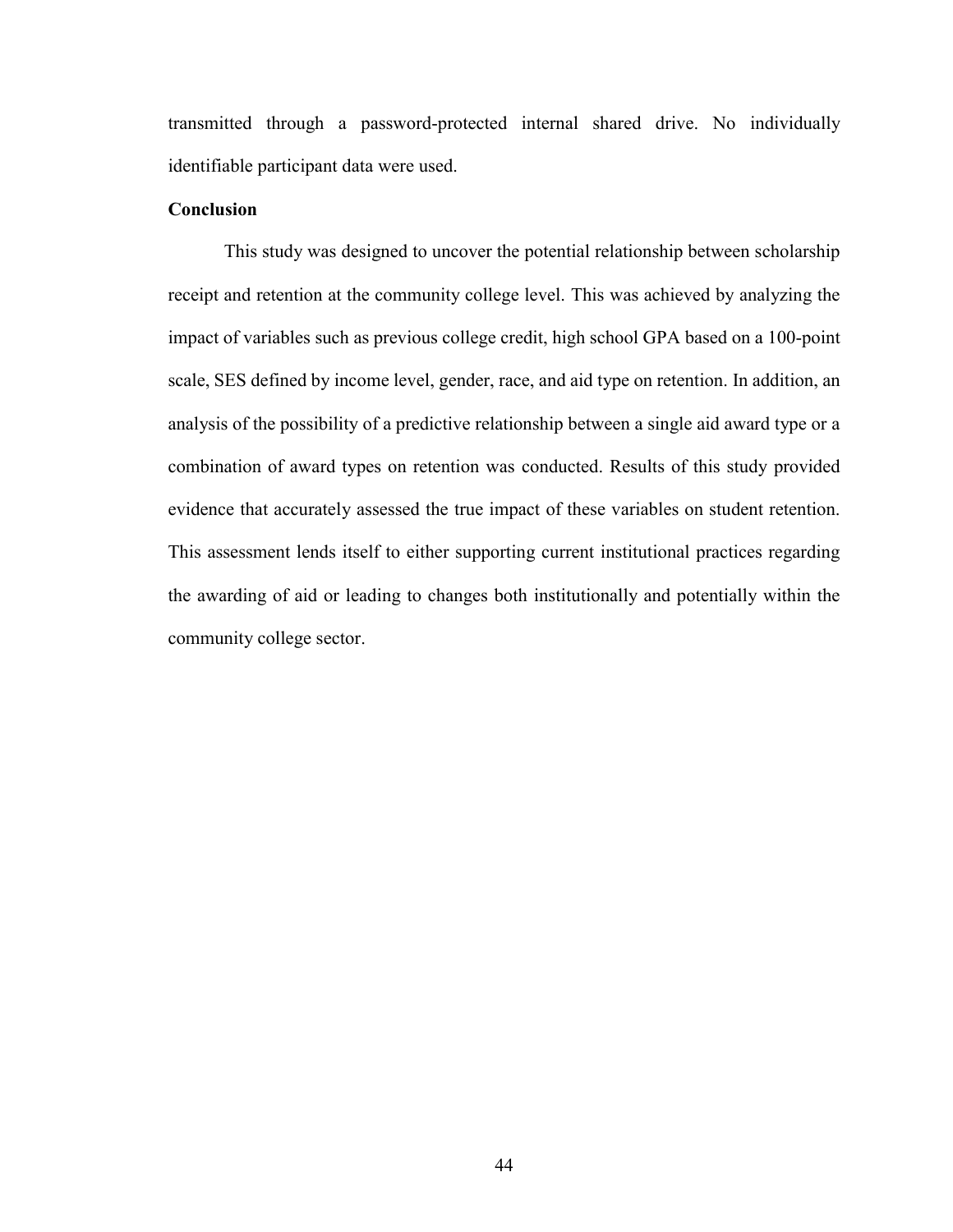transmitted through a password-protected internal shared drive. No individually identifiable participant data were used.

### Conclusion

This study was designed to uncover the potential relationship between scholarship receipt and retention at the community college level. This was achieved by analyzing the impact of variables such as previous college credit, high school GPA based on a 100-point scale, SES defined by income level, gender, race, and aid type on retention. In addition, an analysis of the possibility of a predictive relationship between a single aid award type or a combination of award types on retention was conducted. Results of this study provided evidence that accurately assessed the true impact of these variables on student retention. This assessment lends itself to either supporting current institutional practices regarding the awarding of aid or leading to changes both institutionally and potentially within the community college sector.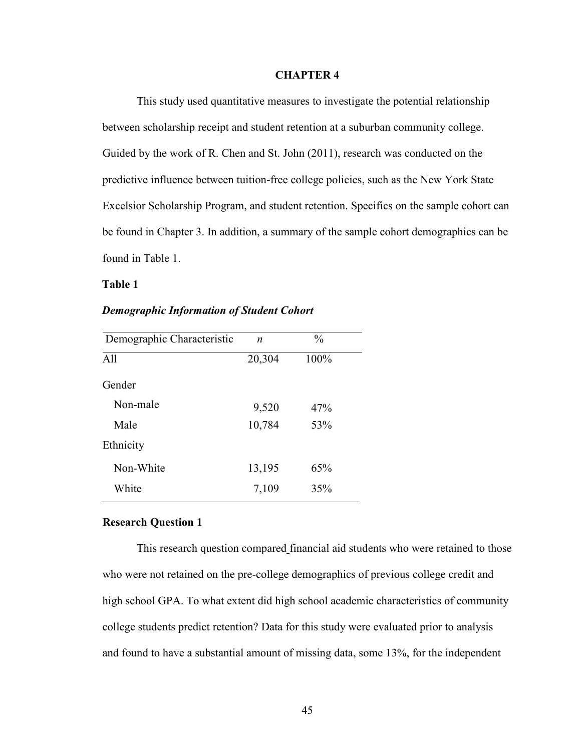# CHAPTER 4

This study used quantitative measures to investigate the potential relationship between scholarship receipt and student retention at a suburban community college. Guided by the work of R. Chen and St. John (2011), research was conducted on the predictive influence between tuition-free college policies, such as the New York State Excelsior Scholarship Program, and student retention. Specifics on the sample cohort can be found in Chapter 3. In addition, a summary of the sample cohort demographics can be found in Table 1.

**Table 1**

***Demographic Information of Student Cohort***

| Demographic Characteristic | *n* | % |
|---|---|---|
| All | 20,304 | 100% |
| Gender | | |
| Non-male | 9,520 | 47% |
| Male | 10,784 | 53% |
| Ethnicity | | |
| Non-White | 13,195 | 65% |
| White | 7,109 | 35% |

**Research Question 1**

This research question compared financial aid students who were retained to those who were not retained on the pre-college demographics of previous college credit and high school GPA. To what extent did high school academic characteristics of community college students predict retention? Data for this study were evaluated prior to analysis and found to have a substantial amount of missing data, some 13%, for the independent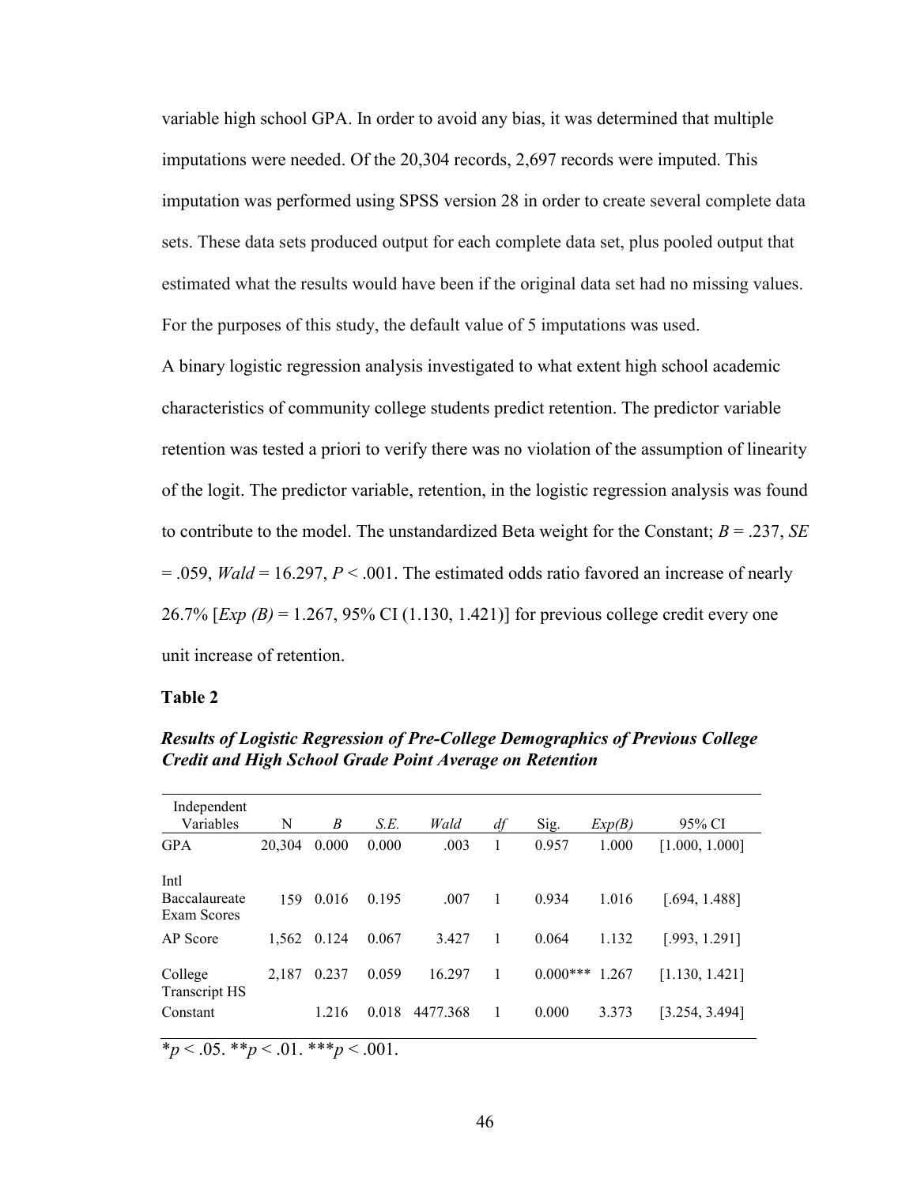variable high school GPA. In order to avoid any bias, it was determined that multiple imputations were needed. Of the 20,304 records, 2,697 records were imputed. This imputation was performed using SPSS version 28 in order to create several complete data sets. These data sets produced output for each complete data set, plus pooled output that estimated what the results would have been if the original data set had no missing values. For the purposes of this study, the default value of 5 imputations was used.

A binary logistic regression analysis investigated to what extent high school academic characteristics of community college students predict retention. The predictor variable retention was tested a priori to verify there was no violation of the assumption of linearity of the logit. The predictor variable, retention, in the logistic regression analysis was found to contribute to the model. The unstandardized Beta weight for the Constant; $B$ = .237, $SE$ = .059, $Wald$ = 16.297, $P$ < .001. The estimated odds ratio favored an increase of nearly 26.7% [$Exp\ (B)$ = 1.267, 95% CI (1.130, 1.421)] for previous college credit every one unit increase of retention.

**Table 2**

***Results of Logistic Regression of Pre-College Demographics of Previous College Credit and High School Grade Point Average on Retention***

| Independent Variables | N | *B* | *S.E.* | *Wald* | *df* | Sig. | *Exp(B)* | 95% CI |
|---|---|---|---|---|---|---|---|---|
| GPA | 20,304 | 0.000 | 0.000 | .003 | 1 | 0.957 | 1.000 | [1.000, 1.000] |
| Intl Baccalaureate Exam Scores | 159 | 0.016 | 0.195 | .007 | 1 | 0.934 | 1.016 | [.694, 1.488] |
| AP Score | 1,562 | 0.124 | 0.067 | 3.427 | 1 | 0.064 | 1.132 | [.993, 1.291] |
| College Transcript HS | 2,187 | 0.237 | 0.059 | 16.297 | 1 | 0.000*** | 1.267 | [1.130, 1.421] |
| Constant | | 1.216 | 0.018 | 4477.368 | 1 | 0.000 | 3.373 | [3.254, 3.494] |

*$p$ < .05. **$p$ < .01. ***$p$ < .001.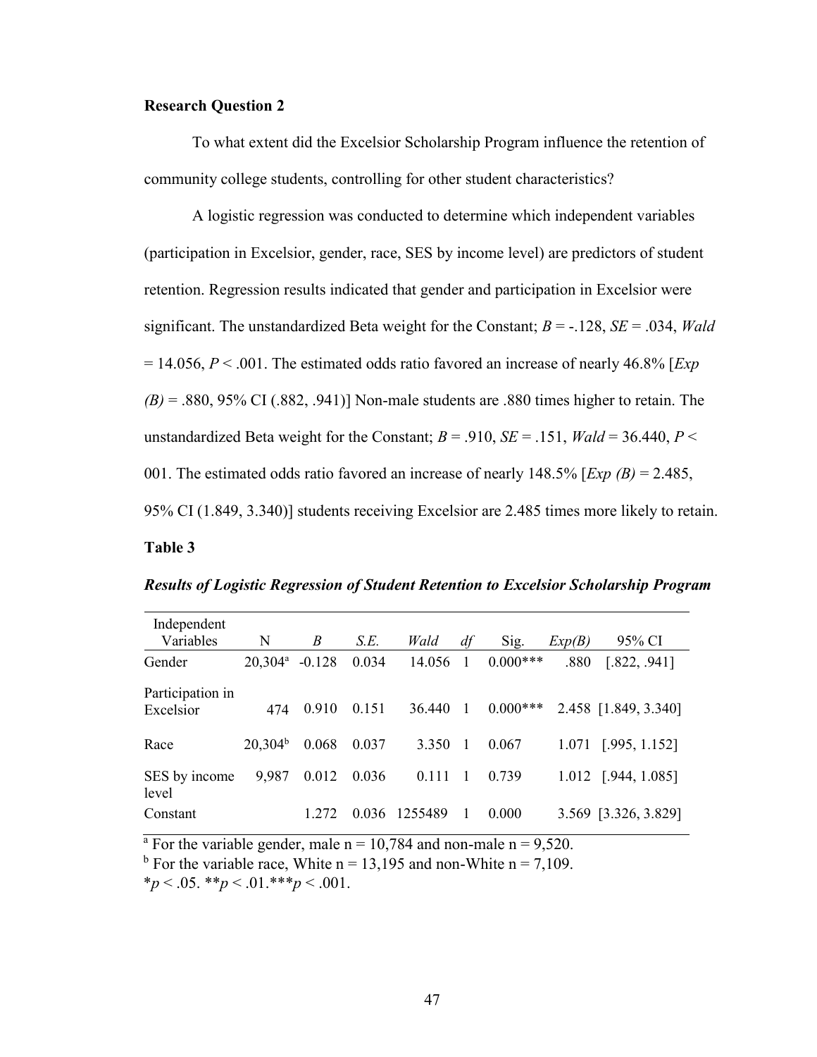**Research Question 2**

To what extent did the Excelsior Scholarship Program influence the retention of community college students, controlling for other student characteristics?

A logistic regression was conducted to determine which independent variables (participation in Excelsior, gender, race, SES by income level) are predictors of student retention. Regression results indicated that gender and participation in Excelsior were significant. The unstandardized Beta weight for the Constant; $B = -.128$, $SE = .034$, $Wald = 14.056$, $P < .001$. The estimated odds ratio favored an increase of nearly 46.8% [$Exp\ (B) = .880$, 95% CI (.882, .941)] Non-male students are .880 times higher to retain. The unstandardized Beta weight for the Constant; $B = .910$, $SE = .151$, $Wald = 36.440$, $P <$ 001. The estimated odds ratio favored an increase of nearly 148.5% [$Exp\ (B) = 2.485$, 95% CI (1.849, 3.340)] students receiving Excelsior are 2.485 times more likely to retain.

**Table 3**

***Results of Logistic Regression of Student Retention to Excelsior Scholarship Program***

| Independent Variables | N | *B* | *S.E.* | *Wald* | *df* | Sig. | *Exp(B)* | 95% CI |
|---|---|---|---|---|---|---|---|---|
| Gender | 20,304[a] | -0.128 | 0.034 | 14.056 | 1 | 0.000*** | .880 | [.822, .941] |
| Participation in Excelsior | 474 | 0.910 | 0.151 | 36.440 | 1 | 0.000*** | 2.458 | [1.849, 3.340] |
| Race | 20,304[b] | 0.068 | 0.037 | 3.350 | 1 | 0.067 | 1.071 | [.995, 1.152] |
| SES by income level | 9,987 | 0.012 | 0.036 | 0.111 | 1 | 0.739 | 1.012 | [.944, 1.085] |
| Constant | | 1.272 | 0.036 | 1255489 | 1 | 0.000 | 3.569 | [3.326, 3.829] |

[a] For the variable gender, male n = 10,784 and non-male n = 9,520.
[b] For the variable race, White n = 13,195 and non-White n = 7,109.
$^{*}p < .05$. $^{**}p < .01$. $^{***}p < .001$.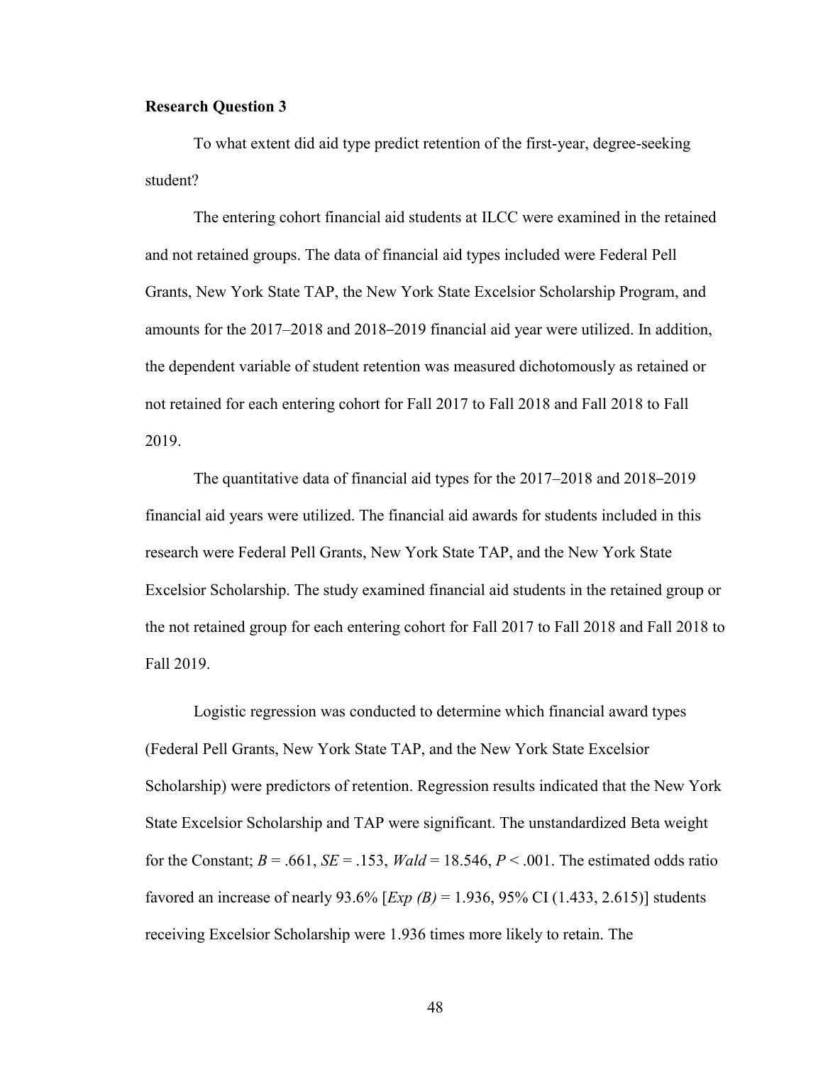**Research Question 3**

To what extent did aid type predict retention of the first-year, degree-seeking student?

The entering cohort financial aid students at ILCC were examined in the retained and not retained groups. The data of financial aid types included were Federal Pell Grants, New York State TAP, the New York State Excelsior Scholarship Program, and amounts for the 2017–2018 and 2018–2019 financial aid year were utilized. In addition, the dependent variable of student retention was measured dichotomously as retained or not retained for each entering cohort for Fall 2017 to Fall 2018 and Fall 2018 to Fall 2019.

The quantitative data of financial aid types for the 2017–2018 and 2018–2019 financial aid years were utilized. The financial aid awards for students included in this research were Federal Pell Grants, New York State TAP, and the New York State Excelsior Scholarship. The study examined financial aid students in the retained group or the not retained group for each entering cohort for Fall 2017 to Fall 2018 and Fall 2018 to Fall 2019.

Logistic regression was conducted to determine which financial award types (Federal Pell Grants, New York State TAP, and the New York State Excelsior Scholarship) were predictors of retention. Regression results indicated that the New York State Excelsior Scholarship and TAP were significant. The unstandardized Beta weight for the Constant; $B = .661$, $SE = .153$, $Wald = 18.546$, $P < .001$. The estimated odds ratio favored an increase of nearly 93.6% [$Exp(B) = 1.936$, 95% CI (1.433, 2.615)] students receiving Excelsior Scholarship were 1.936 times more likely to retain. The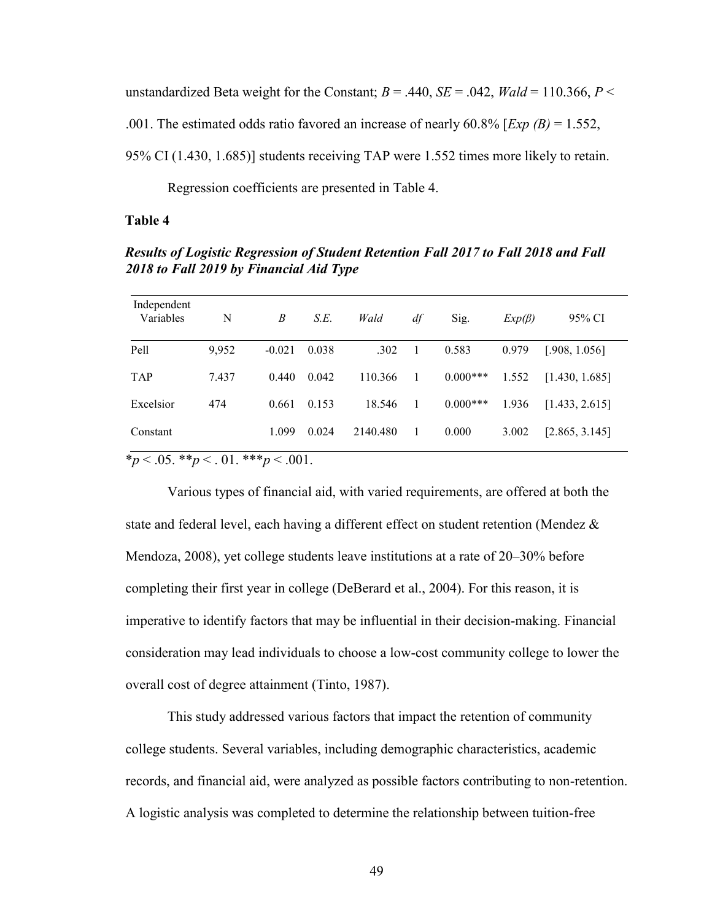unstandardized Beta weight for the Constant; $B = .440$, $SE = .042$, $Wald = 110.366$, $P < .001$. The estimated odds ratio favored an increase of nearly 60.8% [$Exp\ (B) = 1.552$, 95% CI (1.430, 1.685)] students receiving TAP were 1.552 times more likely to retain.

Regression coefficients are presented in Table 4.

**Table 4**

***Results of Logistic Regression of Student Retention Fall 2017 to Fall 2018 and Fall 2018 to Fall 2019 by Financial Aid Type***

| Independent Variables | N | *B* | *S.E.* | *Wald* | *df* | Sig. | *Exp(β)* | 95% CI |
|---|---|---|---|---|---|---|---|---|
| Pell | 9,952 | -0.021 | 0.038 | .302 | 1 | 0.583 | 0.979 | [.908, 1.056] |
| TAP | 7.437 | 0.440 | 0.042 | 110.366 | 1 | 0.000*** | 1.552 | [1.430, 1.685] |
| Excelsior | 474 | 0.661 | 0.153 | 18.546 | 1 | 0.000*** | 1.936 | [1.433, 2.615] |
| Constant | | 1.099 | 0.024 | 2140.480 | 1 | 0.000 | 3.002 | [2.865, 3.145] |

*$p < .05$. **$p < .01$. ***$p < .001$.

Various types of financial aid, with varied requirements, are offered at both the state and federal level, each having a different effect on student retention (Mendez & Mendoza, 2008), yet college students leave institutions at a rate of 20–30% before completing their first year in college (DeBerard et al., 2004). For this reason, it is imperative to identify factors that may be influential in their decision-making. Financial consideration may lead individuals to choose a low-cost community college to lower the overall cost of degree attainment (Tinto, 1987).

This study addressed various factors that impact the retention of community college students. Several variables, including demographic characteristics, academic records, and financial aid, were analyzed as possible factors contributing to non-retention. A logistic analysis was completed to determine the relationship between tuition-free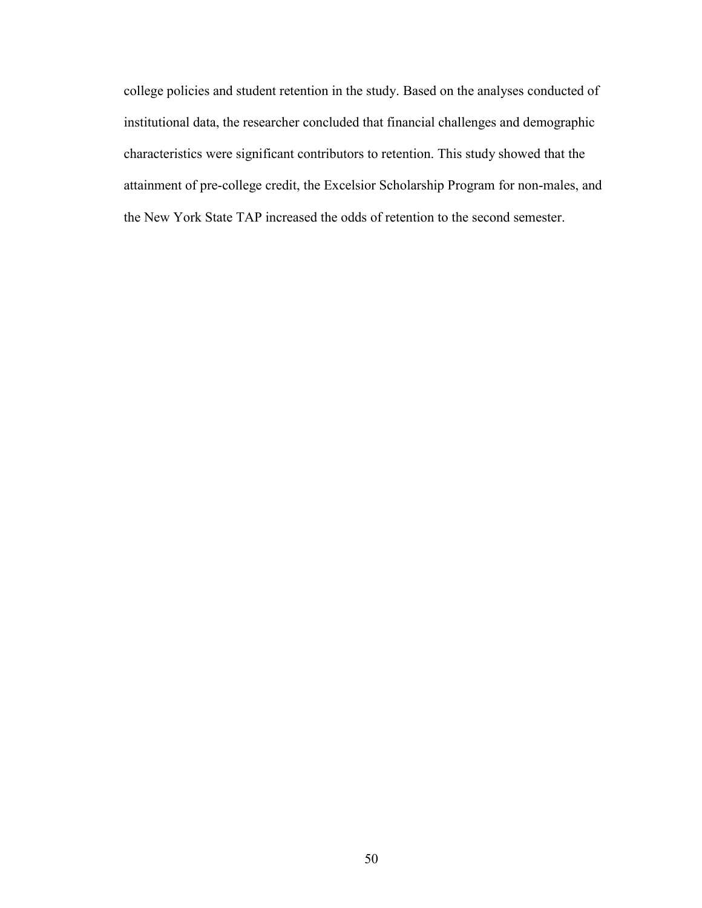college policies and student retention in the study. Based on the analyses conducted of institutional data, the researcher concluded that financial challenges and demographic characteristics were significant contributors to retention. This study showed that the attainment of pre-college credit, the Excelsior Scholarship Program for non-males, and the New York State TAP increased the odds of retention to the second semester.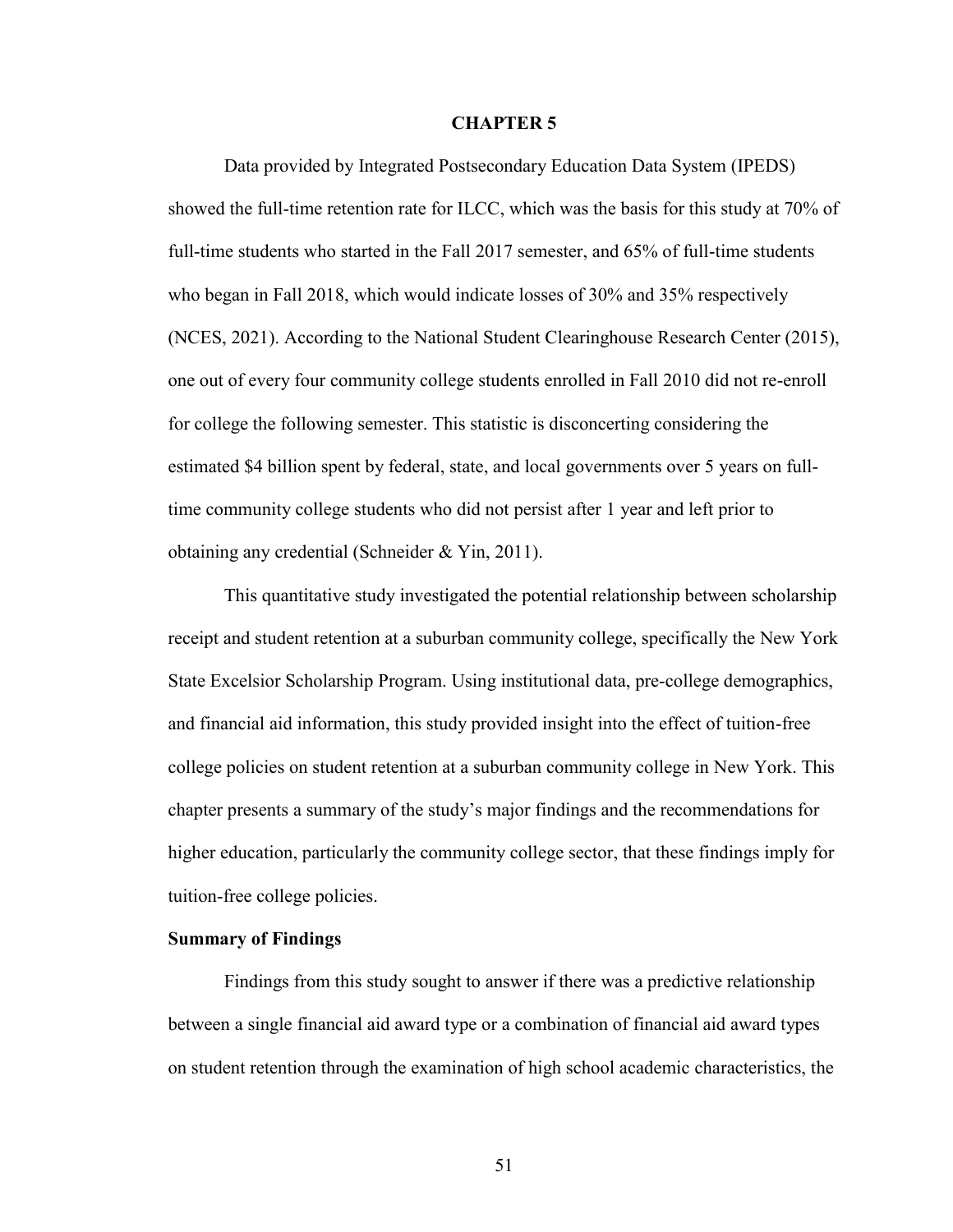# CHAPTER 5

Data provided by Integrated Postsecondary Education Data System (IPEDS) showed the full-time retention rate for ILCC, which was the basis for this study at 70% of full-time students who started in the Fall 2017 semester, and 65% of full-time students who began in Fall 2018, which would indicate losses of 30% and 35% respectively (NCES, 2021). According to the National Student Clearinghouse Research Center (2015), one out of every four community college students enrolled in Fall 2010 did not re-enroll for college the following semester. This statistic is disconcerting considering the estimated $4 billion spent by federal, state, and local governments over 5 years on full-time community college students who did not persist after 1 year and left prior to obtaining any credential (Schneider & Yin, 2011).

This quantitative study investigated the potential relationship between scholarship receipt and student retention at a suburban community college, specifically the New York State Excelsior Scholarship Program. Using institutional data, pre-college demographics, and financial aid information, this study provided insight into the effect of tuition-free college policies on student retention at a suburban community college in New York. This chapter presents a summary of the study's major findings and the recommendations for higher education, particularly the community college sector, that these findings imply for tuition-free college policies.

## Summary of Findings

Findings from this study sought to answer if there was a predictive relationship between a single financial aid award type or a combination of financial aid award types on student retention through the examination of high school academic characteristics, the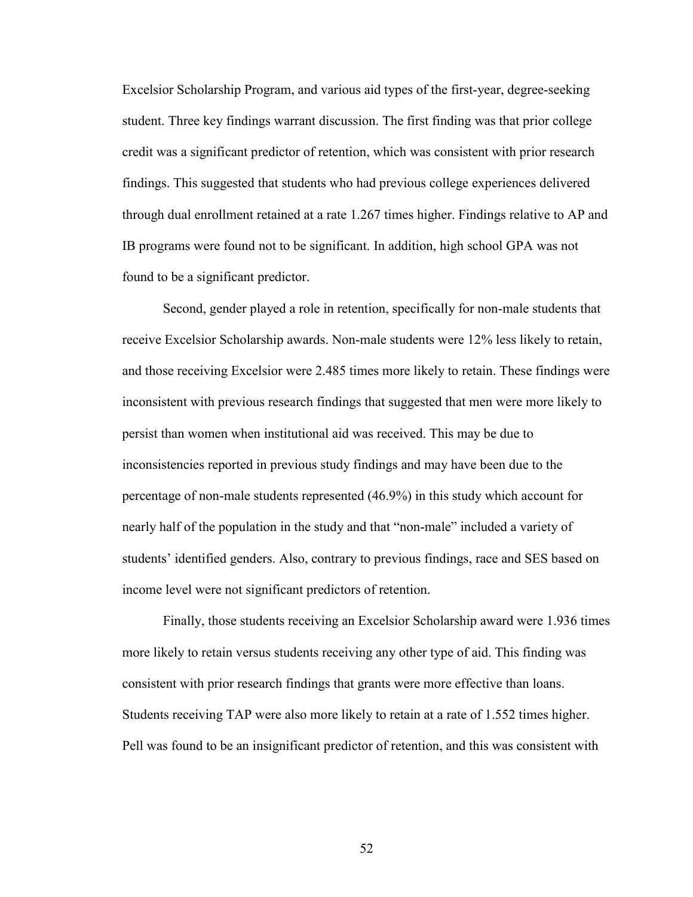Excelsior Scholarship Program, and various aid types of the first-year, degree-seeking student. Three key findings warrant discussion. The first finding was that prior college credit was a significant predictor of retention, which was consistent with prior research findings. This suggested that students who had previous college experiences delivered through dual enrollment retained at a rate 1.267 times higher. Findings relative to AP and IB programs were found not to be significant. In addition, high school GPA was not found to be a significant predictor.

Second, gender played a role in retention, specifically for non-male students that receive Excelsior Scholarship awards. Non-male students were 12% less likely to retain, and those receiving Excelsior were 2.485 times more likely to retain. These findings were inconsistent with previous research findings that suggested that men were more likely to persist than women when institutional aid was received. This may be due to inconsistencies reported in previous study findings and may have been due to the percentage of non-male students represented (46.9%) in this study which account for nearly half of the population in the study and that "non-male" included a variety of students' identified genders. Also, contrary to previous findings, race and SES based on income level were not significant predictors of retention.

Finally, those students receiving an Excelsior Scholarship award were 1.936 times more likely to retain versus students receiving any other type of aid. This finding was consistent with prior research findings that grants were more effective than loans. Students receiving TAP were also more likely to retain at a rate of 1.552 times higher. Pell was found to be an insignificant predictor of retention, and this was consistent with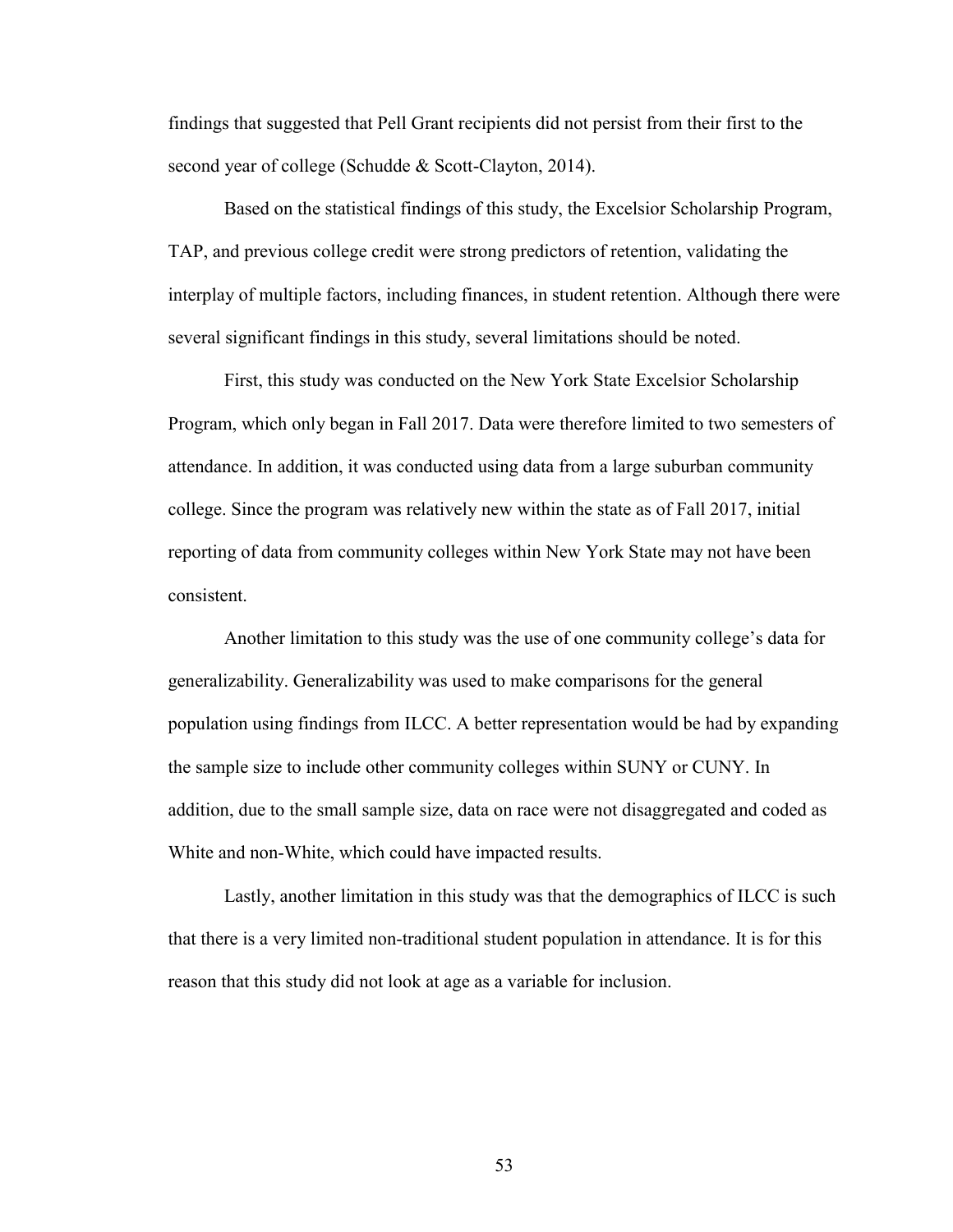findings that suggested that Pell Grant recipients did not persist from their first to the second year of college (Schudde & Scott-Clayton, 2014).

Based on the statistical findings of this study, the Excelsior Scholarship Program, TAP, and previous college credit were strong predictors of retention, validating the interplay of multiple factors, including finances, in student retention. Although there were several significant findings in this study, several limitations should be noted.

First, this study was conducted on the New York State Excelsior Scholarship Program, which only began in Fall 2017. Data were therefore limited to two semesters of attendance. In addition, it was conducted using data from a large suburban community college. Since the program was relatively new within the state as of Fall 2017, initial reporting of data from community colleges within New York State may not have been consistent.

Another limitation to this study was the use of one community college's data for generalizability. Generalizability was used to make comparisons for the general population using findings from ILCC. A better representation would be had by expanding the sample size to include other community colleges within SUNY or CUNY. In addition, due to the small sample size, data on race were not disaggregated and coded as White and non-White, which could have impacted results.

Lastly, another limitation in this study was that the demographics of ILCC is such that there is a very limited non-traditional student population in attendance. It is for this reason that this study did not look at age as a variable for inclusion.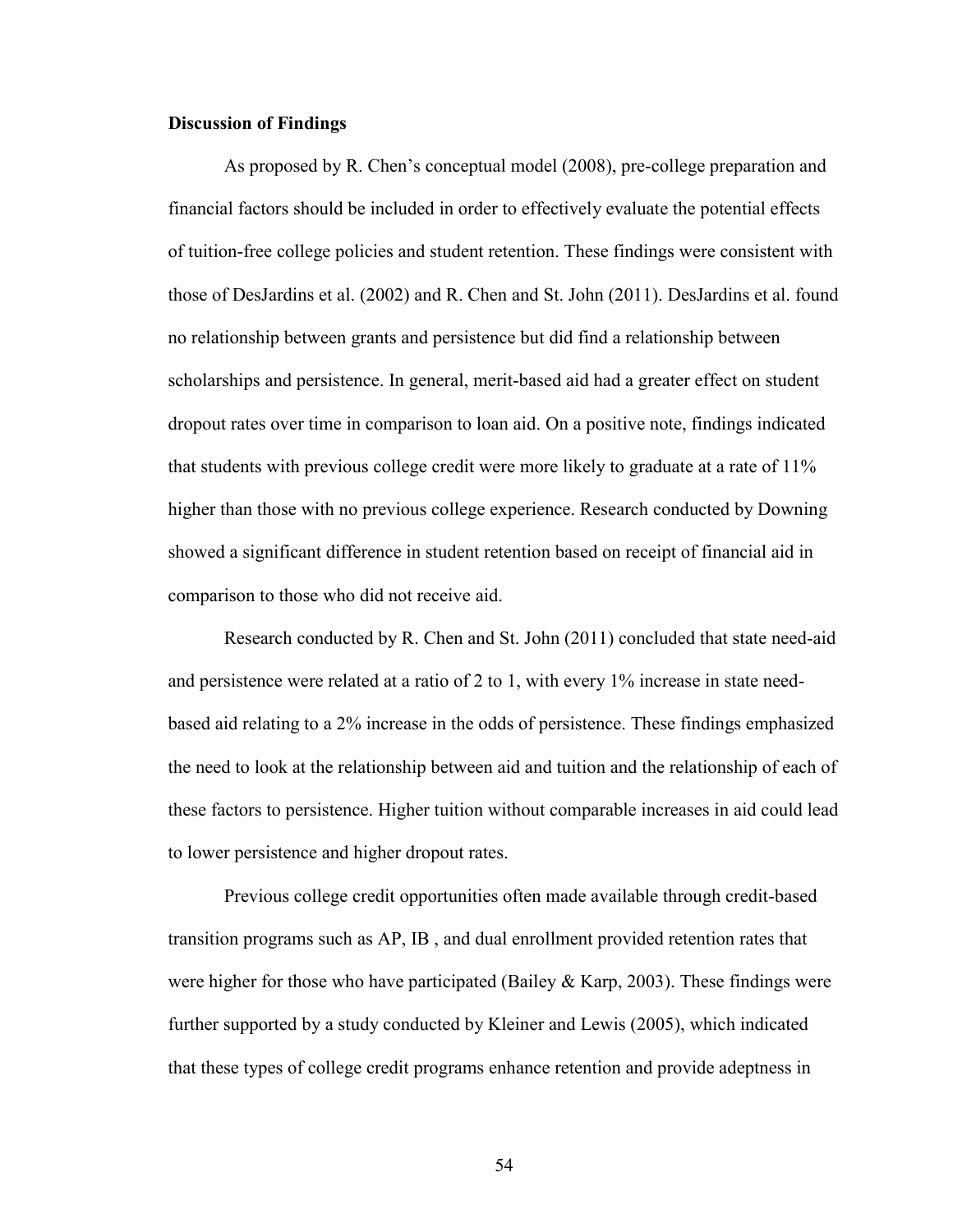**Discussion of Findings**

As proposed by R. Chen's conceptual model (2008), pre-college preparation and financial factors should be included in order to effectively evaluate the potential effects of tuition-free college policies and student retention. These findings were consistent with those of DesJardins et al. (2002) and R. Chen and St. John (2011). DesJardins et al. found no relationship between grants and persistence but did find a relationship between scholarships and persistence. In general, merit-based aid had a greater effect on student dropout rates over time in comparison to loan aid. On a positive note, findings indicated that students with previous college credit were more likely to graduate at a rate of 11% higher than those with no previous college experience. Research conducted by Downing showed a significant difference in student retention based on receipt of financial aid in comparison to those who did not receive aid.

Research conducted by R. Chen and St. John (2011) concluded that state need-aid and persistence were related at a ratio of 2 to 1, with every 1% increase in state need-based aid relating to a 2% increase in the odds of persistence. These findings emphasized the need to look at the relationship between aid and tuition and the relationship of each of these factors to persistence. Higher tuition without comparable increases in aid could lead to lower persistence and higher dropout rates.

Previous college credit opportunities often made available through credit-based transition programs such as AP, IB , and dual enrollment provided retention rates that were higher for those who have participated (Bailey & Karp, 2003). These findings were further supported by a study conducted by Kleiner and Lewis (2005), which indicated that these types of college credit programs enhance retention and provide adeptness in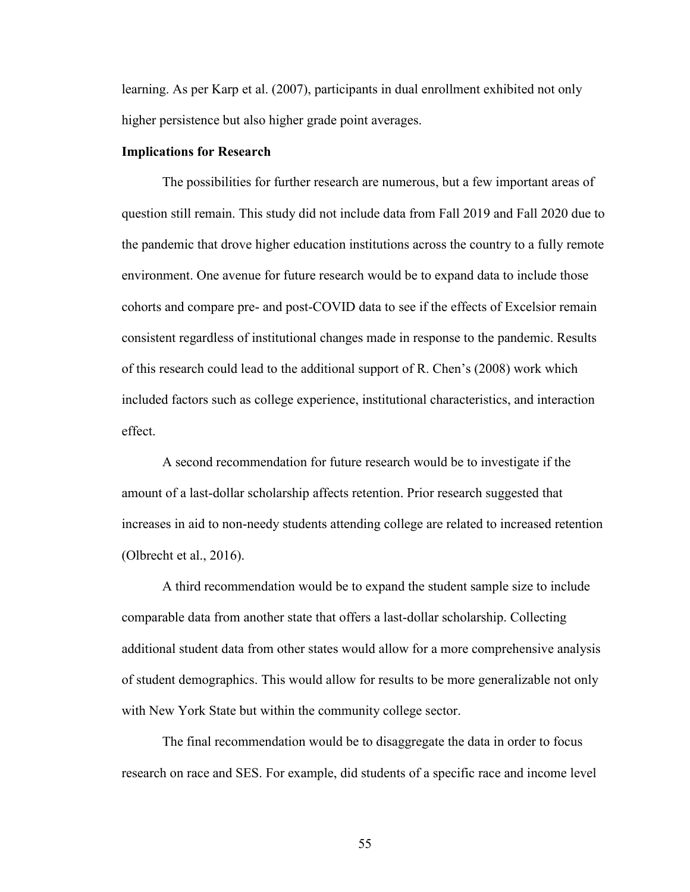learning. As per Karp et al. (2007), participants in dual enrollment exhibited not only higher persistence but also higher grade point averages.

**Implications for Research**

The possibilities for further research are numerous, but a few important areas of question still remain. This study did not include data from Fall 2019 and Fall 2020 due to the pandemic that drove higher education institutions across the country to a fully remote environment. One avenue for future research would be to expand data to include those cohorts and compare pre- and post-COVID data to see if the effects of Excelsior remain consistent regardless of institutional changes made in response to the pandemic. Results of this research could lead to the additional support of R. Chen's (2008) work which included factors such as college experience, institutional characteristics, and interaction effect.

A second recommendation for future research would be to investigate if the amount of a last-dollar scholarship affects retention. Prior research suggested that increases in aid to non-needy students attending college are related to increased retention (Olbrecht et al., 2016).

A third recommendation would be to expand the student sample size to include comparable data from another state that offers a last-dollar scholarship. Collecting additional student data from other states would allow for a more comprehensive analysis of student demographics. This would allow for results to be more generalizable not only with New York State but within the community college sector.

The final recommendation would be to disaggregate the data in order to focus research on race and SES. For example, did students of a specific race and income level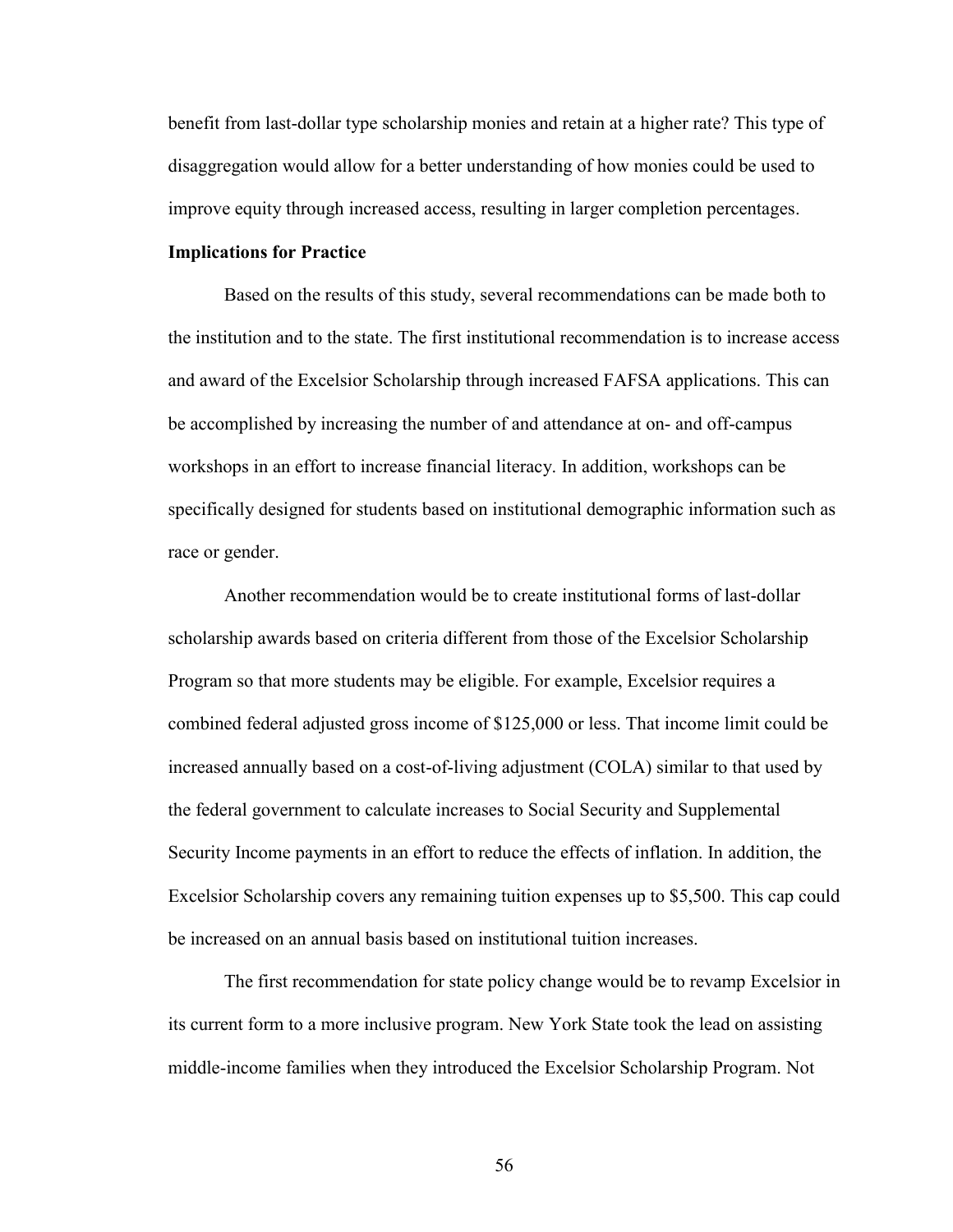benefit from last-dollar type scholarship monies and retain at a higher rate? This type of disaggregation would allow for a better understanding of how monies could be used to improve equity through increased access, resulting in larger completion percentages.

**Implications for Practice**

Based on the results of this study, several recommendations can be made both to the institution and to the state. The first institutional recommendation is to increase access and award of the Excelsior Scholarship through increased FAFSA applications. This can be accomplished by increasing the number of and attendance at on- and off-campus workshops in an effort to increase financial literacy. In addition, workshops can be specifically designed for students based on institutional demographic information such as race or gender.

Another recommendation would be to create institutional forms of last-dollar scholarship awards based on criteria different from those of the Excelsior Scholarship Program so that more students may be eligible. For example, Excelsior requires a combined federal adjusted gross income of $125,000 or less. That income limit could be increased annually based on a cost-of-living adjustment (COLA) similar to that used by the federal government to calculate increases to Social Security and Supplemental Security Income payments in an effort to reduce the effects of inflation. In addition, the Excelsior Scholarship covers any remaining tuition expenses up to $5,500. This cap could be increased on an annual basis based on institutional tuition increases.

The first recommendation for state policy change would be to revamp Excelsior in its current form to a more inclusive program. New York State took the lead on assisting middle-income families when they introduced the Excelsior Scholarship Program. Not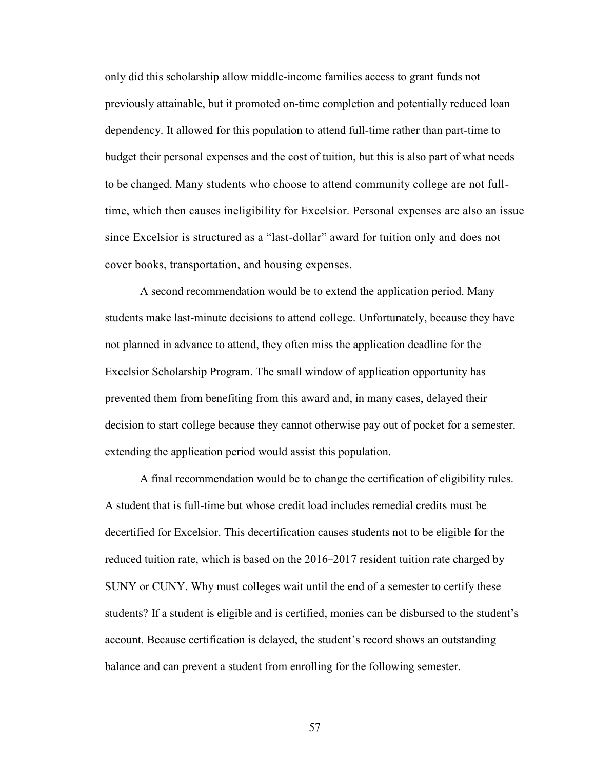only did this scholarship allow middle-income families access to grant funds not previously attainable, but it promoted on-time completion and potentially reduced loan dependency. It allowed for this population to attend full-time rather than part-time to budget their personal expenses and the cost of tuition, but this is also part of what needs to be changed. Many students who choose to attend community college are not full-time, which then causes ineligibility for Excelsior. Personal expenses are also an issue since Excelsior is structured as a "last-dollar" award for tuition only and does not cover books, transportation, and housing expenses.

A second recommendation would be to extend the application period. Many students make last-minute decisions to attend college. Unfortunately, because they have not planned in advance to attend, they often miss the application deadline for the Excelsior Scholarship Program. The small window of application opportunity has prevented them from benefiting from this award and, in many cases, delayed their decision to start college because they cannot otherwise pay out of pocket for a semester. extending the application period would assist this population.

A final recommendation would be to change the certification of eligibility rules. A student that is full-time but whose credit load includes remedial credits must be decertified for Excelsior. This decertification causes students not to be eligible for the reduced tuition rate, which is based on the 2016–2017 resident tuition rate charged by SUNY or CUNY. Why must colleges wait until the end of a semester to certify these students? If a student is eligible and is certified, monies can be disbursed to the student's account. Because certification is delayed, the student's record shows an outstanding balance and can prevent a student from enrolling for the following semester.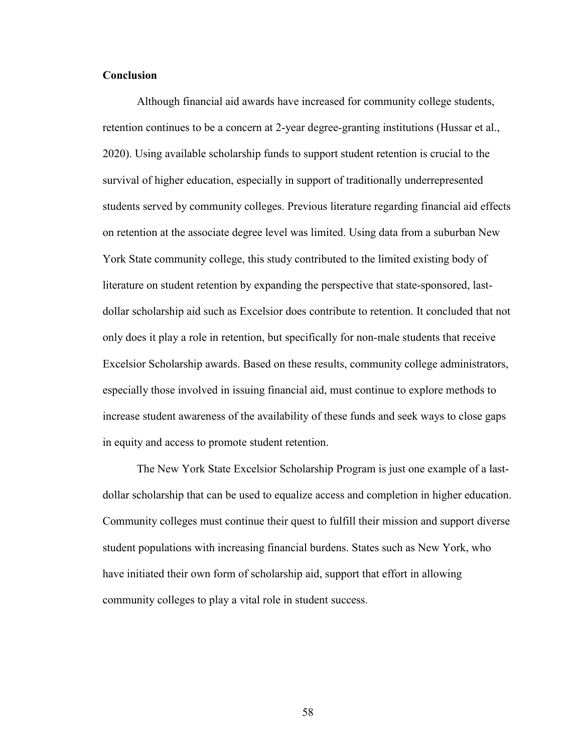## Conclusion

Although financial aid awards have increased for community college students, retention continues to be a concern at 2-year degree-granting institutions (Hussar et al., 2020). Using available scholarship funds to support student retention is crucial to the survival of higher education, especially in support of traditionally underrepresented students served by community colleges. Previous literature regarding financial aid effects on retention at the associate degree level was limited. Using data from a suburban New York State community college, this study contributed to the limited existing body of literature on student retention by expanding the perspective that state-sponsored, last-dollar scholarship aid such as Excelsior does contribute to retention. It concluded that not only does it play a role in retention, but specifically for non-male students that receive Excelsior Scholarship awards. Based on these results, community college administrators, especially those involved in issuing financial aid, must continue to explore methods to increase student awareness of the availability of these funds and seek ways to close gaps in equity and access to promote student retention.

The New York State Excelsior Scholarship Program is just one example of a last-dollar scholarship that can be used to equalize access and completion in higher education. Community colleges must continue their quest to fulfill their mission and support diverse student populations with increasing financial burdens. States such as New York, who have initiated their own form of scholarship aid, support that effort in allowing community colleges to play a vital role in student success.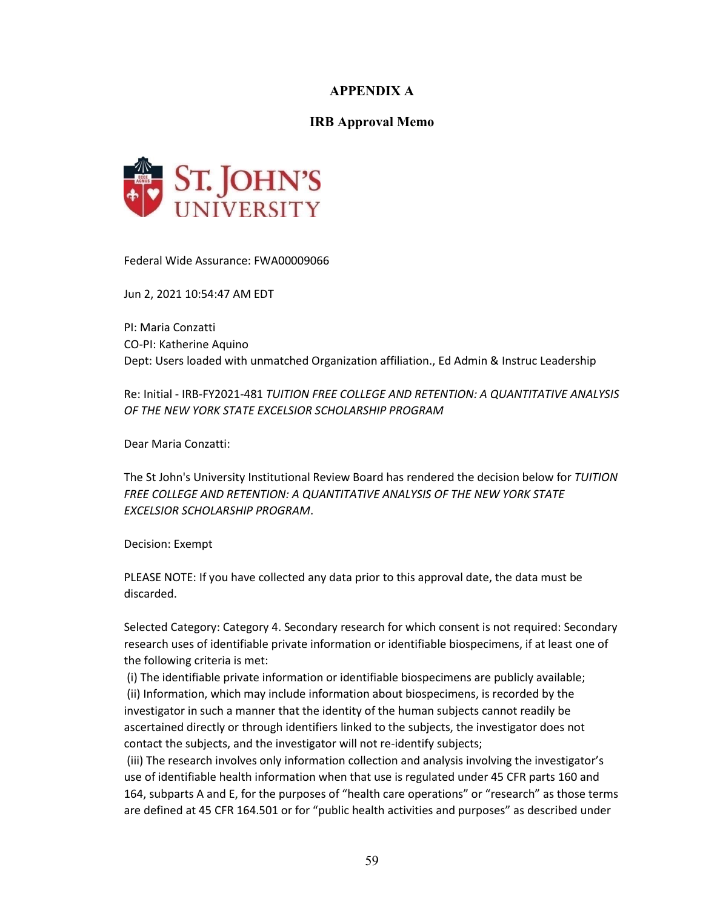# APPENDIX A

## IRB Approval Memo

Federal Wide Assurance: FWA00009066

Jun 2, 2021 10:54:47 AM EDT

PI: Maria Conzatti
CO-PI: Katherine Aquino
Dept: Users loaded with unmatched Organization affiliation., Ed Admin & Instruc Leadership

Re: Initial - IRB-FY2021-481 *TUITION FREE COLLEGE AND RETENTION: A QUANTITATIVE ANALYSIS OF THE NEW YORK STATE EXCELSIOR SCHOLARSHIP PROGRAM*

Dear Maria Conzatti:

The St John's University Institutional Review Board has rendered the decision below for *TUITION FREE COLLEGE AND RETENTION: A QUANTITATIVE ANALYSIS OF THE NEW YORK STATE EXCELSIOR SCHOLARSHIP PROGRAM*.

Decision: Exempt

PLEASE NOTE: If you have collected any data prior to this approval date, the data must be discarded.

Selected Category: Category 4. Secondary research for which consent is not required: Secondary research uses of identifiable private information or identifiable biospecimens, if at least one of the following criteria is met:

(i) The identifiable private information or identifiable biospecimens are publicly available;
(ii) Information, which may include information about biospecimens, is recorded by the investigator in such a manner that the identity of the human subjects cannot readily be ascertained directly or through identifiers linked to the subjects, the investigator does not contact the subjects, and the investigator will not re-identify subjects;
(iii) The research involves only information collection and analysis involving the investigator's use of identifiable health information when that use is regulated under 45 CFR parts 160 and 164, subparts A and E, for the purposes of "health care operations" or "research" as those terms are defined at 45 CFR 164.501 or for "public health activities and purposes" as described under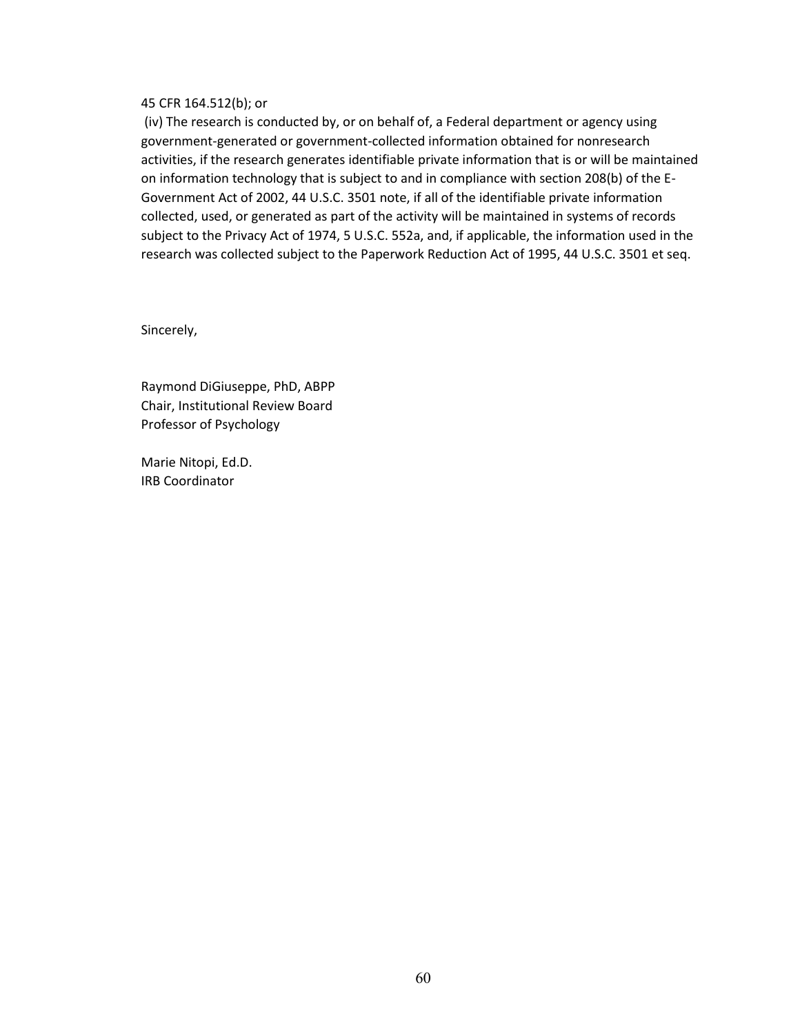45 CFR 164.512(b); or

(iv) The research is conducted by, or on behalf of, a Federal department or agency using government-generated or government-collected information obtained for nonresearch activities, if the research generates identifiable private information that is or will be maintained on information technology that is subject to and in compliance with section 208(b) of the E-Government Act of 2002, 44 U.S.C. 3501 note, if all of the identifiable private information collected, used, or generated as part of the activity will be maintained in systems of records subject to the Privacy Act of 1974, 5 U.S.C. 552a, and, if applicable, the information used in the research was collected subject to the Paperwork Reduction Act of 1995, 44 U.S.C. 3501 et seq.

Sincerely,

Raymond DiGiuseppe, PhD, ABPP
Chair, Institutional Review Board
Professor of Psychology

Marie Nitopi, Ed.D.
IRB Coordinator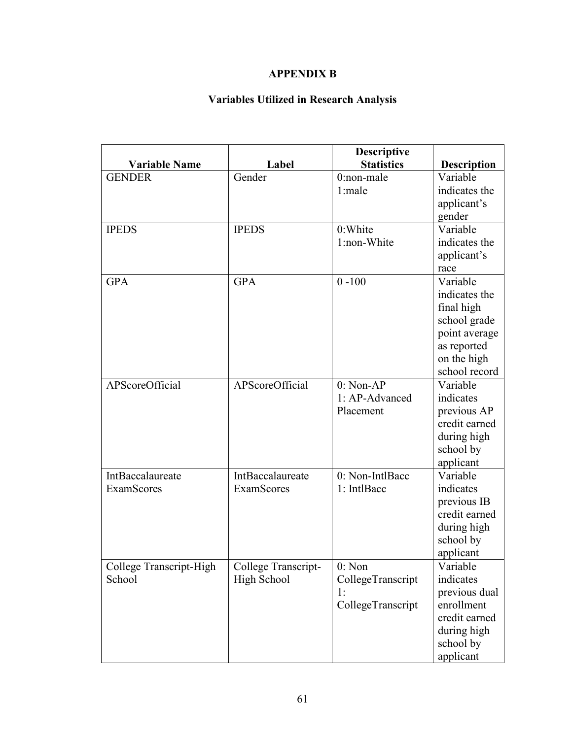# APPENDIX B

## Variables Utilized in Research Analysis

| Variable Name | Label | Descriptive Statistics | Description |
|---|---|---|---|
| GENDER | Gender | 0:non-male<br>1:male | Variable indicates the applicant's gender |
| IPEDS | IPEDS | 0:White<br>1:non-White | Variable indicates the applicant's race |
| GPA | GPA | 0 -100 | Variable indicates the final high school grade point average as reported on the high school record |
| APScoreOfficial | APScoreOfficial | 0: Non-AP<br>1: AP-Advanced Placement | Variable indicates previous AP credit earned during high school by applicant |
| IntBaccalaureate ExamScores | IntBaccalaureate ExamScores | 0: Non-IntlBacc<br>1: IntlBacc | Variable indicates previous IB credit earned during high school by applicant |
| College Transcript-High School | College Transcript-High School | 0: Non CollegeTranscript<br>1: CollegeTranscript | Variable indicates previous dual enrollment credit earned during high school by applicant |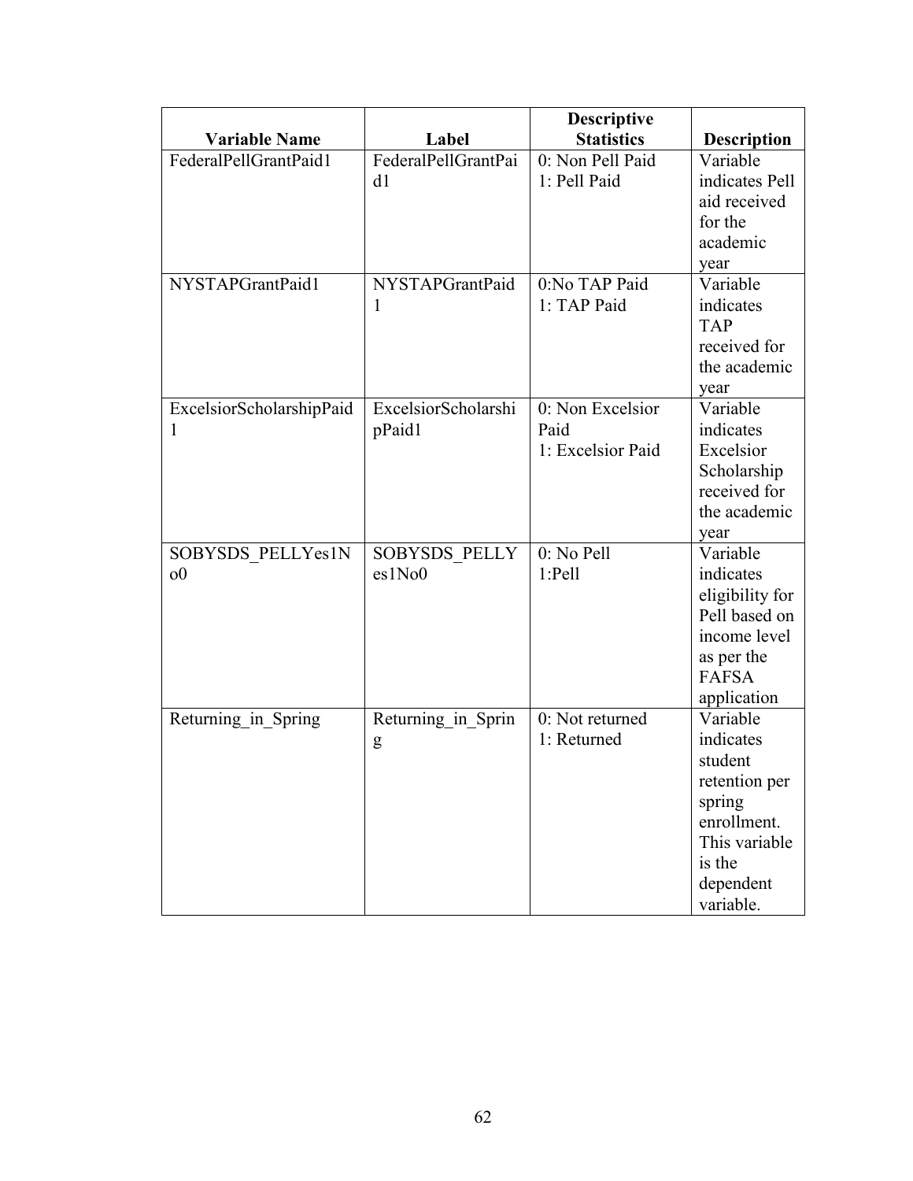| Variable Name | Label | Descriptive Statistics | Description |
|---|---|---|---|
| FederalPellGrantPaid1 | FederalPellGrantPaid1 | 0: Non Pell Paid<br>1: Pell Paid | Variable indicates Pell aid received for the academic year |
| NYSTAPGrantPaid1 | NYSTAPGrantPaid1 | 0:No TAP Paid<br>1: TAP Paid | Variable indicates TAP received for the academic year |
| ExcelsiorScholarshipPaid1 | ExcelsiorScholarshipPaid1 | 0: Non Excelsior Paid<br>1: Excelsior Paid | Variable indicates Excelsior Scholarship received for the academic year |
| SOBYSDS_PELLYes1No0 | SOBYSDS_PELLYes1No0 | 0: No Pell<br>1:Pell | Variable indicates eligibility for Pell based on income level as per the FAFSA application |
| Returning_in_Spring | Returning_in_Spring | 0: Not returned<br>1: Returned | Variable indicates student retention per spring enrollment. This variable is the dependent variable. |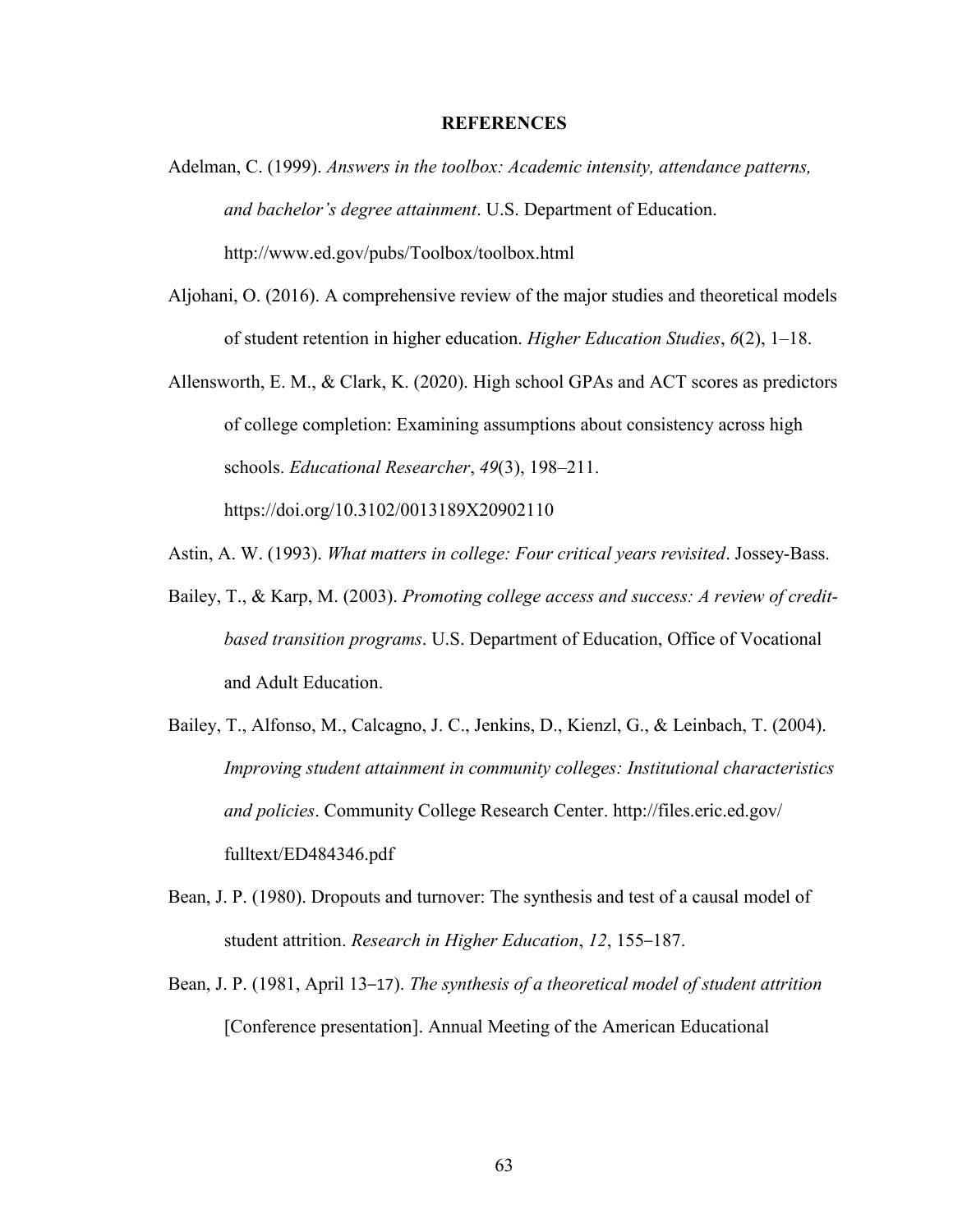# REFERENCES

Adelman, C. (1999). *Answers in the toolbox: Academic intensity, attendance patterns, and bachelor's degree attainment*. U.S. Department of Education. http://www.ed.gov/pubs/Toolbox/toolbox.html

Aljohani, O. (2016). A comprehensive review of the major studies and theoretical models of student retention in higher education. *Higher Education Studies*, *6*(2), 1–18.

Allensworth, E. M., & Clark, K. (2020). High school GPAs and ACT scores as predictors of college completion: Examining assumptions about consistency across high schools. *Educational Researcher*, *49*(3), 198–211. https://doi.org/10.3102/0013189X20902110

Astin, A. W. (1993). *What matters in college: Four critical years revisited*. Jossey-Bass.

Bailey, T., & Karp, M. (2003). *Promoting college access and success: A review of credit-based transition programs*. U.S. Department of Education, Office of Vocational and Adult Education.

Bailey, T., Alfonso, M., Calcagno, J. C., Jenkins, D., Kienzl, G., & Leinbach, T. (2004). *Improving student attainment in community colleges: Institutional characteristics and policies*. Community College Research Center. http://files.eric.ed.gov/fulltext/ED484346.pdf

Bean, J. P. (1980). Dropouts and turnover: The synthesis and test of a causal model of student attrition. *Research in Higher Education*, *12*, 155–187.

Bean, J. P. (1981, April 13–17). *The synthesis of a theoretical model of student attrition* [Conference presentation]. Annual Meeting of the American Educational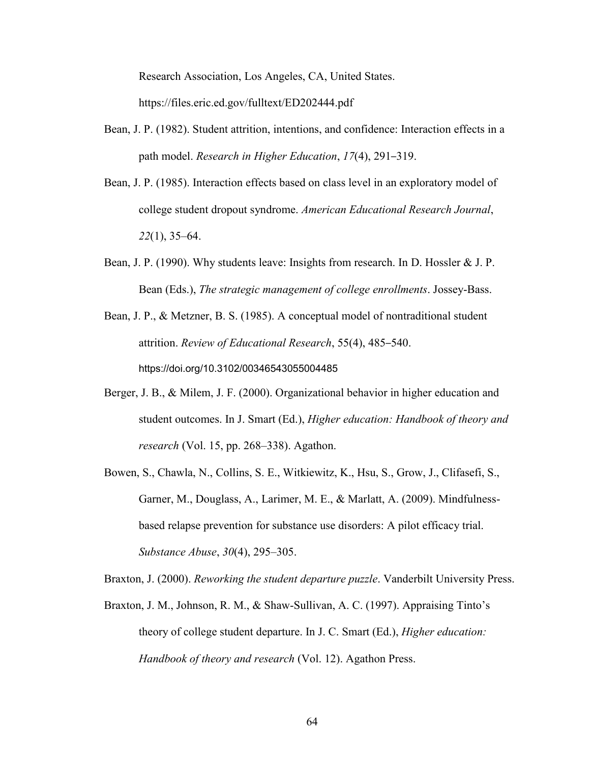Research Association, Los Angeles, CA, United States. https://files.eric.ed.gov/fulltext/ED202444.pdf

Bean, J. P. (1982). Student attrition, intentions, and confidence: Interaction effects in a path model. *Research in Higher Education*, *17*(4), 291–319.

Bean, J. P. (1985). Interaction effects based on class level in an exploratory model of college student dropout syndrome. *American Educational Research Journal*, *22*(1), 35–64.

Bean, J. P. (1990). Why students leave: Insights from research. In D. Hossler & J. P. Bean (Eds.), *The strategic management of college enrollments*. Jossey-Bass.

Bean, J. P., & Metzner, B. S. (1985). A conceptual model of nontraditional student attrition. *Review of Educational Research*, 55(4), 485–540. https://doi.org/10.3102/00346543055004485

Berger, J. B., & Milem, J. F. (2000). Organizational behavior in higher education and student outcomes. In J. Smart (Ed.), *Higher education: Handbook of theory and research* (Vol. 15, pp. 268–338). Agathon.

Bowen, S., Chawla, N., Collins, S. E., Witkiewitz, K., Hsu, S., Grow, J., Clifasefi, S., Garner, M., Douglass, A., Larimer, M. E., & Marlatt, A. (2009). Mindfulness-based relapse prevention for substance use disorders: A pilot efficacy trial. *Substance Abuse*, *30*(4), 295–305.

Braxton, J. (2000). *Reworking the student departure puzzle*. Vanderbilt University Press.

Braxton, J. M., Johnson, R. M., & Shaw-Sullivan, A. C. (1997). Appraising Tinto's theory of college student departure. In J. C. Smart (Ed.), *Higher education: Handbook of theory and research* (Vol. 12). Agathon Press.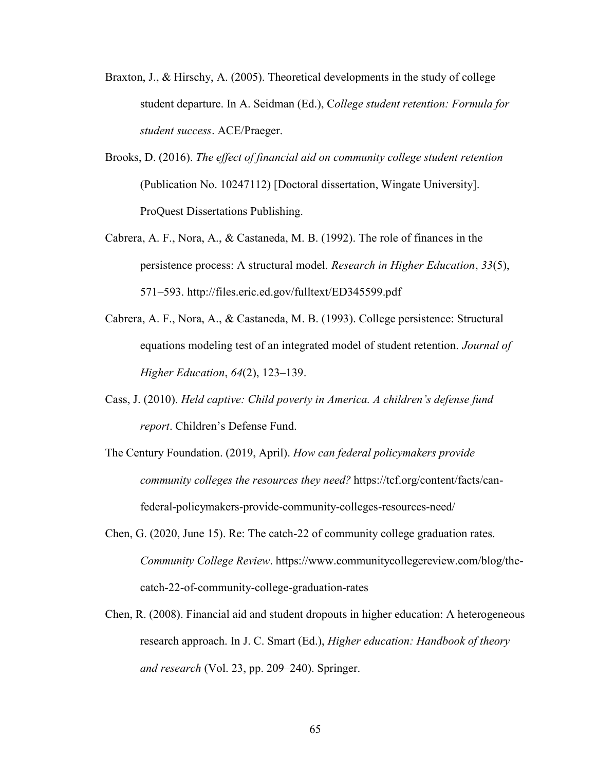Braxton, J., & Hirschy, A. (2005). Theoretical developments in the study of college student departure. In A. Seidman (Ed.), C*ollege student retention: Formula for student success*. ACE/Praeger.

Brooks, D. (2016). *The effect of financial aid on community college student retention* (Publication No. 10247112) [Doctoral dissertation, Wingate University]. ProQuest Dissertations Publishing.

Cabrera, A. F., Nora, A., & Castaneda, M. B. (1992). The role of finances in the persistence process: A structural model. *Research in Higher Education*, *33*(5), 571–593. http://files.eric.ed.gov/fulltext/ED345599.pdf

Cabrera, A. F., Nora, A., & Castaneda, M. B. (1993). College persistence: Structural equations modeling test of an integrated model of student retention. *Journal of Higher Education*, *64*(2), 123–139.

Cass, J. (2010). *Held captive: Child poverty in America. A children's defense fund report*. Children's Defense Fund.

The Century Foundation. (2019, April). *How can federal policymakers provide community colleges the resources they need?* https://tcf.org/content/facts/can-federal-policymakers-provide-community-colleges-resources-need/

Chen, G. (2020, June 15). Re: The catch-22 of community college graduation rates. *Community College Review*. https://www.communitycollegereview.com/blog/the-catch-22-of-community-college-graduation-rates

Chen, R. (2008). Financial aid and student dropouts in higher education: A heterogeneous research approach. In J. C. Smart (Ed.), *Higher education: Handbook of theory and research* (Vol. 23, pp. 209–240). Springer.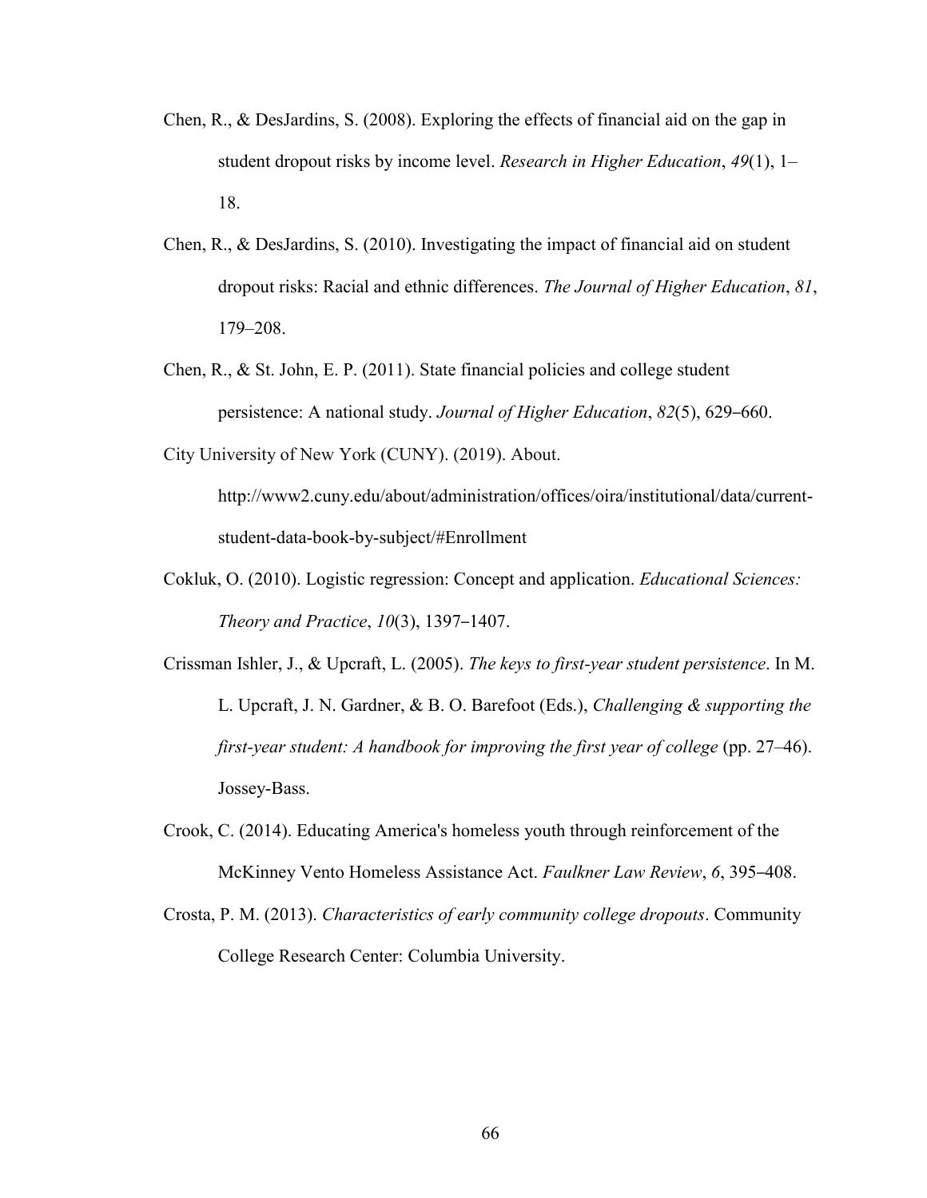Chen, R., & DesJardins, S. (2008). Exploring the effects of financial aid on the gap in student dropout risks by income level. *Research in Higher Education*, *49*(1), 1–18.

Chen, R., & DesJardins, S. (2010). Investigating the impact of financial aid on student dropout risks: Racial and ethnic differences. *The Journal of Higher Education*, *81*, 179–208.

Chen, R., & St. John, E. P. (2011). State financial policies and college student persistence: A national study. *Journal of Higher Education*, *82*(5), 629–660.

City University of New York (CUNY). (2019). About. http://www2.cuny.edu/about/administration/offices/oira/institutional/data/current-student-data-book-by-subject/#Enrollment

Cokluk, O. (2010). Logistic regression: Concept and application. *Educational Sciences: Theory and Practice*, *10*(3), 1397–1407.

Crissman Ishler, J., & Upcraft, L. (2005). *The keys to first-year student persistence*. In M. L. Upcraft, J. N. Gardner, & B. O. Barefoot (Eds.), *Challenging & supporting the first-year student: A handbook for improving the first year of college* (pp. 27–46). Jossey-Bass.

Crook, C. (2014). Educating America's homeless youth through reinforcement of the McKinney Vento Homeless Assistance Act. *Faulkner Law Review*, *6*, 395–408.

Crosta, P. M. (2013). *Characteristics of early community college dropouts*. Community College Research Center: Columbia University.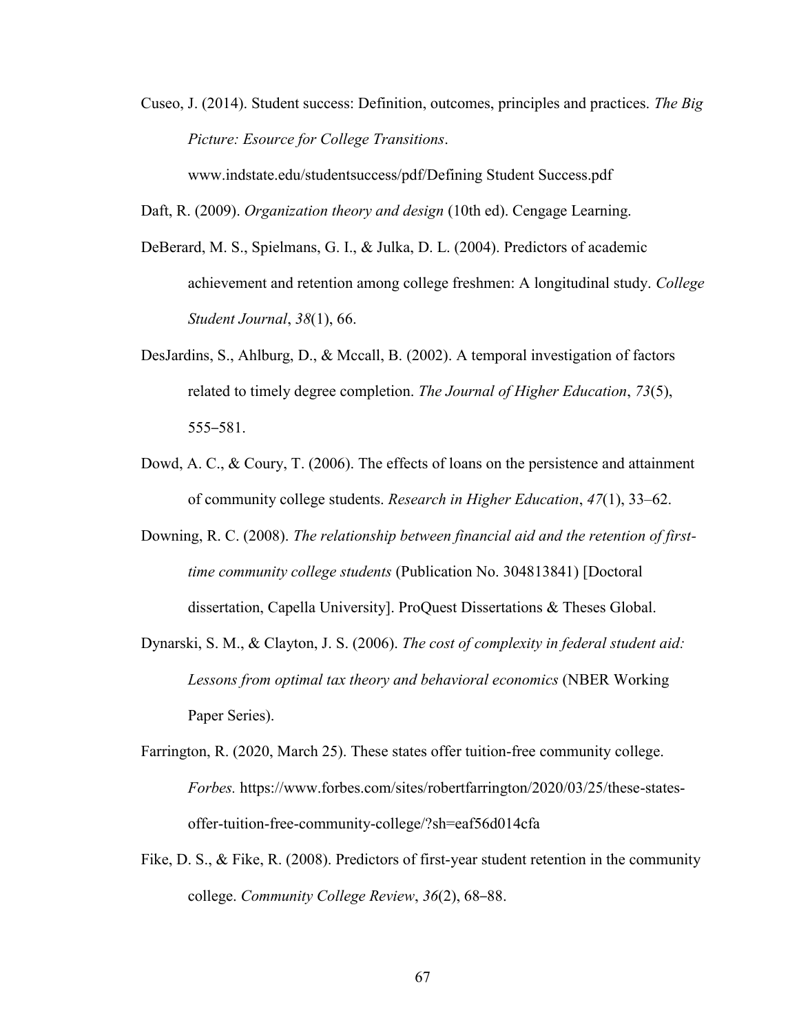Cuseo, J. (2014). Student success: Definition, outcomes, principles and practices. *The Big Picture: Esource for College Transitions*. www.indstate.edu/studentsuccess/pdf/Defining Student Success.pdf

Daft, R. (2009). *Organization theory and design* (10th ed). Cengage Learning.

DeBerard, M. S., Spielmans, G. I., & Julka, D. L. (2004). Predictors of academic achievement and retention among college freshmen: A longitudinal study. *College Student Journal*, *38*(1), 66.

DesJardins, S., Ahlburg, D., & Mccall, B. (2002). A temporal investigation of factors related to timely degree completion. *The Journal of Higher Education*, *73*(5), 555–581.

Dowd, A. C., & Coury, T. (2006). The effects of loans on the persistence and attainment of community college students. *Research in Higher Education*, *47*(1), 33–62.

Downing, R. C. (2008). *The relationship between financial aid and the retention of first-time community college students* (Publication No. 304813841) [Doctoral dissertation, Capella University]. ProQuest Dissertations & Theses Global.

Dynarski, S. M., & Clayton, J. S. (2006). *The cost of complexity in federal student aid: Lessons from optimal tax theory and behavioral economics* (NBER Working Paper Series).

Farrington, R. (2020, March 25). These states offer tuition-free community college. *Forbes.* https://www.forbes.com/sites/robertfarrington/2020/03/25/these-states-offer-tuition-free-community-college/?sh=eaf56d014cfa

Fike, D. S., & Fike, R. (2008). Predictors of first-year student retention in the community college. *Community College Review*, *36*(2), 68–88.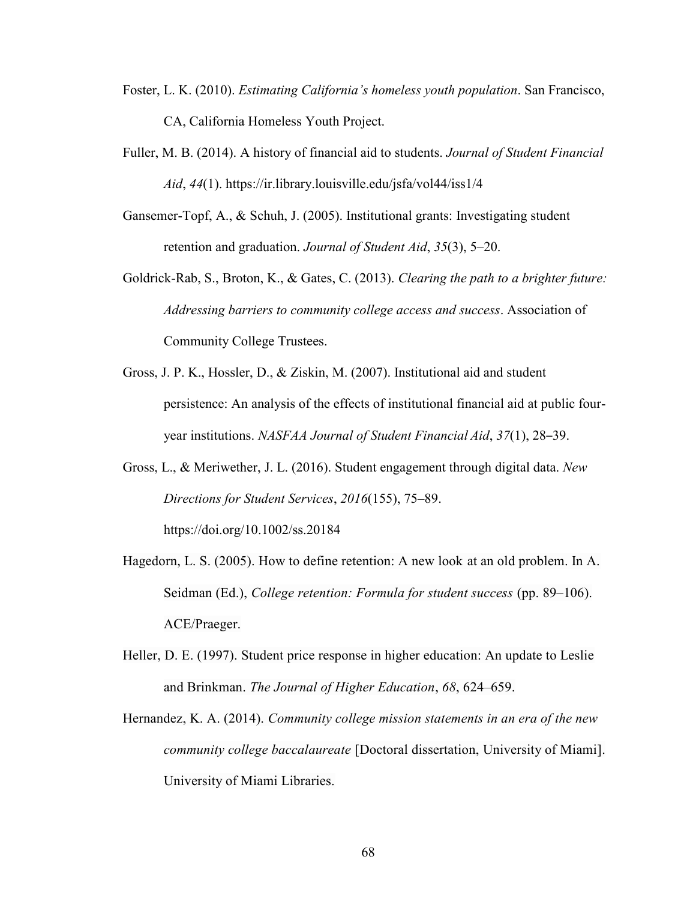Foster, L. K. (2010). *Estimating California's homeless youth population*. San Francisco, CA, California Homeless Youth Project.

Fuller, M. B. (2014). A history of financial aid to students. *Journal of Student Financial Aid*, *44*(1). https://ir.library.louisville.edu/jsfa/vol44/iss1/4

Gansemer-Topf, A., & Schuh, J. (2005). Institutional grants: Investigating student retention and graduation. *Journal of Student Aid*, *35*(3), 5–20.

Goldrick-Rab, S., Broton, K., & Gates, C. (2013). *Clearing the path to a brighter future: Addressing barriers to community college access and success*. Association of Community College Trustees.

Gross, J. P. K., Hossler, D., & Ziskin, M. (2007). Institutional aid and student persistence: An analysis of the effects of institutional financial aid at public four-year institutions. *NASFAA Journal of Student Financial Aid*, *37*(1), 28–39.

Gross, L., & Meriwether, J. L. (2016). Student engagement through digital data. *New Directions for Student Services*, *2016*(155), 75–89. https://doi.org/10.1002/ss.20184

Hagedorn, L. S. (2005). How to define retention: A new look at an old problem. In A. Seidman (Ed.), *College retention: Formula for student success* (pp. 89–106). ACE/Praeger.

Heller, D. E. (1997). Student price response in higher education: An update to Leslie and Brinkman. *The Journal of Higher Education*, *68*, 624–659.

Hernandez, K. A. (2014). *Community college mission statements in an era of the new community college baccalaureate* [Doctoral dissertation, University of Miami]. University of Miami Libraries.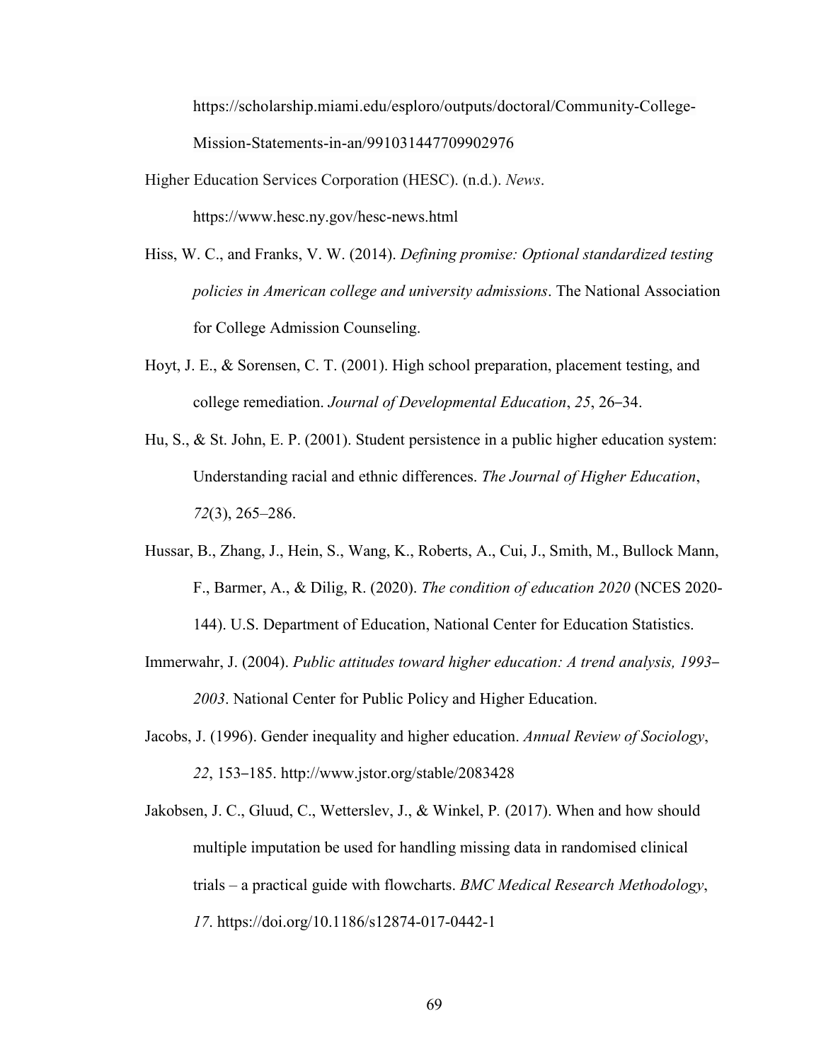https://scholarship.miami.edu/esploro/outputs/doctoral/Community-College-Mission-Statements-in-an/991031447709902976

Higher Education Services Corporation (HESC). (n.d.). *News*. https://www.hesc.ny.gov/hesc-news.html

Hiss, W. C., and Franks, V. W. (2014). *Defining promise: Optional standardized testing policies in American college and university admissions*. The National Association for College Admission Counseling.

Hoyt, J. E., & Sorensen, C. T. (2001). High school preparation, placement testing, and college remediation. *Journal of Developmental Education*, *25*, 26–34.

Hu, S., & St. John, E. P. (2001). Student persistence in a public higher education system: Understanding racial and ethnic differences. *The Journal of Higher Education*, *72*(3), 265–286.

Hussar, B., Zhang, J., Hein, S., Wang, K., Roberts, A., Cui, J., Smith, M., Bullock Mann, F., Barmer, A., & Dilig, R. (2020). *The condition of education 2020* (NCES 2020-144). U.S. Department of Education, National Center for Education Statistics.

Immerwahr, J. (2004). *Public attitudes toward higher education: A trend analysis, 1993–2003*. National Center for Public Policy and Higher Education.

Jacobs, J. (1996). Gender inequality and higher education. *Annual Review of Sociology*, *22*, 153–185. http://www.jstor.org/stable/2083428

Jakobsen, J. C., Gluud, C., Wetterslev, J., & Winkel, P. (2017). When and how should multiple imputation be used for handling missing data in randomised clinical trials – a practical guide with flowcharts. *BMC Medical Research Methodology*, *17*. https://doi.org/10.1186/s12874-017-0442-1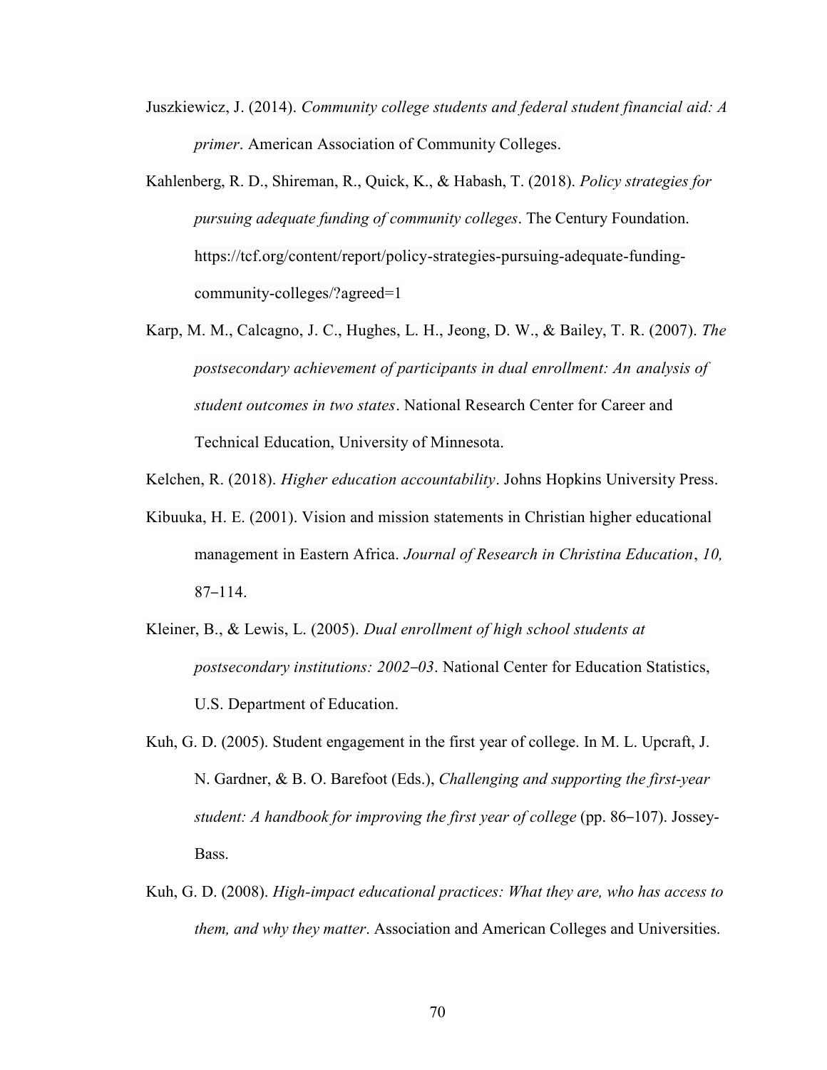Juszkiewicz, J. (2014). *Community college students and federal student financial aid: A primer*. American Association of Community Colleges.

Kahlenberg, R. D., Shireman, R., Quick, K., & Habash, T. (2018). *Policy strategies for pursuing adequate funding of community colleges*. The Century Foundation. https://tcf.org/content/report/policy-strategies-pursuing-adequate-funding-community-colleges/?agreed=1

Karp, M. M., Calcagno, J. C., Hughes, L. H., Jeong, D. W., & Bailey, T. R. (2007). *The postsecondary achievement of participants in dual enrollment: An analysis of student outcomes in two states*. National Research Center for Career and Technical Education, University of Minnesota.

Kelchen, R. (2018). *Higher education accountability*. Johns Hopkins University Press.

Kibuuka, H. E. (2001). Vision and mission statements in Christian higher educational management in Eastern Africa. *Journal of Research in Christina Education*, *10,* 87–114.

Kleiner, B., & Lewis, L. (2005). *Dual enrollment of high school students at postsecondary institutions: 2002–03*. National Center for Education Statistics, U.S. Department of Education.

Kuh, G. D. (2005). Student engagement in the first year of college. In M. L. Upcraft, J. N. Gardner, & B. O. Barefoot (Eds.), *Challenging and supporting the first-year student: A handbook for improving the first year of college* (pp. 86–107). Jossey-Bass.

Kuh, G. D. (2008). *High-impact educational practices: What they are, who has access to them, and why they matter*. Association and American Colleges and Universities.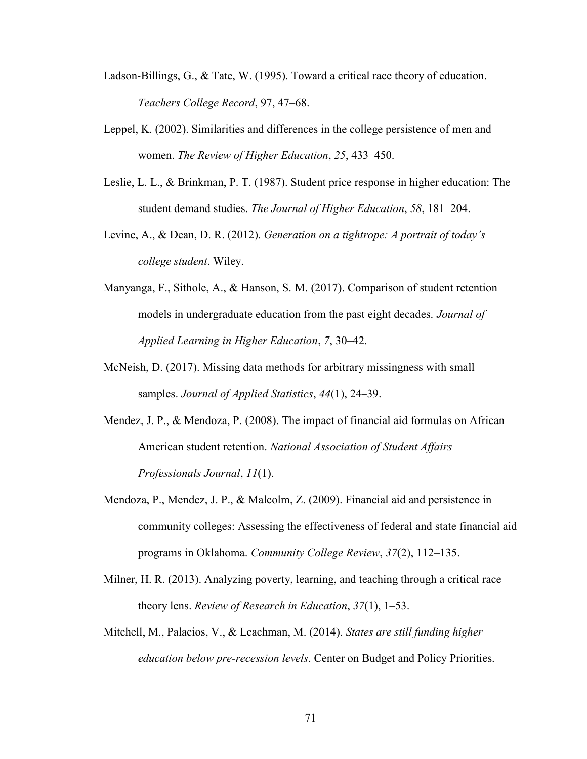Ladson-Billings, G., & Tate, W. (1995). Toward a critical race theory of education. *Teachers College Record*, 97, 47–68.

Leppel, K. (2002). Similarities and differences in the college persistence of men and women. *The Review of Higher Education*, *25*, 433–450.

Leslie, L. L., & Brinkman, P. T. (1987). Student price response in higher education: The student demand studies. *The Journal of Higher Education*, *58*, 181–204.

Levine, A., & Dean, D. R. (2012). *Generation on a tightrope: A portrait of today's college student*. Wiley.

Manyanga, F., Sithole, A., & Hanson, S. M. (2017). Comparison of student retention models in undergraduate education from the past eight decades. *Journal of Applied Learning in Higher Education*, *7*, 30–42.

McNeish, D. (2017). Missing data methods for arbitrary missingness with small samples. *Journal of Applied Statistics*, *44*(1), 24–39.

Mendez, J. P., & Mendoza, P. (2008). The impact of financial aid formulas on African American student retention. *National Association of Student Affairs Professionals Journal*, *11*(1).

Mendoza, P., Mendez, J. P., & Malcolm, Z. (2009). Financial aid and persistence in community colleges: Assessing the effectiveness of federal and state financial aid programs in Oklahoma. *Community College Review*, *37*(2), 112–135.

Milner, H. R. (2013). Analyzing poverty, learning, and teaching through a critical race theory lens. *Review of Research in Education*, *37*(1), 1–53.

Mitchell, M., Palacios, V., & Leachman, M. (2014). *States are still funding higher education below pre-recession levels*. Center on Budget and Policy Priorities.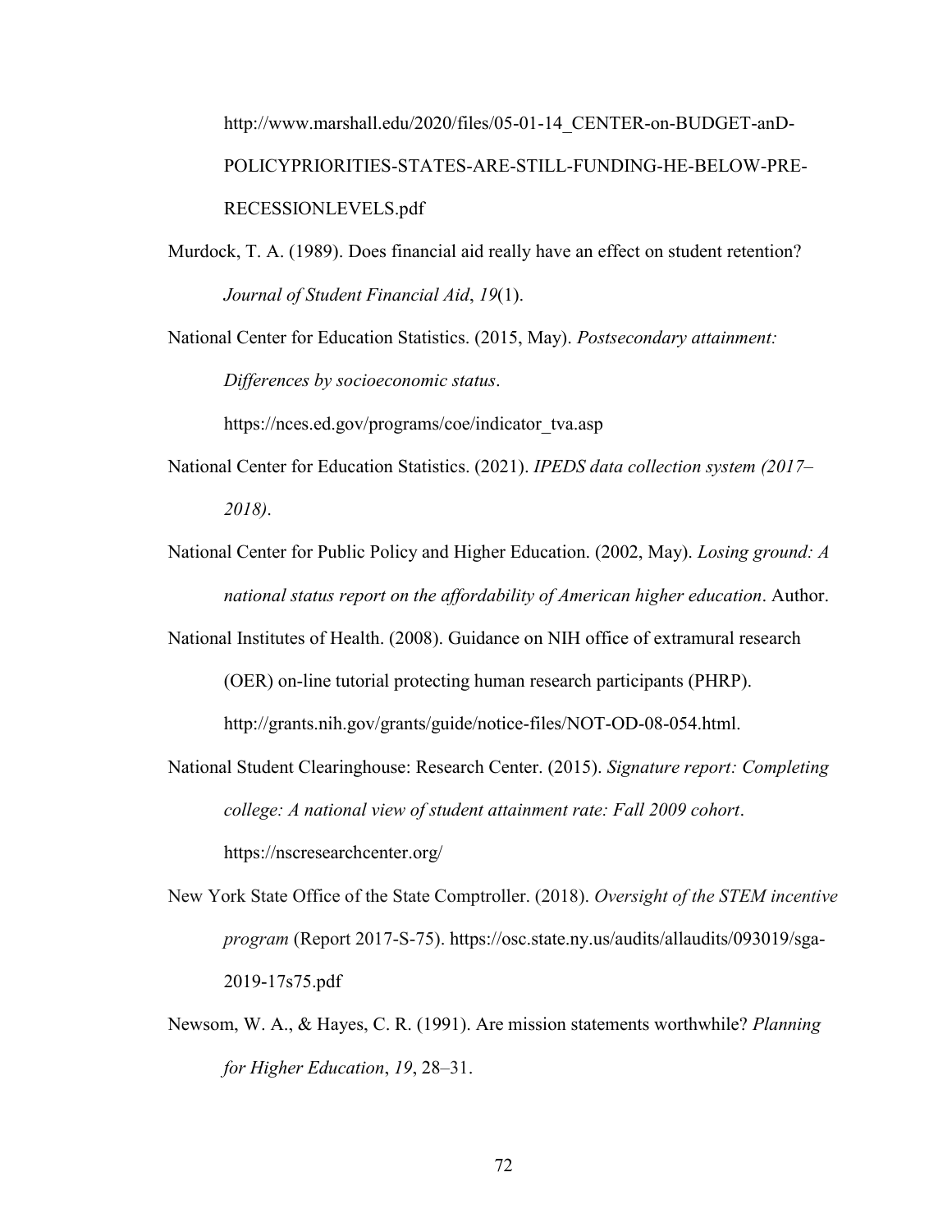http://www.marshall.edu/2020/files/05-01-14_CENTER-on-BUDGET-anD-POLICYPRIORITIES-STATES-ARE-STILL-FUNDING-HE-BELOW-PRE-RECESSIONLEVELS.pdf

Murdock, T. A. (1989). Does financial aid really have an effect on student retention? *Journal of Student Financial Aid*, *19*(1).

National Center for Education Statistics. (2015, May). *Postsecondary attainment: Differences by socioeconomic status*. https://nces.ed.gov/programs/coe/indicator_tva.asp

National Center for Education Statistics. (2021). *IPEDS data collection system (2017–2018)*.

National Center for Public Policy and Higher Education. (2002, May). *Losing ground: A national status report on the affordability of American higher education*. Author.

National Institutes of Health. (2008). Guidance on NIH office of extramural research (OER) on-line tutorial protecting human research participants (PHRP). http://grants.nih.gov/grants/guide/notice-files/NOT-OD-08-054.html.

National Student Clearinghouse: Research Center. (2015). *Signature report: Completing college: A national view of student attainment rate: Fall 2009 cohort*. https://nscresearchcenter.org/

New York State Office of the State Comptroller. (2018). *Oversight of the STEM incentive program* (Report 2017-S-75). https://osc.state.ny.us/audits/allaudits/093019/sga-2019-17s75.pdf

Newsom, W. A., & Hayes, C. R. (1991). Are mission statements worthwhile? *Planning for Higher Education*, *19*, 28–31.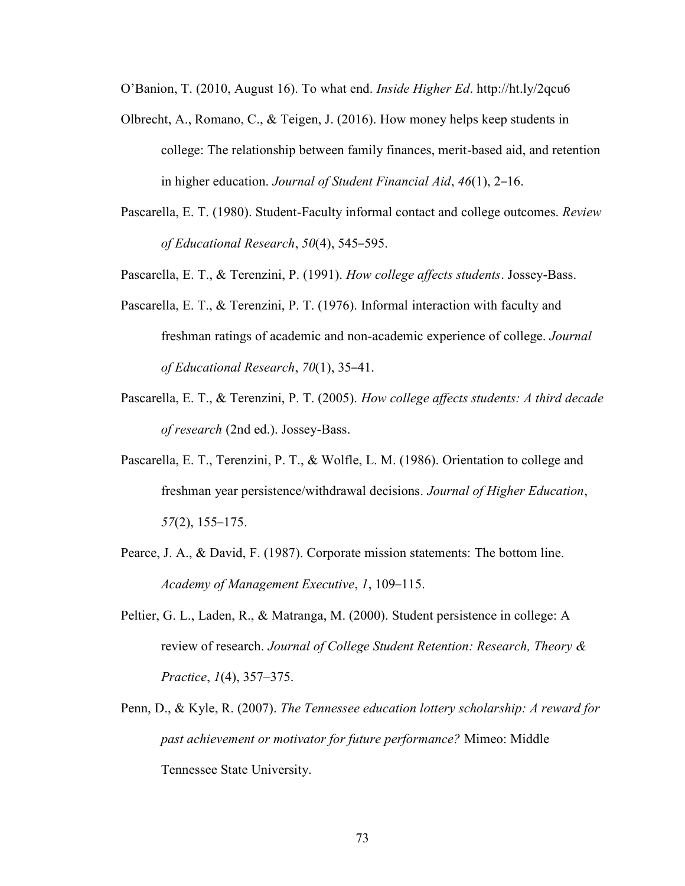O'Banion, T. (2010, August 16). To what end. *Inside Higher Ed*. http://ht.ly/2qcu6

Olbrecht, A., Romano, C., & Teigen, J. (2016). How money helps keep students in college: The relationship between family finances, merit-based aid, and retention in higher education. *Journal of Student Financial Aid*, *46*(1), 2–16.

Pascarella, E. T. (1980). Student-Faculty informal contact and college outcomes. *Review of Educational Research*, *50*(4), 545–595.

Pascarella, E. T., & Terenzini, P. (1991). *How college affects students*. Jossey-Bass.

Pascarella, E. T., & Terenzini, P. T. (1976). Informal interaction with faculty and freshman ratings of academic and non-academic experience of college. *Journal of Educational Research*, *70*(1), 35–41.

Pascarella, E. T., & Terenzini, P. T. (2005). *How college affects students: A third decade of research* (2nd ed.). Jossey-Bass.

Pascarella, E. T., Terenzini, P. T., & Wolfle, L. M. (1986). Orientation to college and freshman year persistence/withdrawal decisions. *Journal of Higher Education*, *57*(2), 155–175.

Pearce, J. A., & David, F. (1987). Corporate mission statements: The bottom line. *Academy of Management Executive*, *1*, 109–115.

Peltier, G. L., Laden, R., & Matranga, M. (2000). Student persistence in college: A review of research. *Journal of College Student Retention: Research, Theory & Practice*, *1*(4), 357–375.

Penn, D., & Kyle, R. (2007). *The Tennessee education lottery scholarship: A reward for past achievement or motivator for future performance?* Mimeo: Middle Tennessee State University.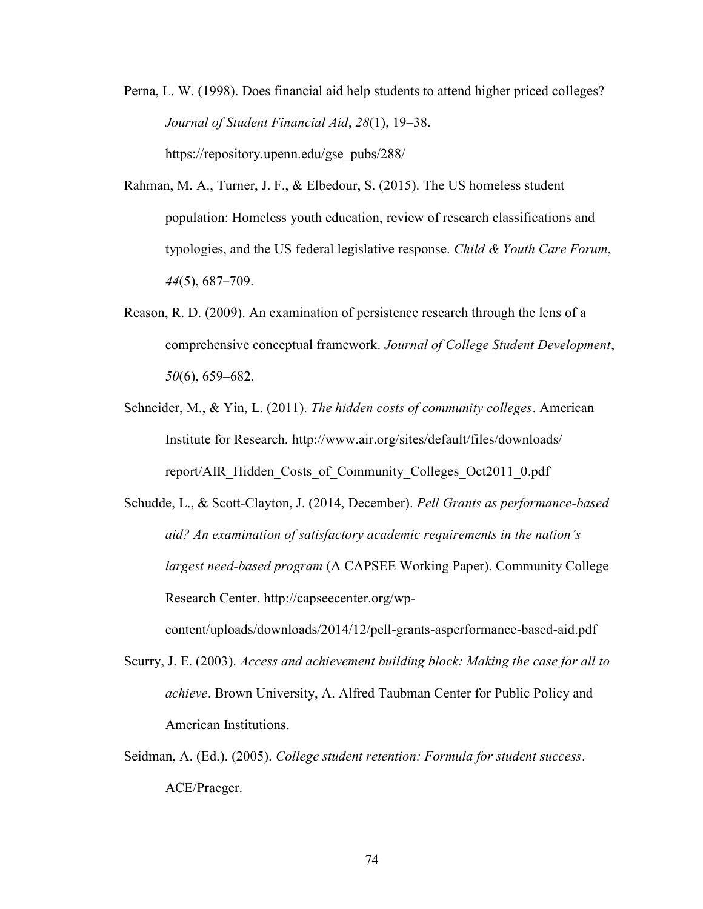Perna, L. W. (1998). Does financial aid help students to attend higher priced colleges? *Journal of Student Financial Aid*, *28*(1), 19–38. https://repository.upenn.edu/gse_pubs/288/

Rahman, M. A., Turner, J. F., & Elbedour, S. (2015). The US homeless student population: Homeless youth education, review of research classifications and typologies, and the US federal legislative response. *Child & Youth Care Forum*, *44*(5), 687–709.

Reason, R. D. (2009). An examination of persistence research through the lens of a comprehensive conceptual framework. *Journal of College Student Development*, *50*(6), 659–682.

Schneider, M., & Yin, L. (2011). *The hidden costs of community colleges*. American Institute for Research. http://www.air.org/sites/default/files/downloads/report/AIR_Hidden_Costs_of_Community_Colleges_Oct2011_0.pdf

Schudde, L., & Scott-Clayton, J. (2014, December). *Pell Grants as performance-based aid? An examination of satisfactory academic requirements in the nation's largest need-based program* (A CAPSEE Working Paper). Community College Research Center. http://capseecenter.org/wp-content/uploads/downloads/2014/12/pell-grants-asperformance-based-aid.pdf

Scurry, J. E. (2003). *Access and achievement building block: Making the case for all to achieve*. Brown University, A. Alfred Taubman Center for Public Policy and American Institutions.

Seidman, A. (Ed.). (2005). *College student retention: Formula for student success*. ACE/Praeger.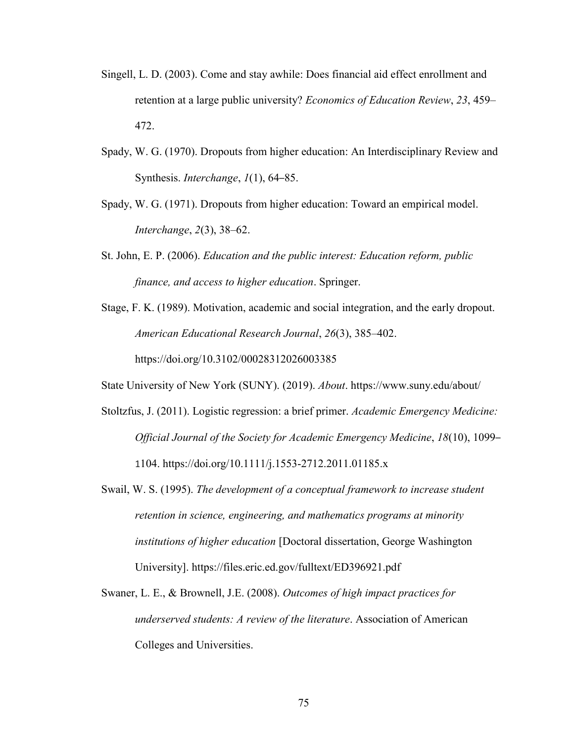Singell, L. D. (2003). Come and stay awhile: Does financial aid effect enrollment and retention at a large public university? *Economics of Education Review*, *23*, 459–472.

Spady, W. G. (1970). Dropouts from higher education: An Interdisciplinary Review and Synthesis. *Interchange*, *1*(1), 64–85.

Spady, W. G. (1971). Dropouts from higher education: Toward an empirical model. *Interchange*, *2*(3), 38–62.

St. John, E. P. (2006). *Education and the public interest: Education reform, public finance, and access to higher education*. Springer.

Stage, F. K. (1989). Motivation, academic and social integration, and the early dropout. *American Educational Research Journal*, *26*(3), 385–402. https://doi.org/10.3102/00028312026003385

State University of New York (SUNY). (2019). *About*. https://www.suny.edu/about/

Stoltzfus, J. (2011). Logistic regression: a brief primer. *Academic Emergency Medicine: Official Journal of the Society for Academic Emergency Medicine*, *18*(10), 1099–1104. https://doi.org/10.1111/j.1553-2712.2011.01185.x

Swail, W. S. (1995). *The development of a conceptual framework to increase student retention in science, engineering, and mathematics programs at minority institutions of higher education* [Doctoral dissertation, George Washington University]. https://files.eric.ed.gov/fulltext/ED396921.pdf

Swaner, L. E., & Brownell, J.E. (2008). *Outcomes of high impact practices for underserved students: A review of the literature*. Association of American Colleges and Universities.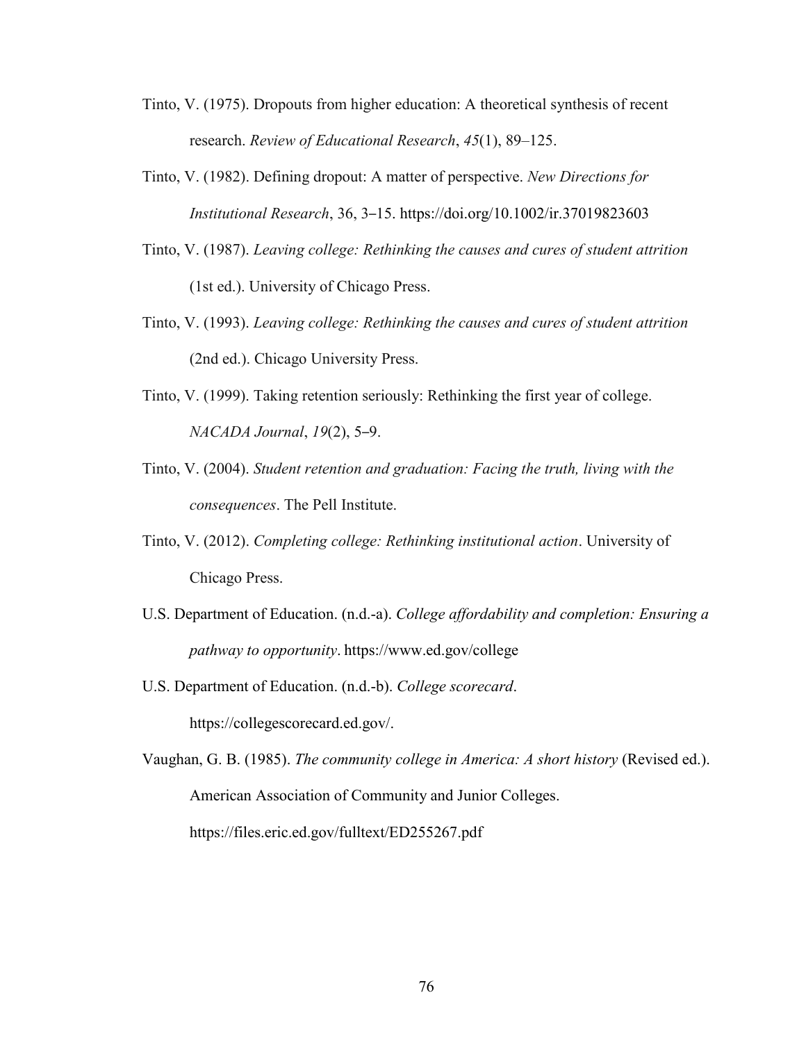Tinto, V. (1975). Dropouts from higher education: A theoretical synthesis of recent research. *Review of Educational Research*, *45*(1), 89–125.

Tinto, V. (1982). Defining dropout: A matter of perspective. *New Directions for Institutional Research*, 36, 3–15. https://doi.org/10.1002/ir.37019823603

Tinto, V. (1987). *Leaving college: Rethinking the causes and cures of student attrition* (1st ed.). University of Chicago Press.

Tinto, V. (1993). *Leaving college: Rethinking the causes and cures of student attrition* (2nd ed.). Chicago University Press.

Tinto, V. (1999). Taking retention seriously: Rethinking the first year of college. *NACADA Journal*, *19*(2), 5–9.

Tinto, V. (2004). *Student retention and graduation: Facing the truth, living with the consequences*. The Pell Institute.

Tinto, V. (2012). *Completing college: Rethinking institutional action*. University of Chicago Press.

U.S. Department of Education. (n.d.-a). *College affordability and completion: Ensuring a pathway to opportunity*. https://www.ed.gov/college

U.S. Department of Education. (n.d.-b). *College scorecard*. https://collegescorecard.ed.gov/.

Vaughan, G. B. (1985). *The community college in America: A short history* (Revised ed.). American Association of Community and Junior Colleges. https://files.eric.ed.gov/fulltext/ED255267.pdf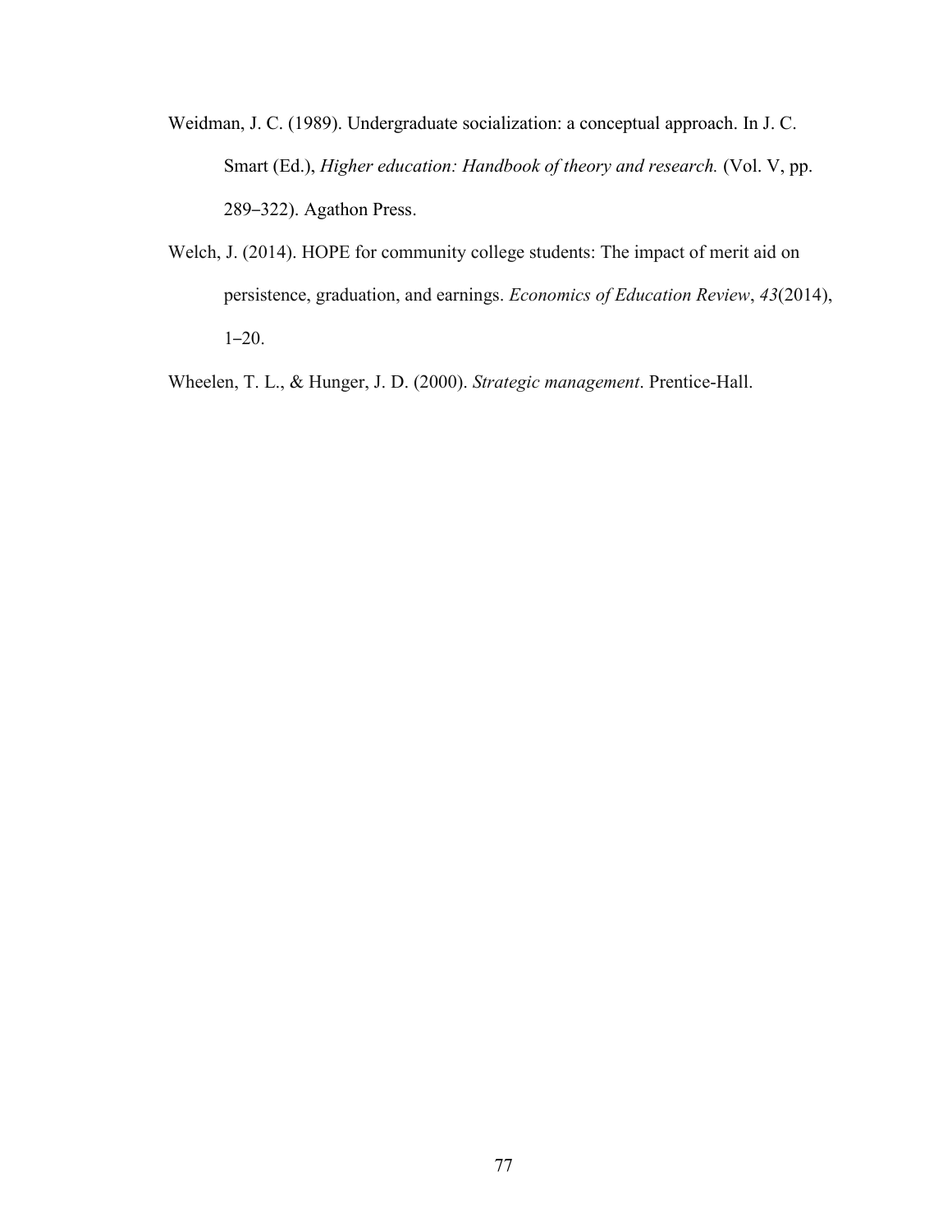Weidman, J. C. (1989). Undergraduate socialization: a conceptual approach. In J. C. Smart (Ed.), *Higher education: Handbook of theory and research.* (Vol. V, pp. 289–322). Agathon Press.

Welch, J. (2014). HOPE for community college students: The impact of merit aid on persistence, graduation, and earnings. *Economics of Education Review*, *43*(2014), 1–20.

Wheelen, T. L., & Hunger, J. D. (2000). *Strategic management*. Prentice-Hall.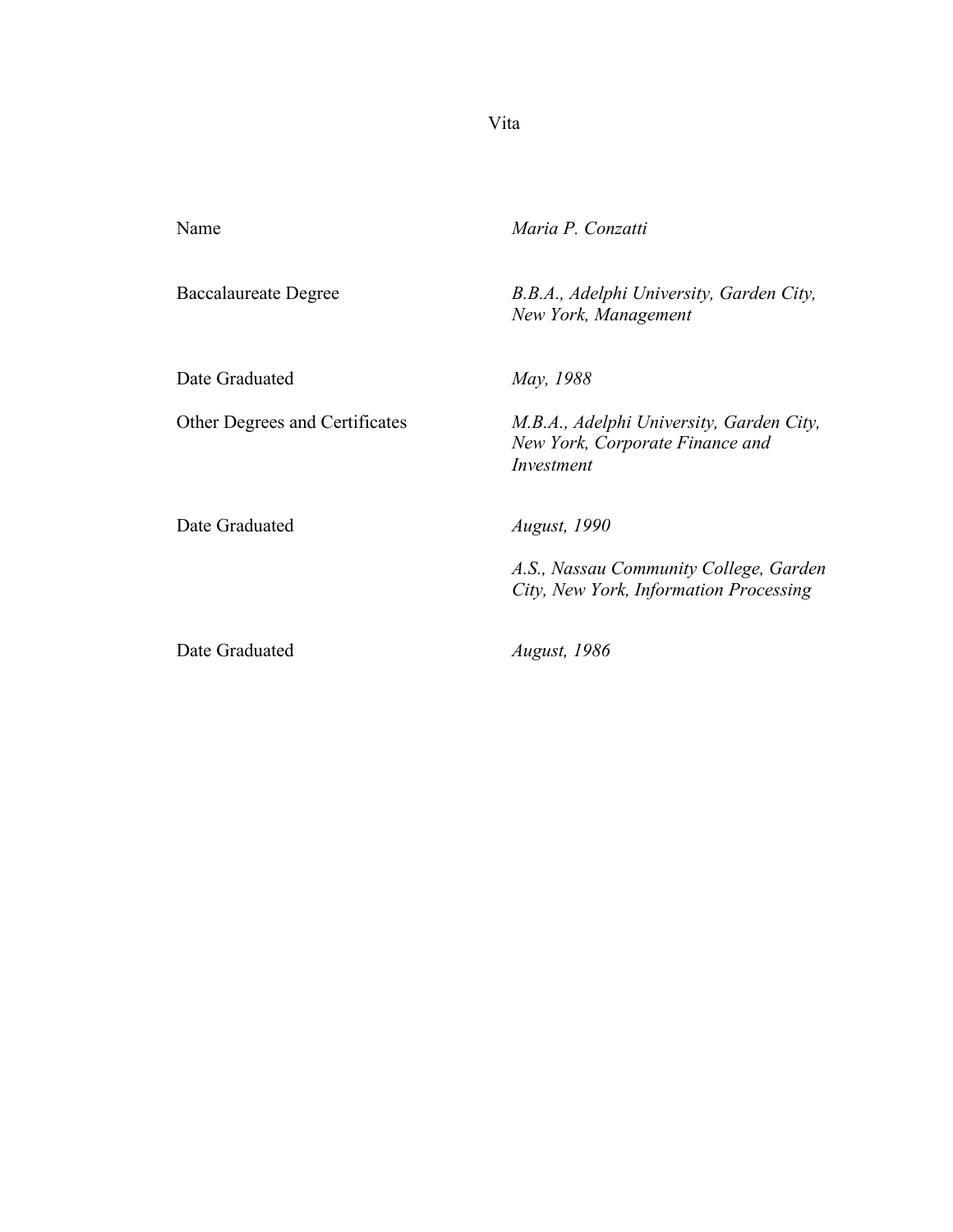# Vita

| | |
|---|---|
| Name | *Maria P. Conzatti* |
| Baccalaureate Degree | *B.B.A., Adelphi University, Garden City, New York, Management* |
| Date Graduated | *May, 1988* |
| Other Degrees and Certificates | *M.B.A., Adelphi University, Garden City, New York, Corporate Finance and Investment* |
| Date Graduated | *August, 1990* |
| | *A.S., Nassau Community College, Garden City, New York, Information Processing* |
| Date Graduated | *August, 1986* |